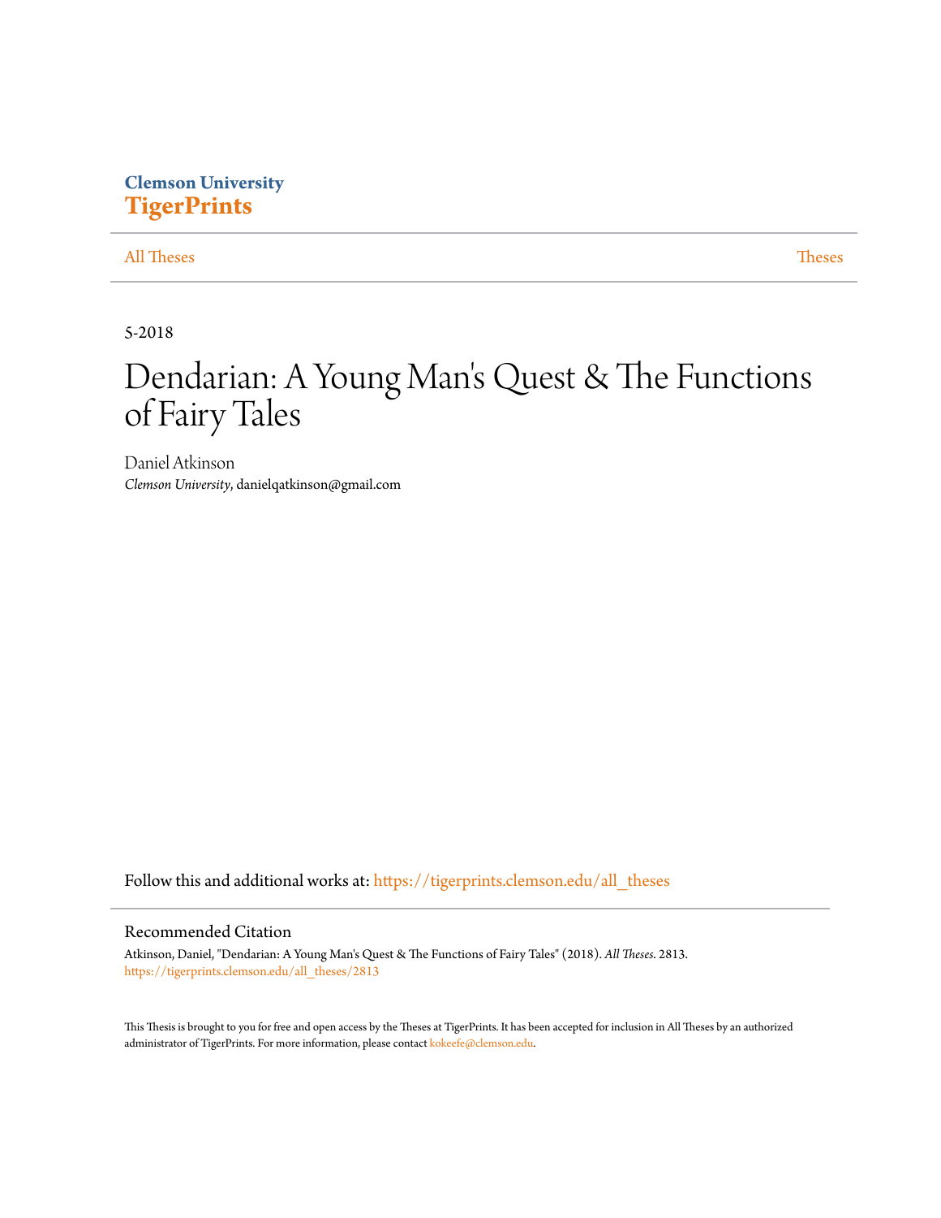Clemson University
**TigerPrints**

All Theses | Theses

5-2018

# Dendarian: A Young Man's Quest & The Functions of Fairy Tales

Daniel Atkinson
*Clemson University*, danielqatkinson@gmail.com

Follow this and additional works at: https://tigerprints.clemson.edu/all_theses

## Recommended Citation

Atkinson, Daniel, "Dendarian: A Young Man's Quest & The Functions of Fairy Tales" (2018). *All Theses*. 2813.
https://tigerprints.clemson.edu/all_theses/2813

This Thesis is brought to you for free and open access by the Theses at TigerPrints. It has been accepted for inclusion in All Theses by an authorized administrator of TigerPrints. For more information, please contact kokeefe@clemson.edu.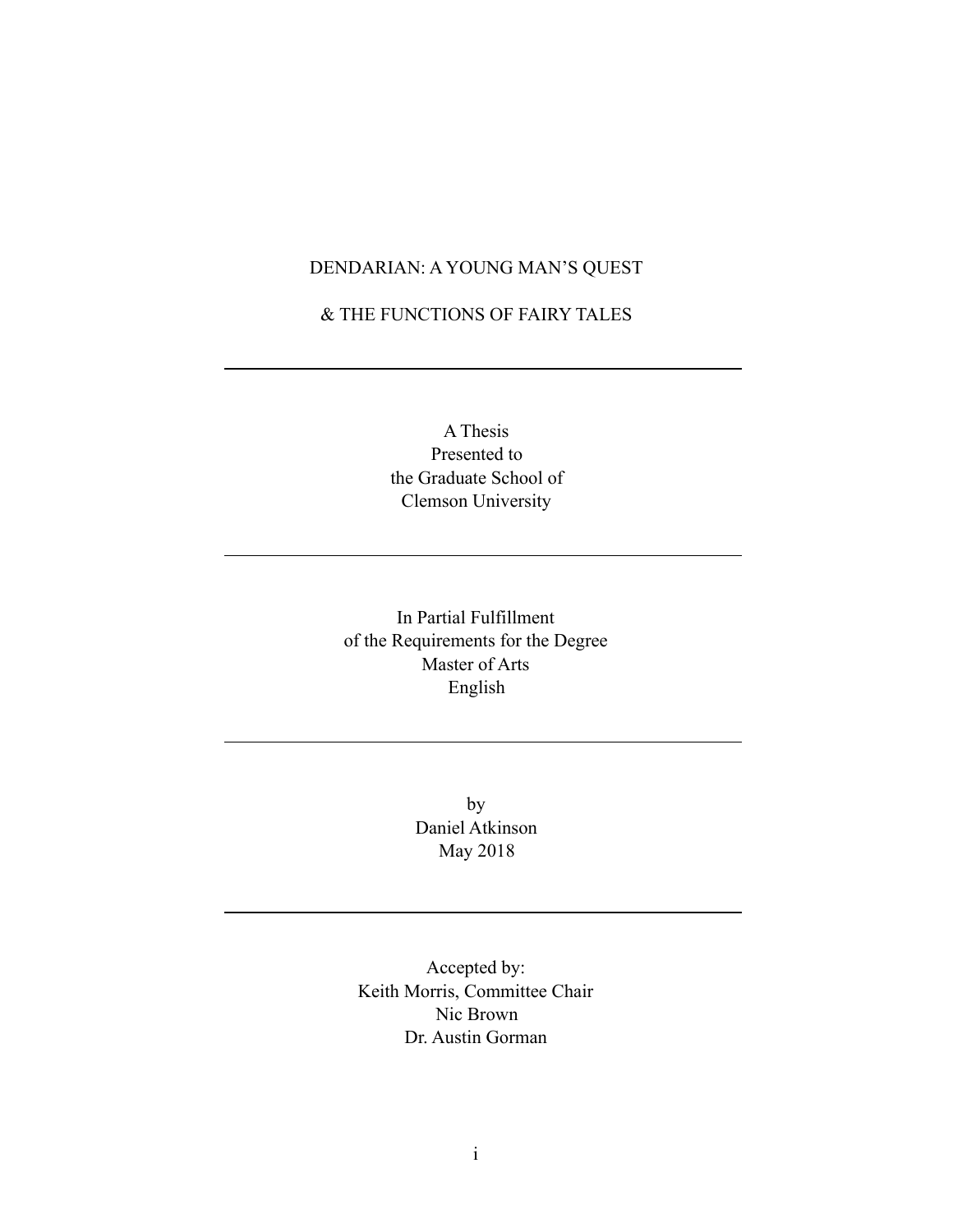# DENDARIAN: A YOUNG MAN'S QUEST

# & THE FUNCTIONS OF FAIRY TALES

---

A Thesis
Presented to
the Graduate School of
Clemson University

---

In Partial Fulfillment
of the Requirements for the Degree
Master of Arts
English

---

by
Daniel Atkinson
May 2018

---

Accepted by:
Keith Morris, Committee Chair
Nic Brown
Dr. Austin Gorman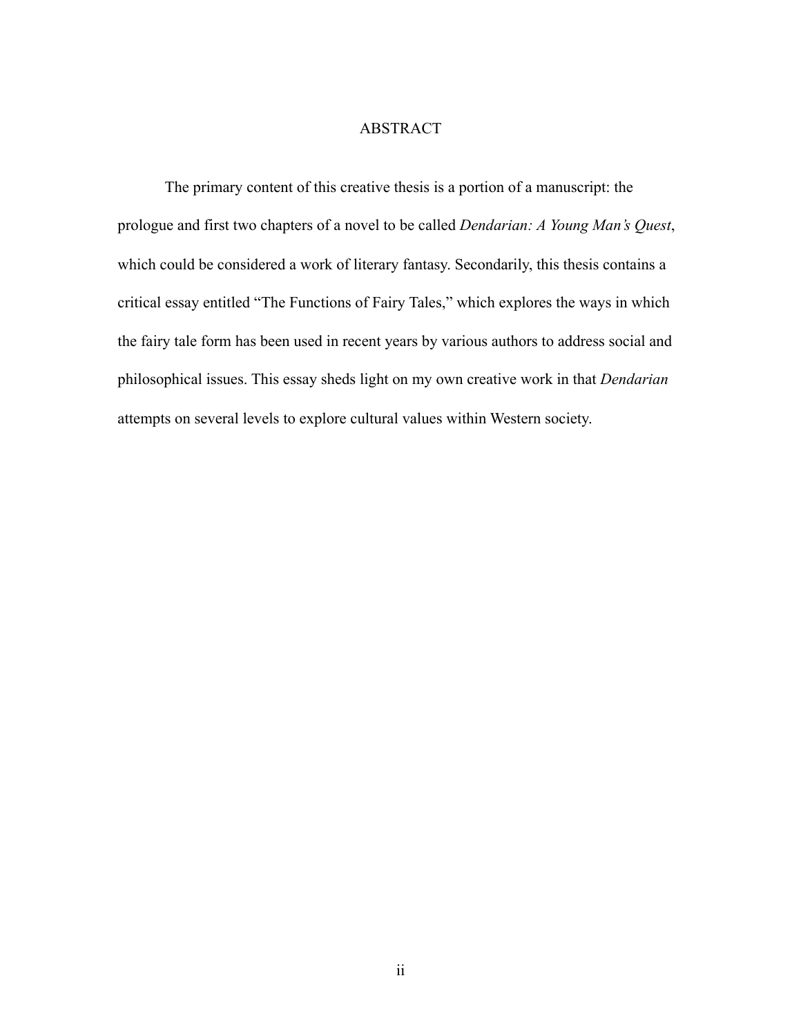# ABSTRACT

The primary content of this creative thesis is a portion of a manuscript: the prologue and first two chapters of a novel to be called *Dendarian: A Young Man's Quest*, which could be considered a work of literary fantasy. Secondarily, this thesis contains a critical essay entitled "The Functions of Fairy Tales," which explores the ways in which the fairy tale form has been used in recent years by various authors to address social and philosophical issues. This essay sheds light on my own creative work in that *Dendarian* attempts on several levels to explore cultural values within Western society.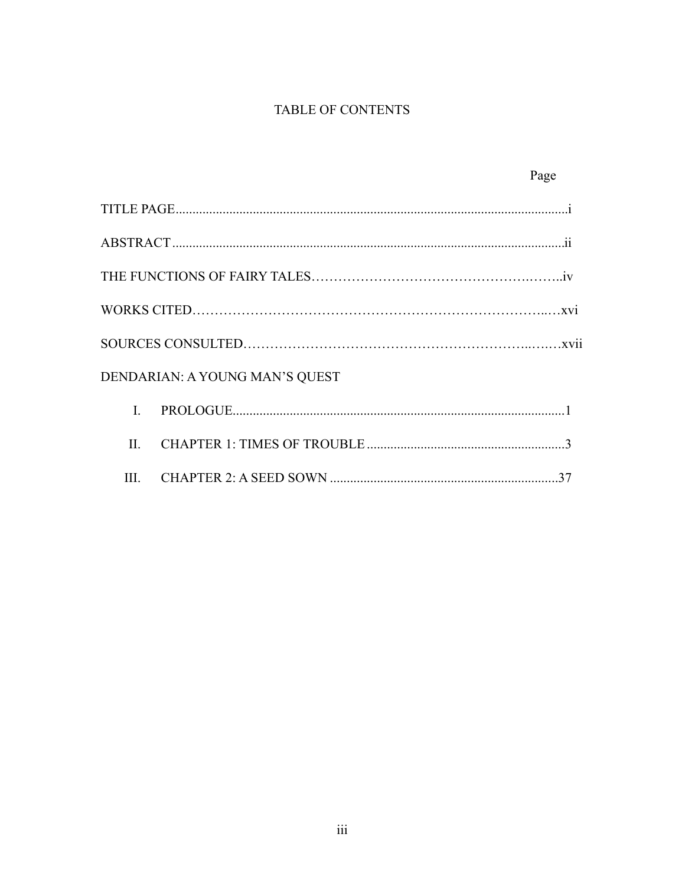# TABLE OF CONTENTS

Page

TITLE PAGE....................................................................................................................i

ABSTRACT....................................................................................................................ii

THE FUNCTIONS OF FAIRY TALES……………………………………….……..iv

WORKS CITED…………………………………………………………………..…xvi

SOURCES CONSULTED……………………………………………………..….…xvii

DENDARIAN: A YOUNG MAN'S QUEST

I. PROLOGUE..................................................................................................1

II. CHAPTER 1: TIMES OF TROUBLE...........................................................3

III. CHAPTER 2: A SEED SOWN....................................................................37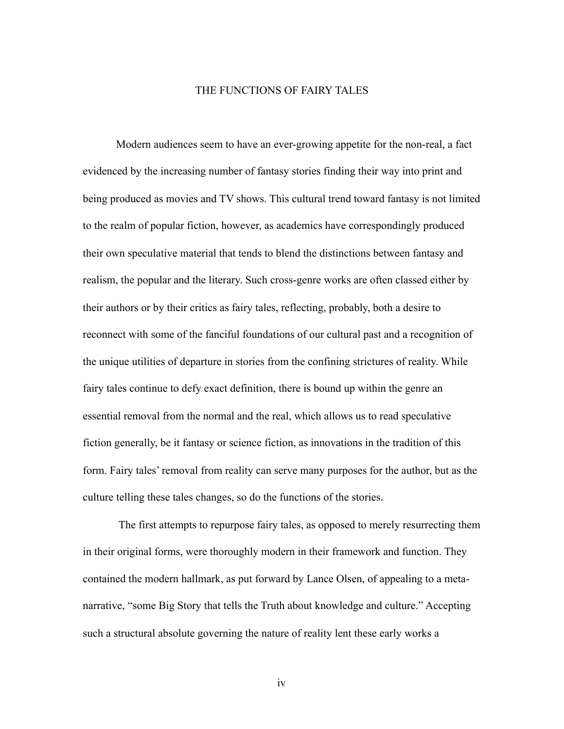# THE FUNCTIONS OF FAIRY TALES

Modern audiences seem to have an ever-growing appetite for the non-real, a fact evidenced by the increasing number of fantasy stories finding their way into print and being produced as movies and TV shows. This cultural trend toward fantasy is not limited to the realm of popular fiction, however, as academics have correspondingly produced their own speculative material that tends to blend the distinctions between fantasy and realism, the popular and the literary. Such cross-genre works are often classed either by their authors or by their critics as fairy tales, reflecting, probably, both a desire to reconnect with some of the fanciful foundations of our cultural past and a recognition of the unique utilities of departure in stories from the confining strictures of reality. While fairy tales continue to defy exact definition, there is bound up within the genre an essential removal from the normal and the real, which allows us to read speculative fiction generally, be it fantasy or science fiction, as innovations in the tradition of this form. Fairy tales' removal from reality can serve many purposes for the author, but as the culture telling these tales changes, so do the functions of the stories.

The first attempts to repurpose fairy tales, as opposed to merely resurrecting them in their original forms, were thoroughly modern in their framework and function. They contained the modern hallmark, as put forward by Lance Olsen, of appealing to a meta-narrative, "some Big Story that tells the Truth about knowledge and culture." Accepting such a structural absolute governing the nature of reality lent these early works a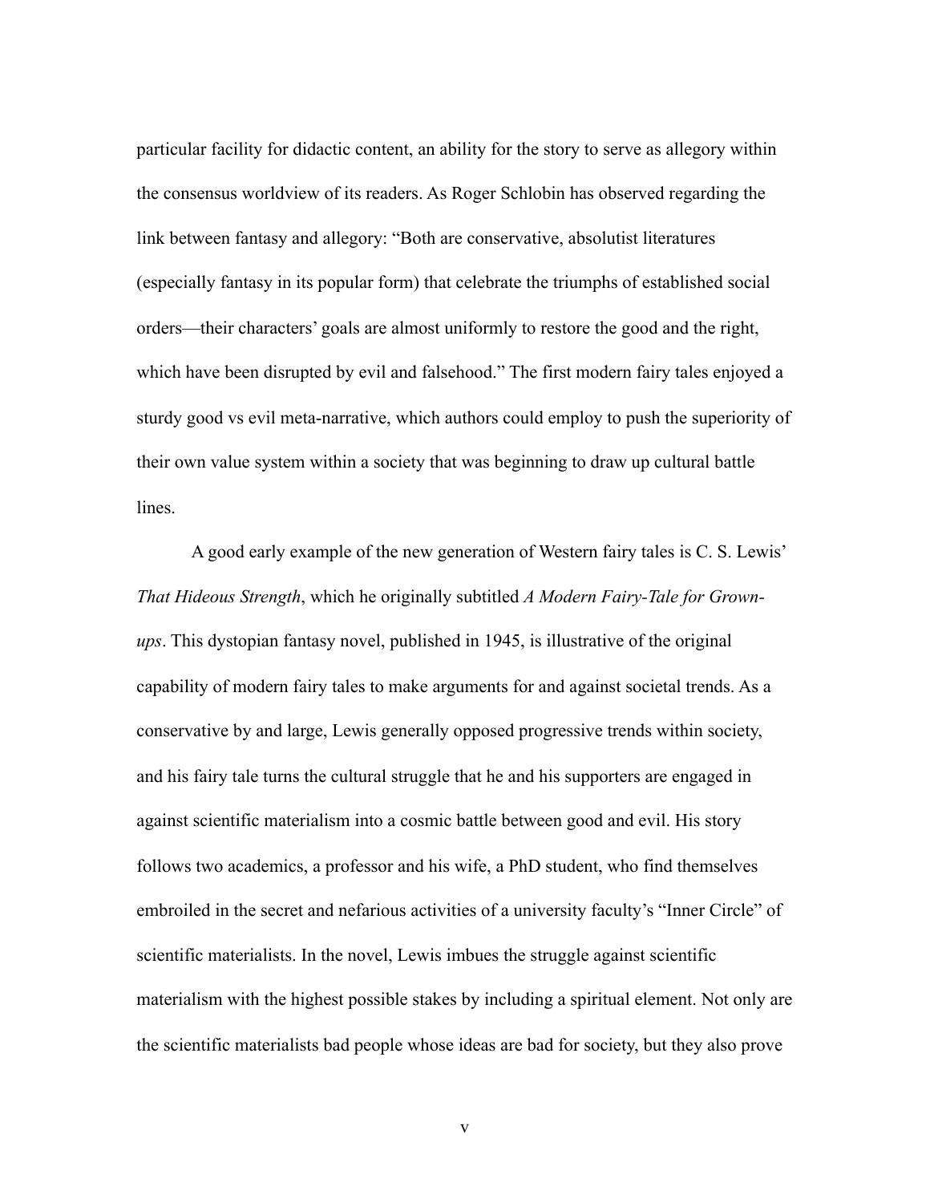particular facility for didactic content, an ability for the story to serve as allegory within the consensus worldview of its readers. As Roger Schlobin has observed regarding the link between fantasy and allegory: "Both are conservative, absolutist literatures (especially fantasy in its popular form) that celebrate the triumphs of established social orders—their characters' goals are almost uniformly to restore the good and the right, which have been disrupted by evil and falsehood." The first modern fairy tales enjoyed a sturdy good vs evil meta-narrative, which authors could employ to push the superiority of their own value system within a society that was beginning to draw up cultural battle lines.

A good early example of the new generation of Western fairy tales is C. S. Lewis' *That Hideous Strength*, which he originally subtitled *A Modern Fairy-Tale for Grown-ups*. This dystopian fantasy novel, published in 1945, is illustrative of the original capability of modern fairy tales to make arguments for and against societal trends. As a conservative by and large, Lewis generally opposed progressive trends within society, and his fairy tale turns the cultural struggle that he and his supporters are engaged in against scientific materialism into a cosmic battle between good and evil. His story follows two academics, a professor and his wife, a PhD student, who find themselves embroiled in the secret and nefarious activities of a university faculty's "Inner Circle" of scientific materialists. In the novel, Lewis imbues the struggle against scientific materialism with the highest possible stakes by including a spiritual element. Not only are the scientific materialists bad people whose ideas are bad for society, but they also prove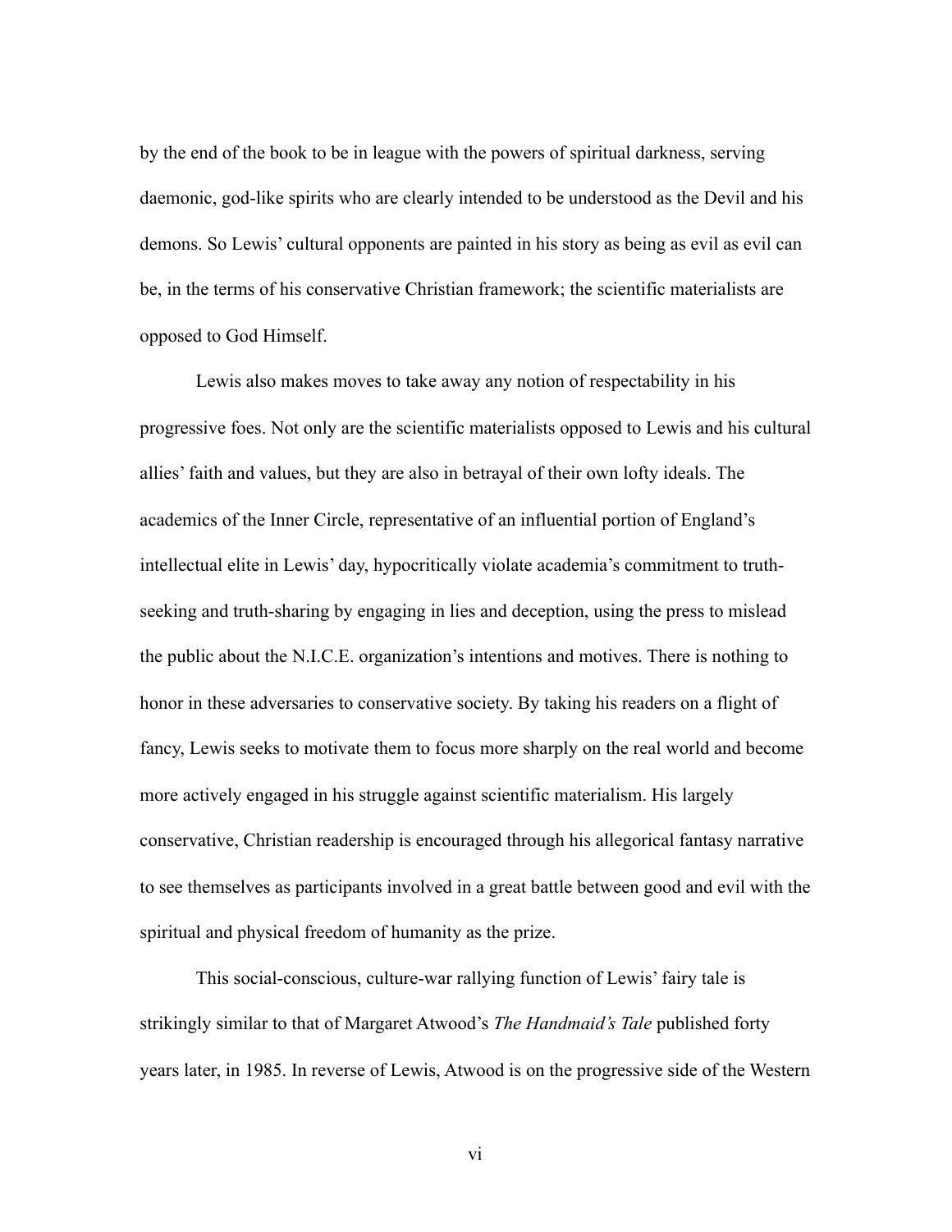by the end of the book to be in league with the powers of spiritual darkness, serving daemonic, god-like spirits who are clearly intended to be understood as the Devil and his demons. So Lewis' cultural opponents are painted in his story as being as evil as evil can be, in the terms of his conservative Christian framework; the scientific materialists are opposed to God Himself.

Lewis also makes moves to take away any notion of respectability in his progressive foes. Not only are the scientific materialists opposed to Lewis and his cultural allies' faith and values, but they are also in betrayal of their own lofty ideals. The academics of the Inner Circle, representative of an influential portion of England's intellectual elite in Lewis' day, hypocritically violate academia's commitment to truth-seeking and truth-sharing by engaging in lies and deception, using the press to mislead the public about the N.I.C.E. organization's intentions and motives. There is nothing to honor in these adversaries to conservative society. By taking his readers on a flight of fancy, Lewis seeks to motivate them to focus more sharply on the real world and become more actively engaged in his struggle against scientific materialism. His largely conservative, Christian readership is encouraged through his allegorical fantasy narrative to see themselves as participants involved in a great battle between good and evil with the spiritual and physical freedom of humanity as the prize.

This social-conscious, culture-war rallying function of Lewis' fairy tale is strikingly similar to that of Margaret Atwood's *The Handmaid's Tale* published forty years later, in 1985. In reverse of Lewis, Atwood is on the progressive side of the Western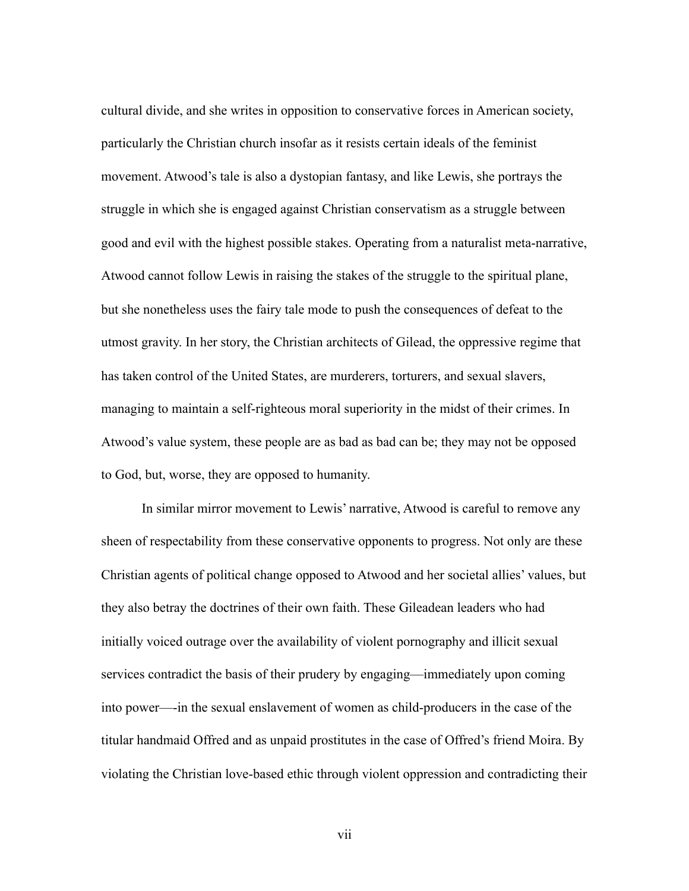cultural divide, and she writes in opposition to conservative forces in American society, particularly the Christian church insofar as it resists certain ideals of the feminist movement. Atwood's tale is also a dystopian fantasy, and like Lewis, she portrays the struggle in which she is engaged against Christian conservatism as a struggle between good and evil with the highest possible stakes. Operating from a naturalist meta-narrative, Atwood cannot follow Lewis in raising the stakes of the struggle to the spiritual plane, but she nonetheless uses the fairy tale mode to push the consequences of defeat to the utmost gravity. In her story, the Christian architects of Gilead, the oppressive regime that has taken control of the United States, are murderers, torturers, and sexual slavers, managing to maintain a self-righteous moral superiority in the midst of their crimes. In Atwood's value system, these people are as bad as bad can be; they may not be opposed to God, but, worse, they are opposed to humanity.

In similar mirror movement to Lewis' narrative, Atwood is careful to remove any sheen of respectability from these conservative opponents to progress. Not only are these Christian agents of political change opposed to Atwood and her societal allies' values, but they also betray the doctrines of their own faith. These Gileadean leaders who had initially voiced outrage over the availability of violent pornography and illicit sexual services contradict the basis of their prudery by engaging—immediately upon coming into power—-in the sexual enslavement of women as child-producers in the case of the titular handmaid Offred and as unpaid prostitutes in the case of Offred's friend Moira. By violating the Christian love-based ethic through violent oppression and contradicting their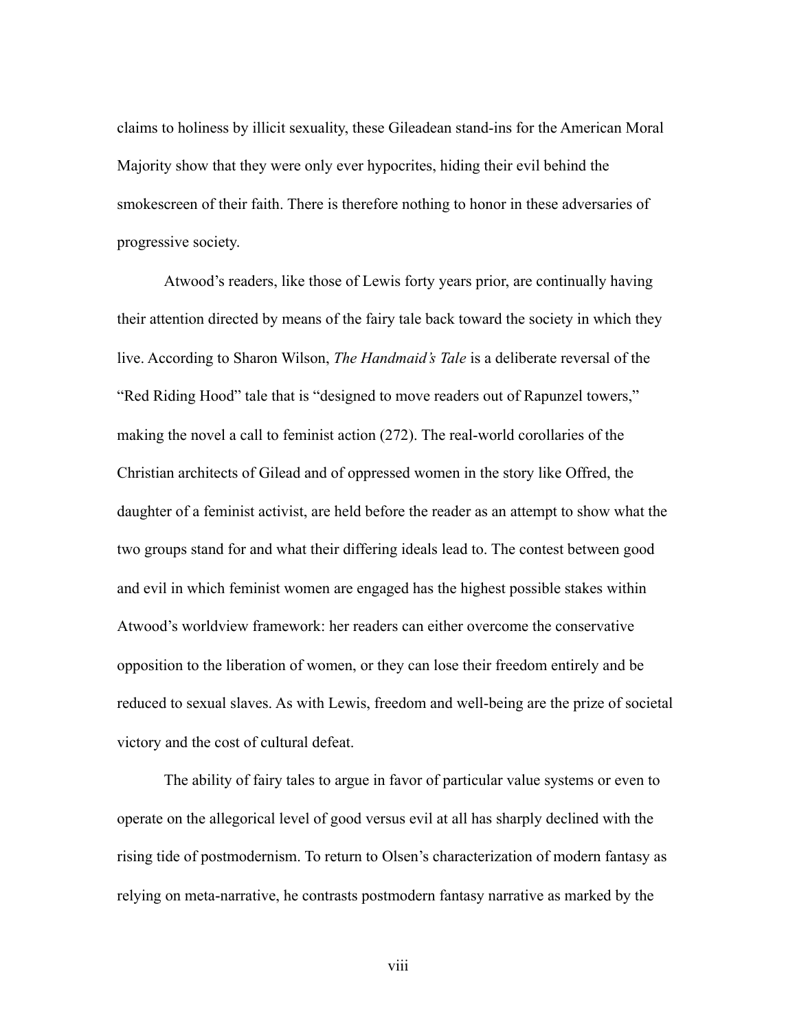claims to holiness by illicit sexuality, these Gileadean stand-ins for the American Moral Majority show that they were only ever hypocrites, hiding their evil behind the smokescreen of their faith. There is therefore nothing to honor in these adversaries of progressive society.

Atwood's readers, like those of Lewis forty years prior, are continually having their attention directed by means of the fairy tale back toward the society in which they live. According to Sharon Wilson, *The Handmaid's Tale* is a deliberate reversal of the "Red Riding Hood" tale that is "designed to move readers out of Rapunzel towers," making the novel a call to feminist action (272). The real-world corollaries of the Christian architects of Gilead and of oppressed women in the story like Offred, the daughter of a feminist activist, are held before the reader as an attempt to show what the two groups stand for and what their differing ideals lead to. The contest between good and evil in which feminist women are engaged has the highest possible stakes within Atwood's worldview framework: her readers can either overcome the conservative opposition to the liberation of women, or they can lose their freedom entirely and be reduced to sexual slaves. As with Lewis, freedom and well-being are the prize of societal victory and the cost of cultural defeat.

The ability of fairy tales to argue in favor of particular value systems or even to operate on the allegorical level of good versus evil at all has sharply declined with the rising tide of postmodernism. To return to Olsen's characterization of modern fantasy as relying on meta-narrative, he contrasts postmodern fantasy narrative as marked by the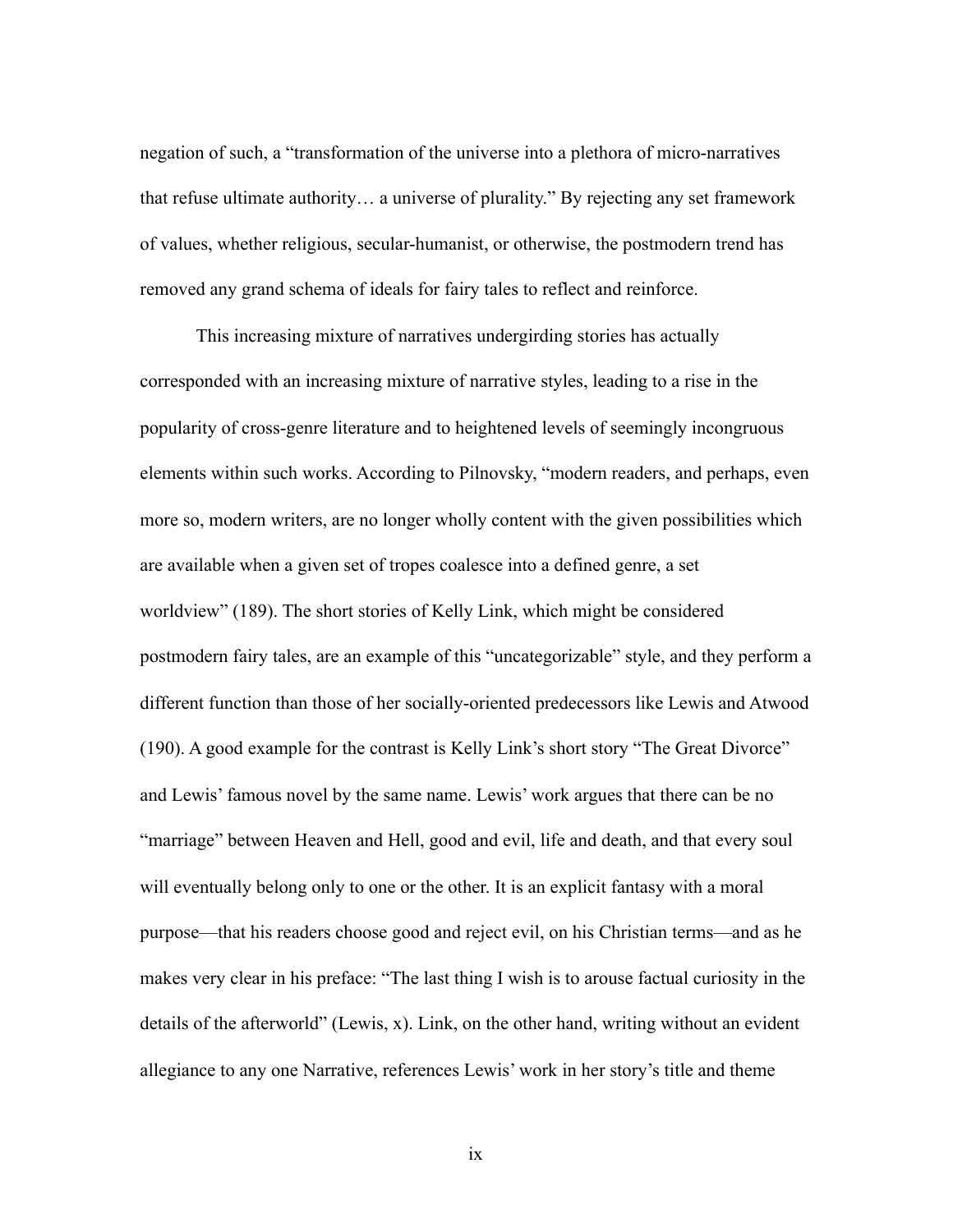negation of such, a "transformation of the universe into a plethora of micro-narratives that refuse ultimate authority… a universe of plurality." By rejecting any set framework of values, whether religious, secular-humanist, or otherwise, the postmodern trend has removed any grand schema of ideals for fairy tales to reflect and reinforce.

This increasing mixture of narratives undergirding stories has actually corresponded with an increasing mixture of narrative styles, leading to a rise in the popularity of cross-genre literature and to heightened levels of seemingly incongruous elements within such works. According to Pilnovsky, "modern readers, and perhaps, even more so, modern writers, are no longer wholly content with the given possibilities which are available when a given set of tropes coalesce into a defined genre, a set worldview" (189). The short stories of Kelly Link, which might be considered postmodern fairy tales, are an example of this "uncategorizable" style, and they perform a different function than those of her socially-oriented predecessors like Lewis and Atwood (190). A good example for the contrast is Kelly Link's short story "The Great Divorce" and Lewis' famous novel by the same name. Lewis' work argues that there can be no "marriage" between Heaven and Hell, good and evil, life and death, and that every soul will eventually belong only to one or the other. It is an explicit fantasy with a moral purpose—that his readers choose good and reject evil, on his Christian terms—and as he makes very clear in his preface: "The last thing I wish is to arouse factual curiosity in the details of the afterworld" (Lewis, x). Link, on the other hand, writing without an evident allegiance to any one Narrative, references Lewis' work in her story's title and theme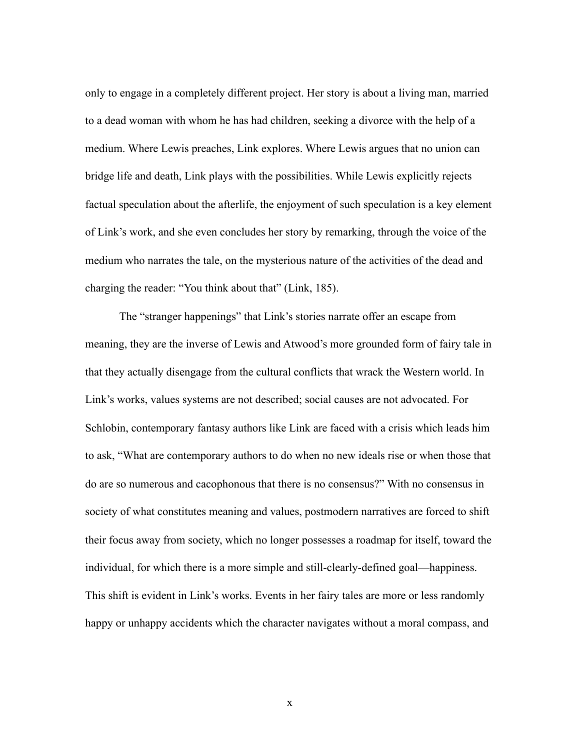only to engage in a completely different project. Her story is about a living man, married to a dead woman with whom he has had children, seeking a divorce with the help of a medium. Where Lewis preaches, Link explores. Where Lewis argues that no union can bridge life and death, Link plays with the possibilities. While Lewis explicitly rejects factual speculation about the afterlife, the enjoyment of such speculation is a key element of Link's work, and she even concludes her story by remarking, through the voice of the medium who narrates the tale, on the mysterious nature of the activities of the dead and charging the reader: "You think about that" (Link, 185).

The "stranger happenings" that Link's stories narrate offer an escape from meaning, they are the inverse of Lewis and Atwood's more grounded form of fairy tale in that they actually disengage from the cultural conflicts that wrack the Western world. In Link's works, values systems are not described; social causes are not advocated. For Schlobin, contemporary fantasy authors like Link are faced with a crisis which leads him to ask, "What are contemporary authors to do when no new ideals rise or when those that do are so numerous and cacophonous that there is no consensus?" With no consensus in society of what constitutes meaning and values, postmodern narratives are forced to shift their focus away from society, which no longer possesses a roadmap for itself, toward the individual, for which there is a more simple and still-clearly-defined goal—happiness. This shift is evident in Link's works. Events in her fairy tales are more or less randomly happy or unhappy accidents which the character navigates without a moral compass, and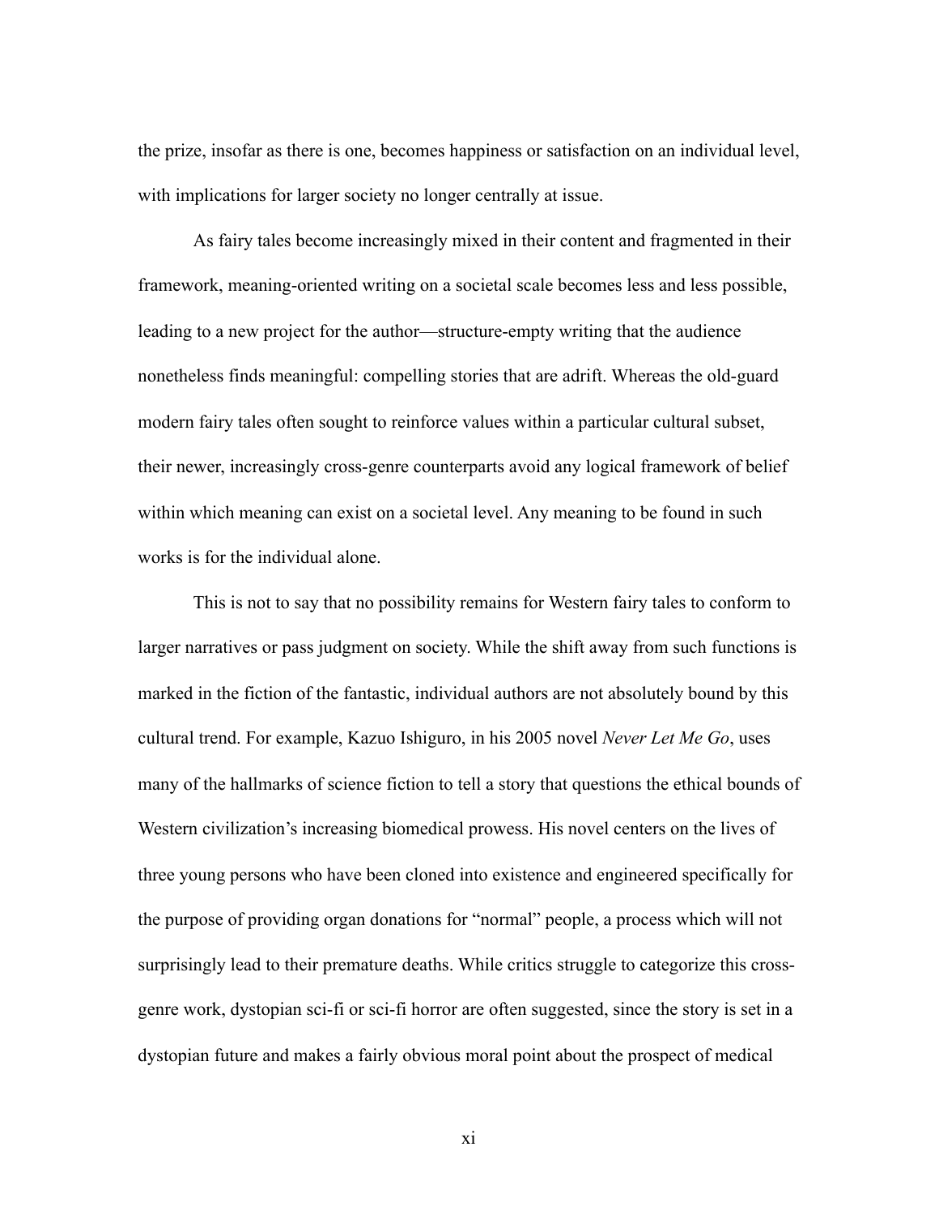the prize, insofar as there is one, becomes happiness or satisfaction on an individual level, with implications for larger society no longer centrally at issue.

As fairy tales become increasingly mixed in their content and fragmented in their framework, meaning-oriented writing on a societal scale becomes less and less possible, leading to a new project for the author—structure-empty writing that the audience nonetheless finds meaningful: compelling stories that are adrift. Whereas the old-guard modern fairy tales often sought to reinforce values within a particular cultural subset, their newer, increasingly cross-genre counterparts avoid any logical framework of belief within which meaning can exist on a societal level. Any meaning to be found in such works is for the individual alone.

This is not to say that no possibility remains for Western fairy tales to conform to larger narratives or pass judgment on society. While the shift away from such functions is marked in the fiction of the fantastic, individual authors are not absolutely bound by this cultural trend. For example, Kazuo Ishiguro, in his 2005 novel *Never Let Me Go*, uses many of the hallmarks of science fiction to tell a story that questions the ethical bounds of Western civilization's increasing biomedical prowess. His novel centers on the lives of three young persons who have been cloned into existence and engineered specifically for the purpose of providing organ donations for "normal" people, a process which will not surprisingly lead to their premature deaths. While critics struggle to categorize this cross-genre work, dystopian sci-fi or sci-fi horror are often suggested, since the story is set in a dystopian future and makes a fairly obvious moral point about the prospect of medical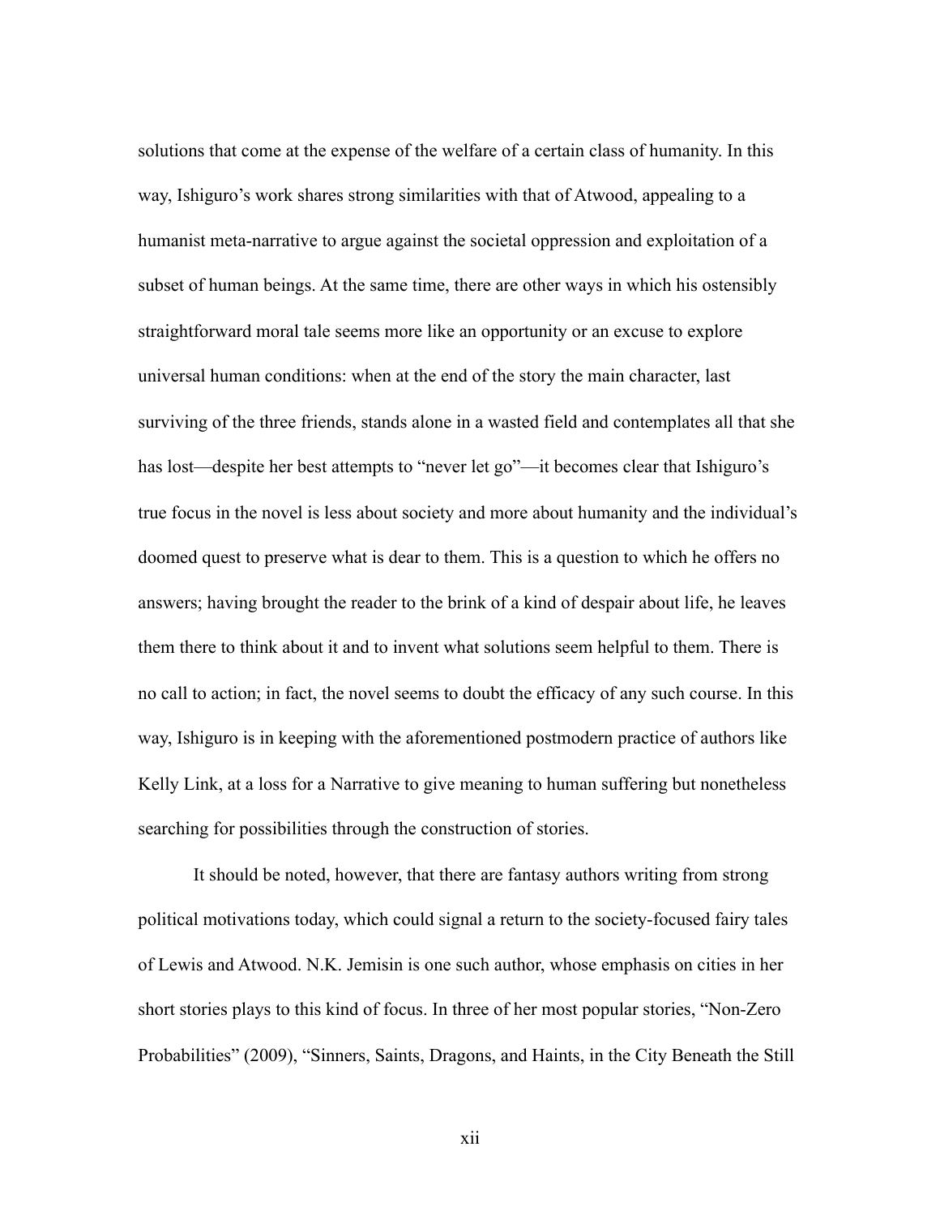solutions that come at the expense of the welfare of a certain class of humanity. In this way, Ishiguro's work shares strong similarities with that of Atwood, appealing to a humanist meta-narrative to argue against the societal oppression and exploitation of a subset of human beings. At the same time, there are other ways in which his ostensibly straightforward moral tale seems more like an opportunity or an excuse to explore universal human conditions: when at the end of the story the main character, last surviving of the three friends, stands alone in a wasted field and contemplates all that she has lost—despite her best attempts to "never let go"—it becomes clear that Ishiguro's true focus in the novel is less about society and more about humanity and the individual's doomed quest to preserve what is dear to them. This is a question to which he offers no answers; having brought the reader to the brink of a kind of despair about life, he leaves them there to think about it and to invent what solutions seem helpful to them. There is no call to action; in fact, the novel seems to doubt the efficacy of any such course. In this way, Ishiguro is in keeping with the aforementioned postmodern practice of authors like Kelly Link, at a loss for a Narrative to give meaning to human suffering but nonetheless searching for possibilities through the construction of stories.

It should be noted, however, that there are fantasy authors writing from strong political motivations today, which could signal a return to the society-focused fairy tales of Lewis and Atwood. N.K. Jemisin is one such author, whose emphasis on cities in her short stories plays to this kind of focus. In three of her most popular stories, "Non-Zero Probabilities" (2009), "Sinners, Saints, Dragons, and Haints, in the City Beneath the Still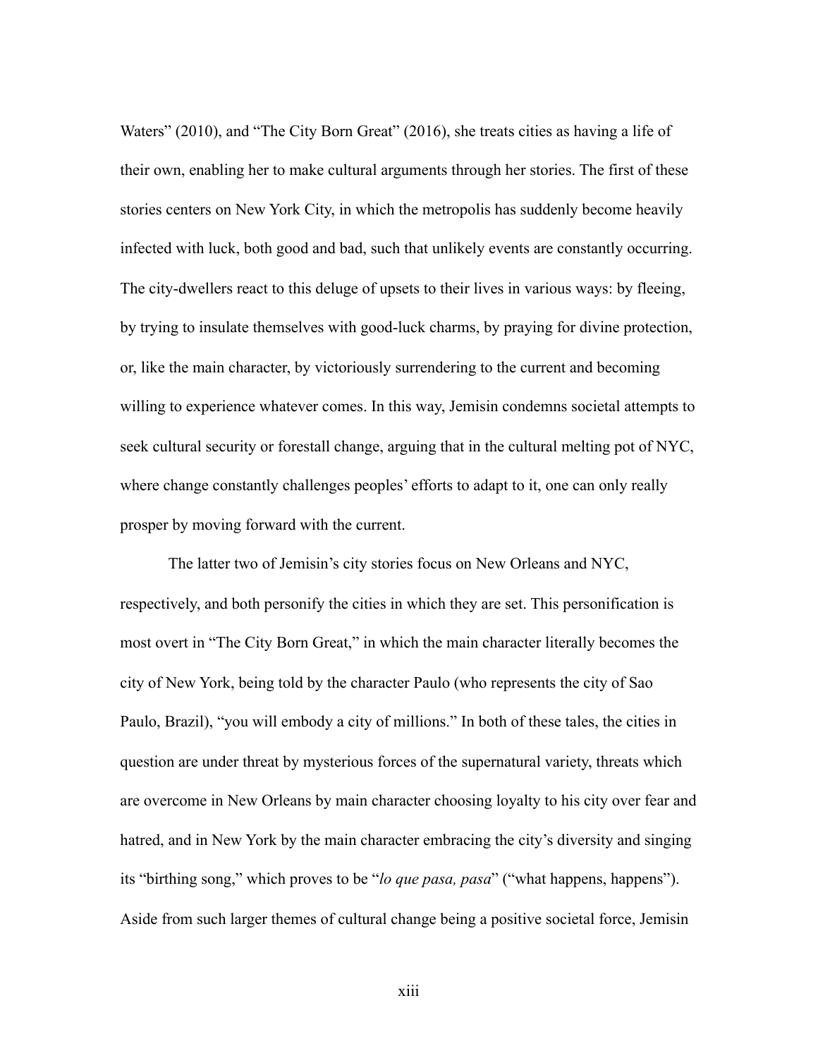Waters" (2010), and "The City Born Great" (2016), she treats cities as having a life of their own, enabling her to make cultural arguments through her stories. The first of these stories centers on New York City, in which the metropolis has suddenly become heavily infected with luck, both good and bad, such that unlikely events are constantly occurring. The city-dwellers react to this deluge of upsets to their lives in various ways: by fleeing, by trying to insulate themselves with good-luck charms, by praying for divine protection, or, like the main character, by victoriously surrendering to the current and becoming willing to experience whatever comes. In this way, Jemisin condemns societal attempts to seek cultural security or forestall change, arguing that in the cultural melting pot of NYC, where change constantly challenges peoples' efforts to adapt to it, one can only really prosper by moving forward with the current.

The latter two of Jemisin's city stories focus on New Orleans and NYC, respectively, and both personify the cities in which they are set. This personification is most overt in "The City Born Great," in which the main character literally becomes the city of New York, being told by the character Paulo (who represents the city of Sao Paulo, Brazil), "you will embody a city of millions." In both of these tales, the cities in question are under threat by mysterious forces of the supernatural variety, threats which are overcome in New Orleans by main character choosing loyalty to his city over fear and hatred, and in New York by the main character embracing the city's diversity and singing its "birthing song," which proves to be "*lo que pasa, pasa*" ("what happens, happens"). Aside from such larger themes of cultural change being a positive societal force, Jemisin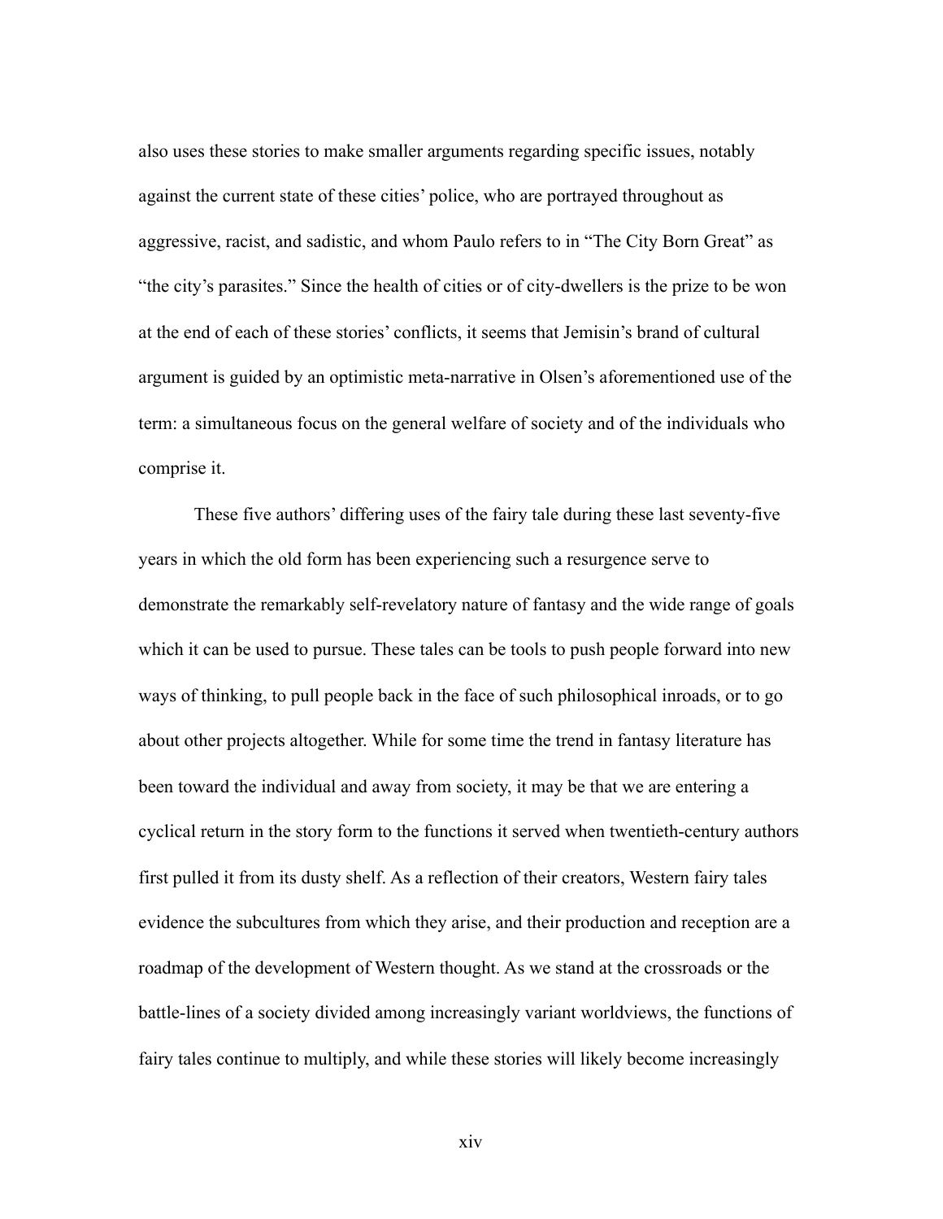also uses these stories to make smaller arguments regarding specific issues, notably against the current state of these cities' police, who are portrayed throughout as aggressive, racist, and sadistic, and whom Paulo refers to in "The City Born Great" as "the city's parasites." Since the health of cities or of city-dwellers is the prize to be won at the end of each of these stories' conflicts, it seems that Jemisin's brand of cultural argument is guided by an optimistic meta-narrative in Olsen's aforementioned use of the term: a simultaneous focus on the general welfare of society and of the individuals who comprise it.

These five authors' differing uses of the fairy tale during these last seventy-five years in which the old form has been experiencing such a resurgence serve to demonstrate the remarkably self-revelatory nature of fantasy and the wide range of goals which it can be used to pursue. These tales can be tools to push people forward into new ways of thinking, to pull people back in the face of such philosophical inroads, or to go about other projects altogether. While for some time the trend in fantasy literature has been toward the individual and away from society, it may be that we are entering a cyclical return in the story form to the functions it served when twentieth-century authors first pulled it from its dusty shelf. As a reflection of their creators, Western fairy tales evidence the subcultures from which they arise, and their production and reception are a roadmap of the development of Western thought. As we stand at the crossroads or the battle-lines of a society divided among increasingly variant worldviews, the functions of fairy tales continue to multiply, and while these stories will likely become increasingly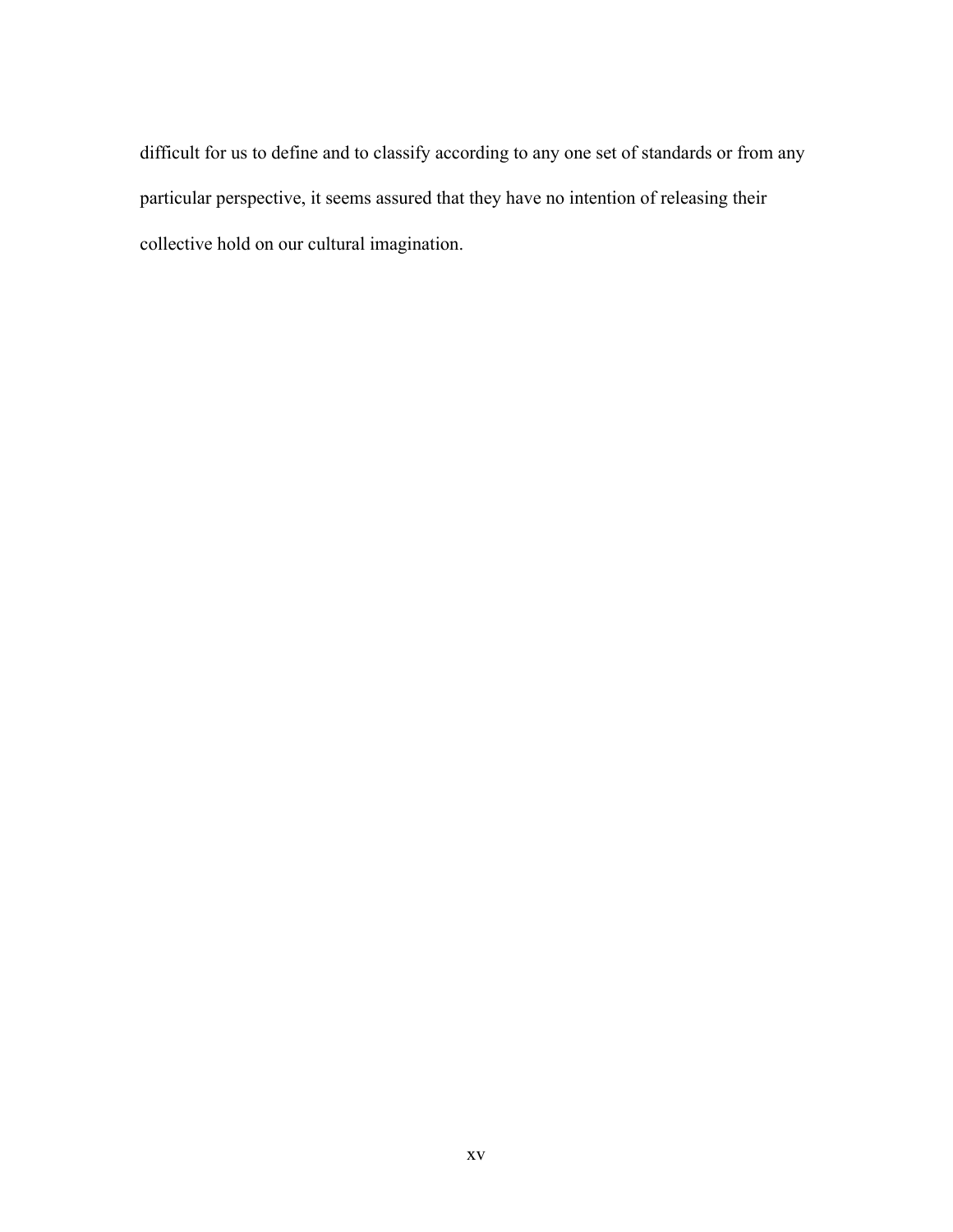difficult for us to define and to classify according to any one set of standards or from any particular perspective, it seems assured that they have no intention of releasing their collective hold on our cultural imagination.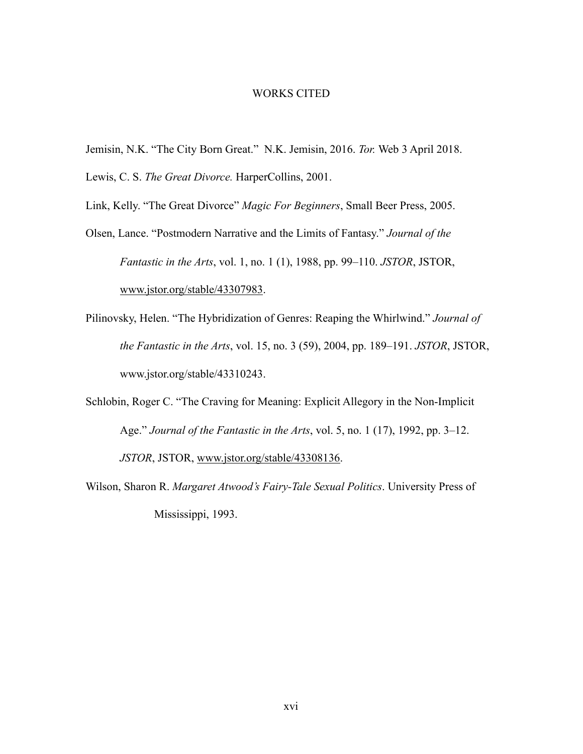# WORKS CITED

Jemisin, N.K. "The City Born Great." N.K. Jemisin, 2016. *Tor.* Web 3 April 2018.

Lewis, C. S. *The Great Divorce.* HarperCollins, 2001.

Link, Kelly. "The Great Divorce" *Magic For Beginners*, Small Beer Press, 2005.

Olsen, Lance. "Postmodern Narrative and the Limits of Fantasy." *Journal of the Fantastic in the Arts*, vol. 1, no. 1 (1), 1988, pp. 99–110. *JSTOR*, JSTOR, www.jstor.org/stable/43307983.

Pilinovsky, Helen. "The Hybridization of Genres: Reaping the Whirlwind." *Journal of the Fantastic in the Arts*, vol. 15, no. 3 (59), 2004, pp. 189–191. *JSTOR*, JSTOR, www.jstor.org/stable/43310243.

Schlobin, Roger C. "The Craving for Meaning: Explicit Allegory in the Non-Implicit Age." *Journal of the Fantastic in the Arts*, vol. 5, no. 1 (17), 1992, pp. 3–12. *JSTOR*, JSTOR, www.jstor.org/stable/43308136.

Wilson, Sharon R. *Margaret Atwood's Fairy-Tale Sexual Politics*. University Press of Mississippi, 1993.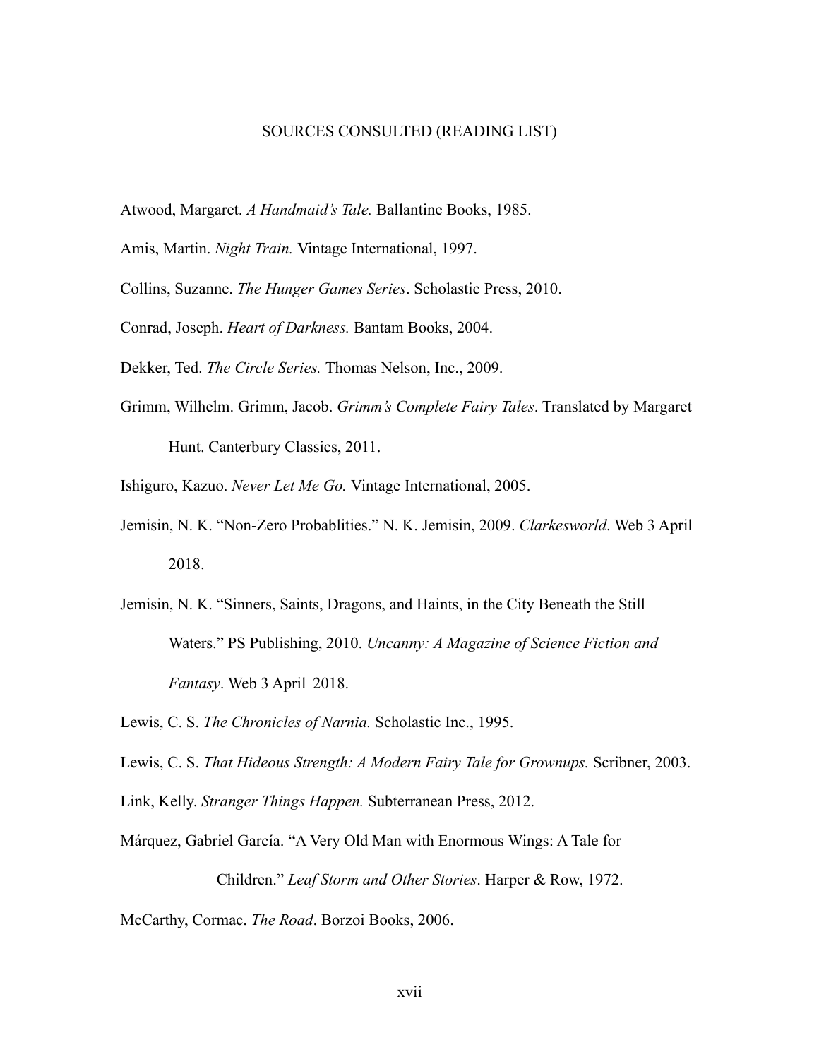## SOURCES CONSULTED (READING LIST)

Atwood, Margaret. *A Handmaid's Tale.* Ballantine Books, 1985.

Amis, Martin. *Night Train.* Vintage International, 1997.

Collins, Suzanne. *The Hunger Games Series*. Scholastic Press, 2010.

Conrad, Joseph. *Heart of Darkness.* Bantam Books, 2004.

Dekker, Ted. *The Circle Series.* Thomas Nelson, Inc., 2009.

Grimm, Wilhelm. Grimm, Jacob. *Grimm's Complete Fairy Tales*. Translated by Margaret Hunt. Canterbury Classics, 2011.

Ishiguro, Kazuo. *Never Let Me Go.* Vintage International, 2005.

Jemisin, N. K. "Non-Zero Probablities." N. K. Jemisin, 2009. *Clarkesworld*. Web 3 April 2018.

Jemisin, N. K. "Sinners, Saints, Dragons, and Haints, in the City Beneath the Still Waters." PS Publishing, 2010. *Uncanny: A Magazine of Science Fiction and Fantasy*. Web 3 April 2018.

Lewis, C. S. *The Chronicles of Narnia.* Scholastic Inc., 1995.

Lewis, C. S. *That Hideous Strength: A Modern Fairy Tale for Grownups.* Scribner, 2003.

Link, Kelly. *Stranger Things Happen.* Subterranean Press, 2012.

Márquez, Gabriel García. "A Very Old Man with Enormous Wings: A Tale for Children." *Leaf Storm and Other Stories*. Harper & Row, 1972.

McCarthy, Cormac. *The Road*. Borzoi Books, 2006.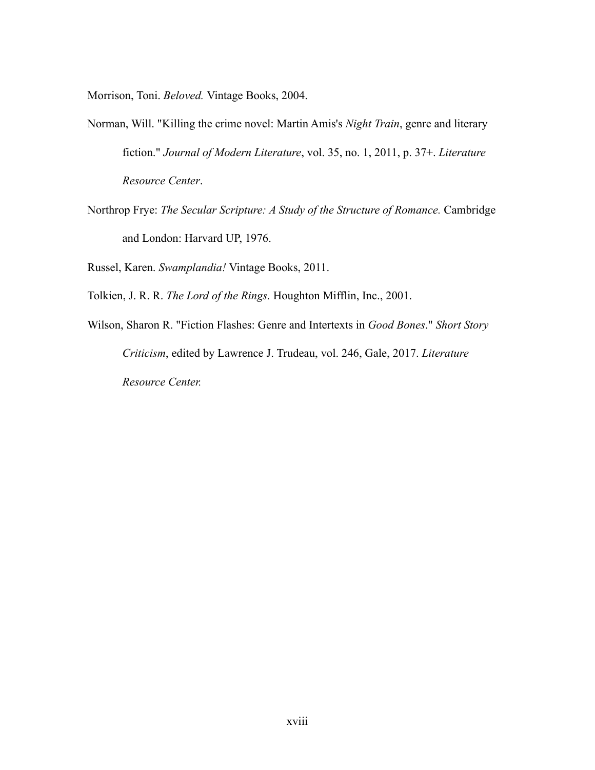Morrison, Toni. *Beloved.* Vintage Books, 2004.

Norman, Will. "Killing the crime novel: Martin Amis's *Night Train*, genre and literary fiction." *Journal of Modern Literature*, vol. 35, no. 1, 2011, p. 37+. *Literature Resource Center*.

Northrop Frye: *The Secular Scripture: A Study of the Structure of Romance.* Cambridge and London: Harvard UP, 1976.

Russel, Karen. *Swamplandia!* Vintage Books, 2011.

Tolkien, J. R. R. *The Lord of the Rings.* Houghton Mifflin, Inc., 2001.

Wilson, Sharon R. "Fiction Flashes: Genre and Intertexts in *Good Bones*." *Short Story Criticism*, edited by Lawrence J. Trudeau, vol. 246, Gale, 2017. *Literature Resource Center.*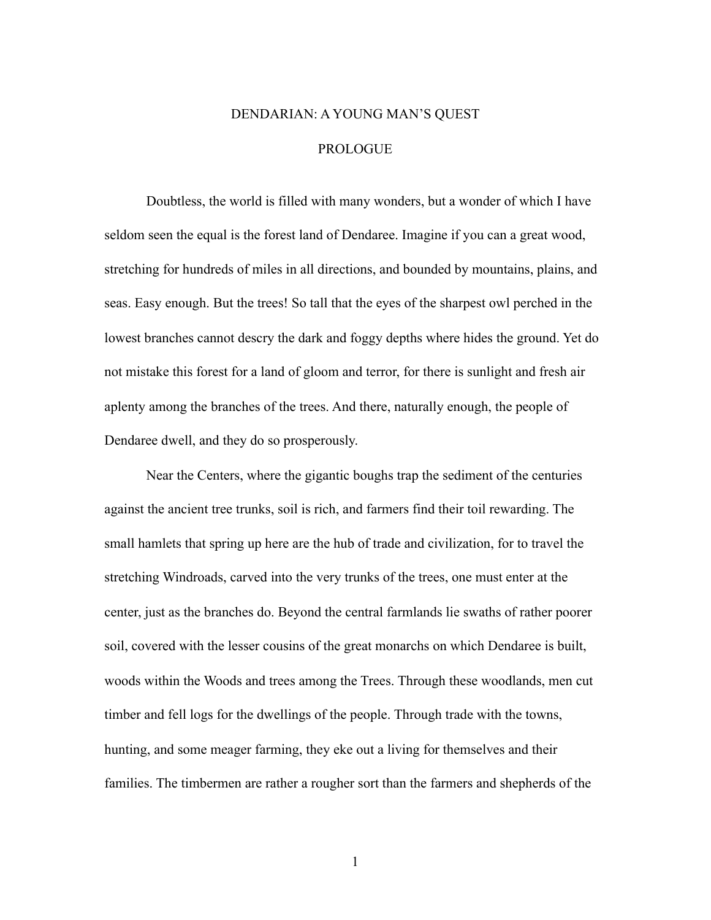# DENDARIAN: A YOUNG MAN'S QUEST

## PROLOGUE

Doubtless, the world is filled with many wonders, but a wonder of which I have seldom seen the equal is the forest land of Dendaree. Imagine if you can a great wood, stretching for hundreds of miles in all directions, and bounded by mountains, plains, and seas. Easy enough. But the trees! So tall that the eyes of the sharpest owl perched in the lowest branches cannot descry the dark and foggy depths where hides the ground. Yet do not mistake this forest for a land of gloom and terror, for there is sunlight and fresh air aplenty among the branches of the trees. And there, naturally enough, the people of Dendaree dwell, and they do so prosperously.

Near the Centers, where the gigantic boughs trap the sediment of the centuries against the ancient tree trunks, soil is rich, and farmers find their toil rewarding. The small hamlets that spring up here are the hub of trade and civilization, for to travel the stretching Windroads, carved into the very trunks of the trees, one must enter at the center, just as the branches do. Beyond the central farmlands lie swaths of rather poorer soil, covered with the lesser cousins of the great monarchs on which Dendaree is built, woods within the Woods and trees among the Trees. Through these woodlands, men cut timber and fell logs for the dwellings of the people. Through trade with the towns, hunting, and some meager farming, they eke out a living for themselves and their families. The timbermen are rather a rougher sort than the farmers and shepherds of the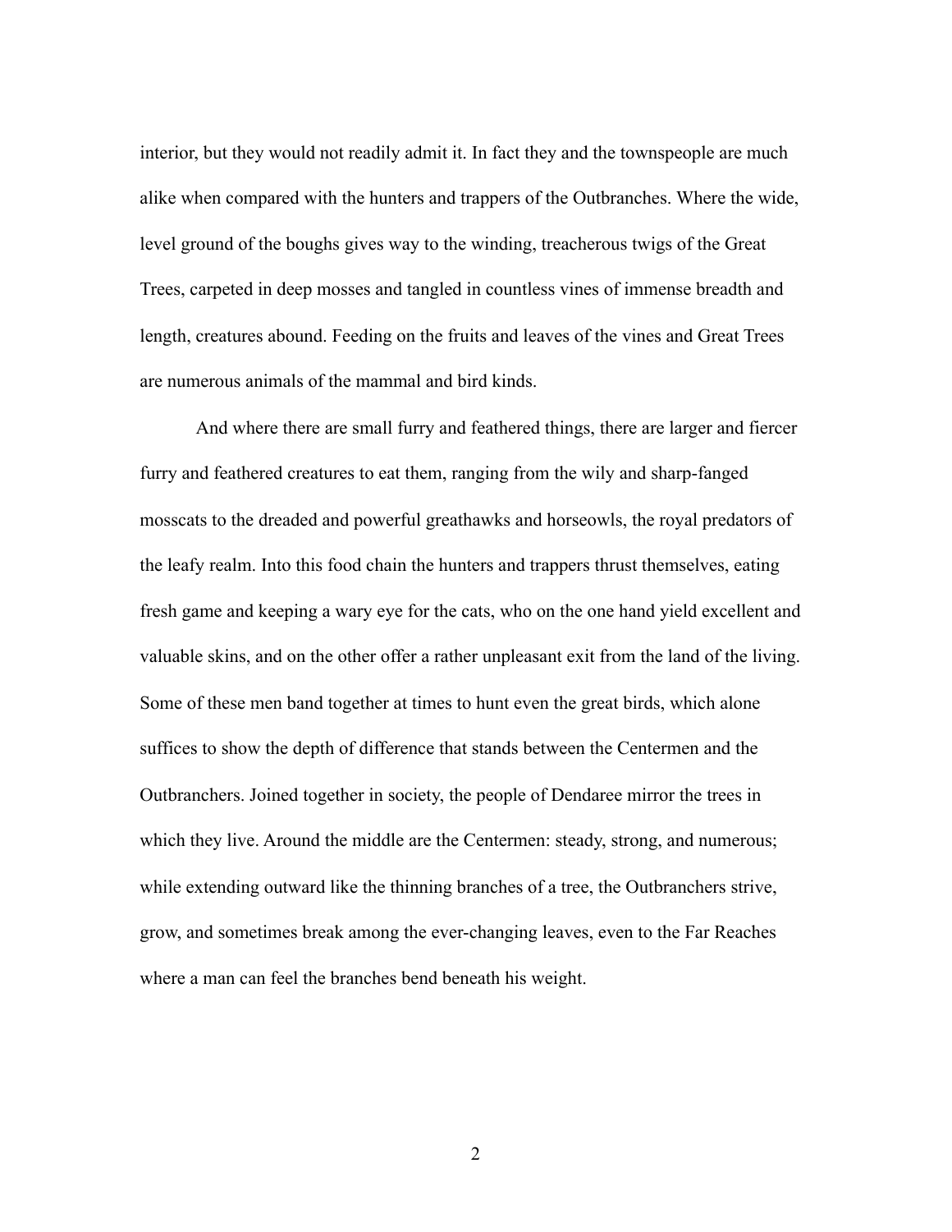interior, but they would not readily admit it. In fact they and the townspeople are much alike when compared with the hunters and trappers of the Outbranches. Where the wide, level ground of the boughs gives way to the winding, treacherous twigs of the Great Trees, carpeted in deep mosses and tangled in countless vines of immense breadth and length, creatures abound. Feeding on the fruits and leaves of the vines and Great Trees are numerous animals of the mammal and bird kinds.

And where there are small furry and feathered things, there are larger and fiercer furry and feathered creatures to eat them, ranging from the wily and sharp-fanged mosscats to the dreaded and powerful greathawks and horseowls, the royal predators of the leafy realm. Into this food chain the hunters and trappers thrust themselves, eating fresh game and keeping a wary eye for the cats, who on the one hand yield excellent and valuable skins, and on the other offer a rather unpleasant exit from the land of the living. Some of these men band together at times to hunt even the great birds, which alone suffices to show the depth of difference that stands between the Centermen and the Outbranchers. Joined together in society, the people of Dendaree mirror the trees in which they live. Around the middle are the Centermen: steady, strong, and numerous; while extending outward like the thinning branches of a tree, the Outbranchers strive, grow, and sometimes break among the ever-changing leaves, even to the Far Reaches where a man can feel the branches bend beneath his weight.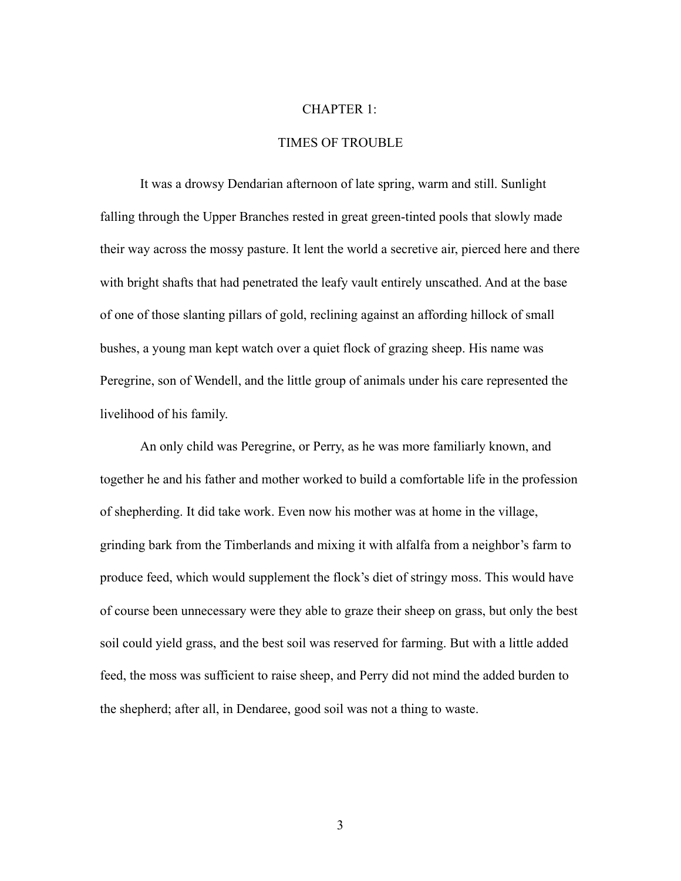# CHAPTER 1:

## TIMES OF TROUBLE

It was a drowsy Dendarian afternoon of late spring, warm and still. Sunlight falling through the Upper Branches rested in great green-tinted pools that slowly made their way across the mossy pasture. It lent the world a secretive air, pierced here and there with bright shafts that had penetrated the leafy vault entirely unscathed. And at the base of one of those slanting pillars of gold, reclining against an affording hillock of small bushes, a young man kept watch over a quiet flock of grazing sheep. His name was Peregrine, son of Wendell, and the little group of animals under his care represented the livelihood of his family.

An only child was Peregrine, or Perry, as he was more familiarly known, and together he and his father and mother worked to build a comfortable life in the profession of shepherding. It did take work. Even now his mother was at home in the village, grinding bark from the Timberlands and mixing it with alfalfa from a neighbor's farm to produce feed, which would supplement the flock's diet of stringy moss. This would have of course been unnecessary were they able to graze their sheep on grass, but only the best soil could yield grass, and the best soil was reserved for farming. But with a little added feed, the moss was sufficient to raise sheep, and Perry did not mind the added burden to the shepherd; after all, in Dendaree, good soil was not a thing to waste.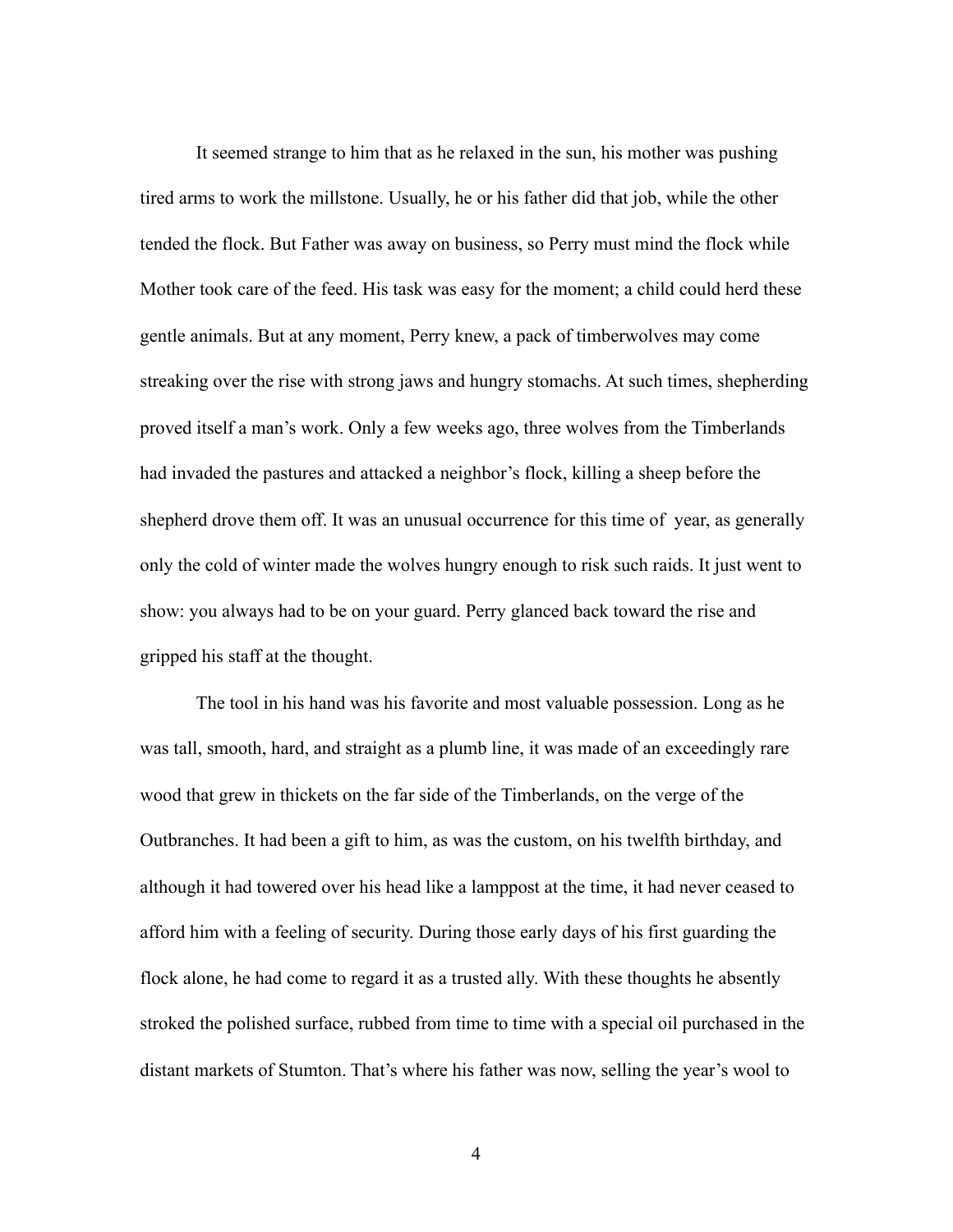It seemed strange to him that as he relaxed in the sun, his mother was pushing tired arms to work the millstone. Usually, he or his father did that job, while the other tended the flock. But Father was away on business, so Perry must mind the flock while Mother took care of the feed. His task was easy for the moment; a child could herd these gentle animals. But at any moment, Perry knew, a pack of timberwolves may come streaking over the rise with strong jaws and hungry stomachs. At such times, shepherding proved itself a man's work. Only a few weeks ago, three wolves from the Timberlands had invaded the pastures and attacked a neighbor's flock, killing a sheep before the shepherd drove them off. It was an unusual occurrence for this time of year, as generally only the cold of winter made the wolves hungry enough to risk such raids. It just went to show: you always had to be on your guard. Perry glanced back toward the rise and gripped his staff at the thought.

The tool in his hand was his favorite and most valuable possession. Long as he was tall, smooth, hard, and straight as a plumb line, it was made of an exceedingly rare wood that grew in thickets on the far side of the Timberlands, on the verge of the Outbranches. It had been a gift to him, as was the custom, on his twelfth birthday, and although it had towered over his head like a lamppost at the time, it had never ceased to afford him with a feeling of security. During those early days of his first guarding the flock alone, he had come to regard it as a trusted ally. With these thoughts he absently stroked the polished surface, rubbed from time to time with a special oil purchased in the distant markets of Stumton. That's where his father was now, selling the year's wool to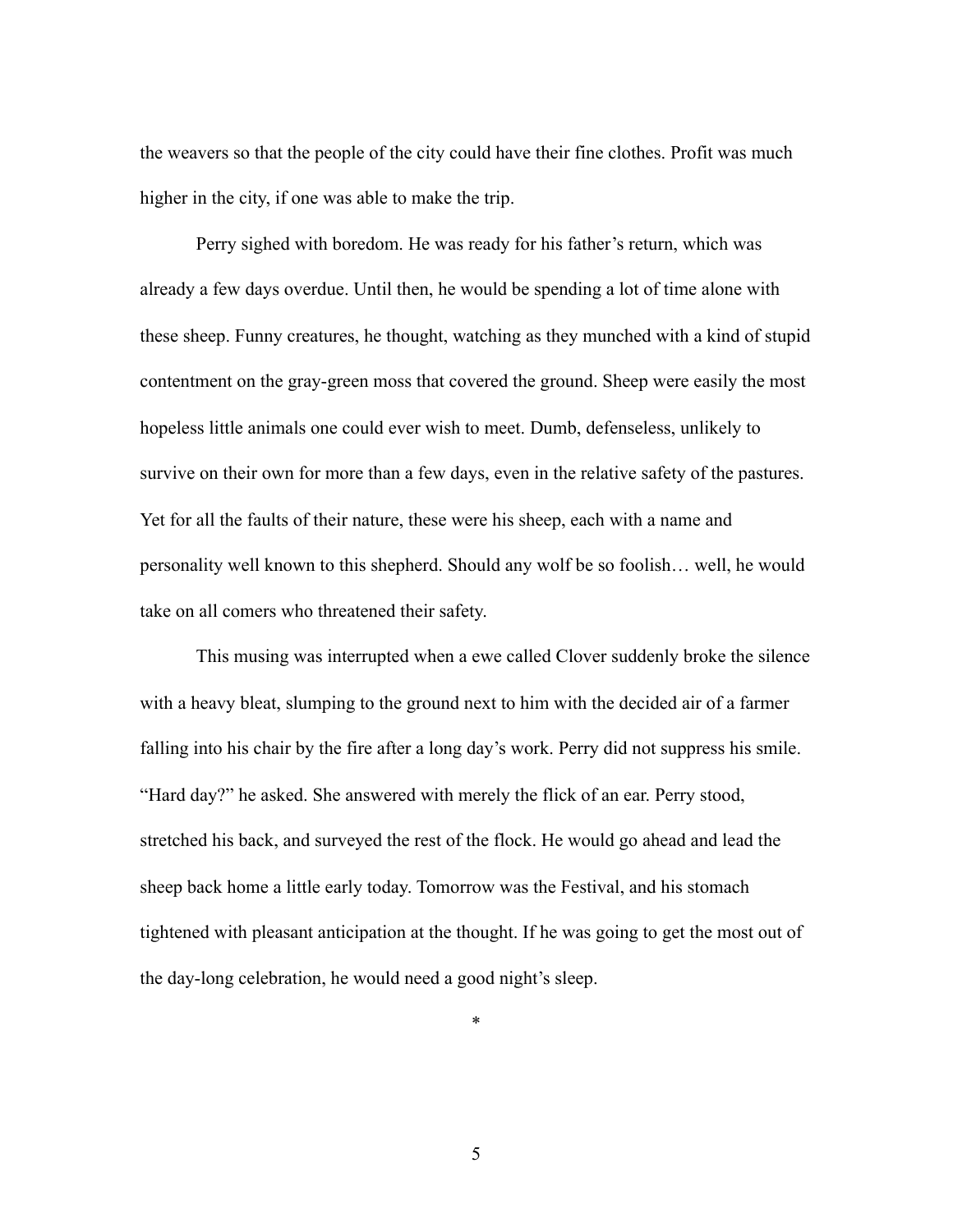the weavers so that the people of the city could have their fine clothes. Profit was much higher in the city, if one was able to make the trip.

Perry sighed with boredom. He was ready for his father's return, which was already a few days overdue. Until then, he would be spending a lot of time alone with these sheep. Funny creatures, he thought, watching as they munched with a kind of stupid contentment on the gray-green moss that covered the ground. Sheep were easily the most hopeless little animals one could ever wish to meet. Dumb, defenseless, unlikely to survive on their own for more than a few days, even in the relative safety of the pastures. Yet for all the faults of their nature, these were his sheep, each with a name and personality well known to this shepherd. Should any wolf be so foolish… well, he would take on all comers who threatened their safety.

This musing was interrupted when a ewe called Clover suddenly broke the silence with a heavy bleat, slumping to the ground next to him with the decided air of a farmer falling into his chair by the fire after a long day's work. Perry did not suppress his smile. "Hard day?" he asked. She answered with merely the flick of an ear. Perry stood, stretched his back, and surveyed the rest of the flock. He would go ahead and lead the sheep back home a little early today. Tomorrow was the Festival, and his stomach tightened with pleasant anticipation at the thought. If he was going to get the most out of the day-long celebration, he would need a good night's sleep.

*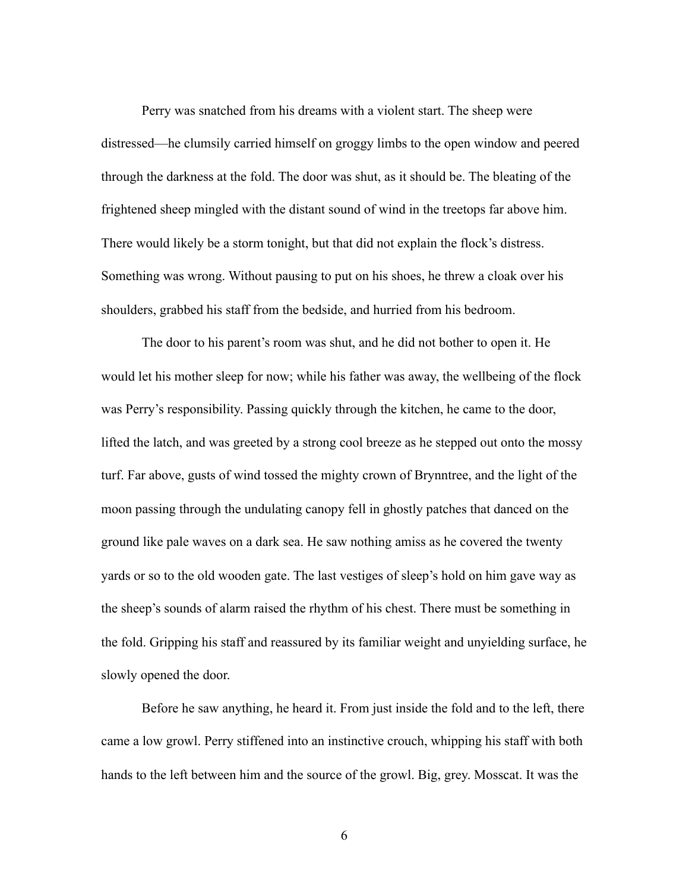Perry was snatched from his dreams with a violent start. The sheep were distressed—he clumsily carried himself on groggy limbs to the open window and peered through the darkness at the fold. The door was shut, as it should be. The bleating of the frightened sheep mingled with the distant sound of wind in the treetops far above him. There would likely be a storm tonight, but that did not explain the flock's distress. Something was wrong. Without pausing to put on his shoes, he threw a cloak over his shoulders, grabbed his staff from the bedside, and hurried from his bedroom.

The door to his parent's room was shut, and he did not bother to open it. He would let his mother sleep for now; while his father was away, the wellbeing of the flock was Perry's responsibility. Passing quickly through the kitchen, he came to the door, lifted the latch, and was greeted by a strong cool breeze as he stepped out onto the mossy turf. Far above, gusts of wind tossed the mighty crown of Brynntree, and the light of the moon passing through the undulating canopy fell in ghostly patches that danced on the ground like pale waves on a dark sea. He saw nothing amiss as he covered the twenty yards or so to the old wooden gate. The last vestiges of sleep's hold on him gave way as the sheep's sounds of alarm raised the rhythm of his chest. There must be something in the fold. Gripping his staff and reassured by its familiar weight and unyielding surface, he slowly opened the door.

Before he saw anything, he heard it. From just inside the fold and to the left, there came a low growl. Perry stiffened into an instinctive crouch, whipping his staff with both hands to the left between him and the source of the growl. Big, grey. Mosscat. It was the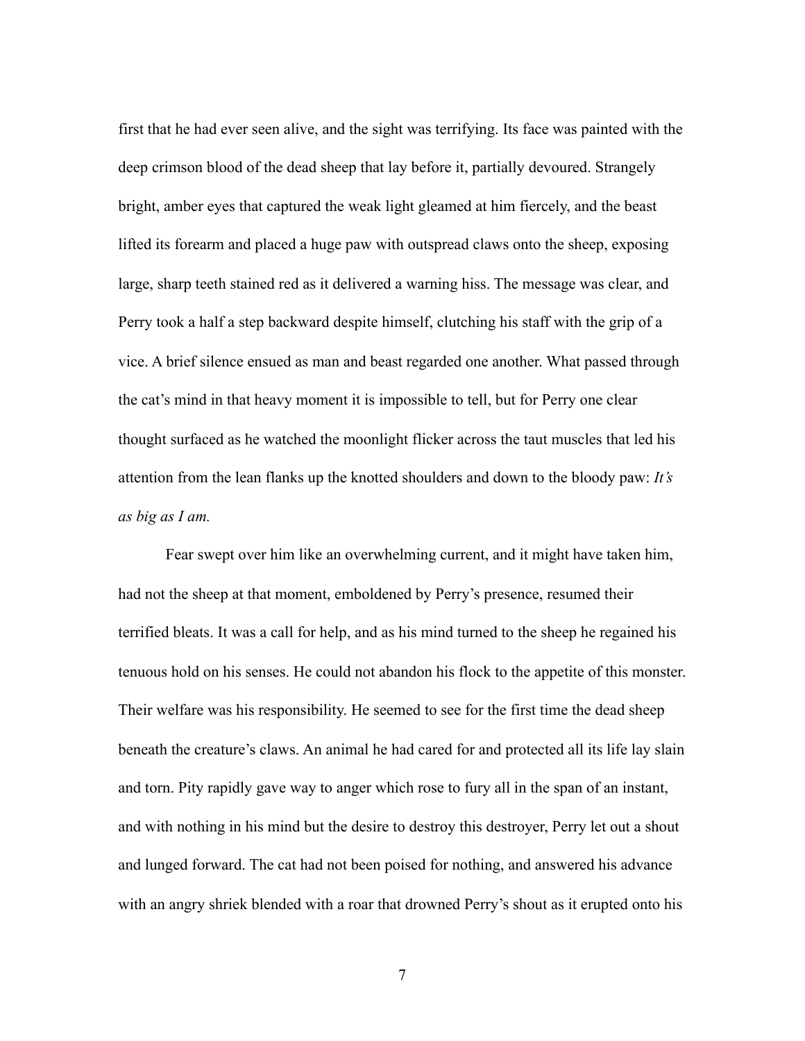first that he had ever seen alive, and the sight was terrifying. Its face was painted with the deep crimson blood of the dead sheep that lay before it, partially devoured. Strangely bright, amber eyes that captured the weak light gleamed at him fiercely, and the beast lifted its forearm and placed a huge paw with outspread claws onto the sheep, exposing large, sharp teeth stained red as it delivered a warning hiss. The message was clear, and Perry took a half a step backward despite himself, clutching his staff with the grip of a vice. A brief silence ensued as man and beast regarded one another. What passed through the cat's mind in that heavy moment it is impossible to tell, but for Perry one clear thought surfaced as he watched the moonlight flicker across the taut muscles that led his attention from the lean flanks up the knotted shoulders and down to the bloody paw: *It's as big as I am.*

Fear swept over him like an overwhelming current, and it might have taken him, had not the sheep at that moment, emboldened by Perry's presence, resumed their terrified bleats. It was a call for help, and as his mind turned to the sheep he regained his tenuous hold on his senses. He could not abandon his flock to the appetite of this monster. Their welfare was his responsibility. He seemed to see for the first time the dead sheep beneath the creature's claws. An animal he had cared for and protected all its life lay slain and torn. Pity rapidly gave way to anger which rose to fury all in the span of an instant, and with nothing in his mind but the desire to destroy this destroyer, Perry let out a shout and lunged forward. The cat had not been poised for nothing, and answered his advance with an angry shriek blended with a roar that drowned Perry's shout as it erupted onto his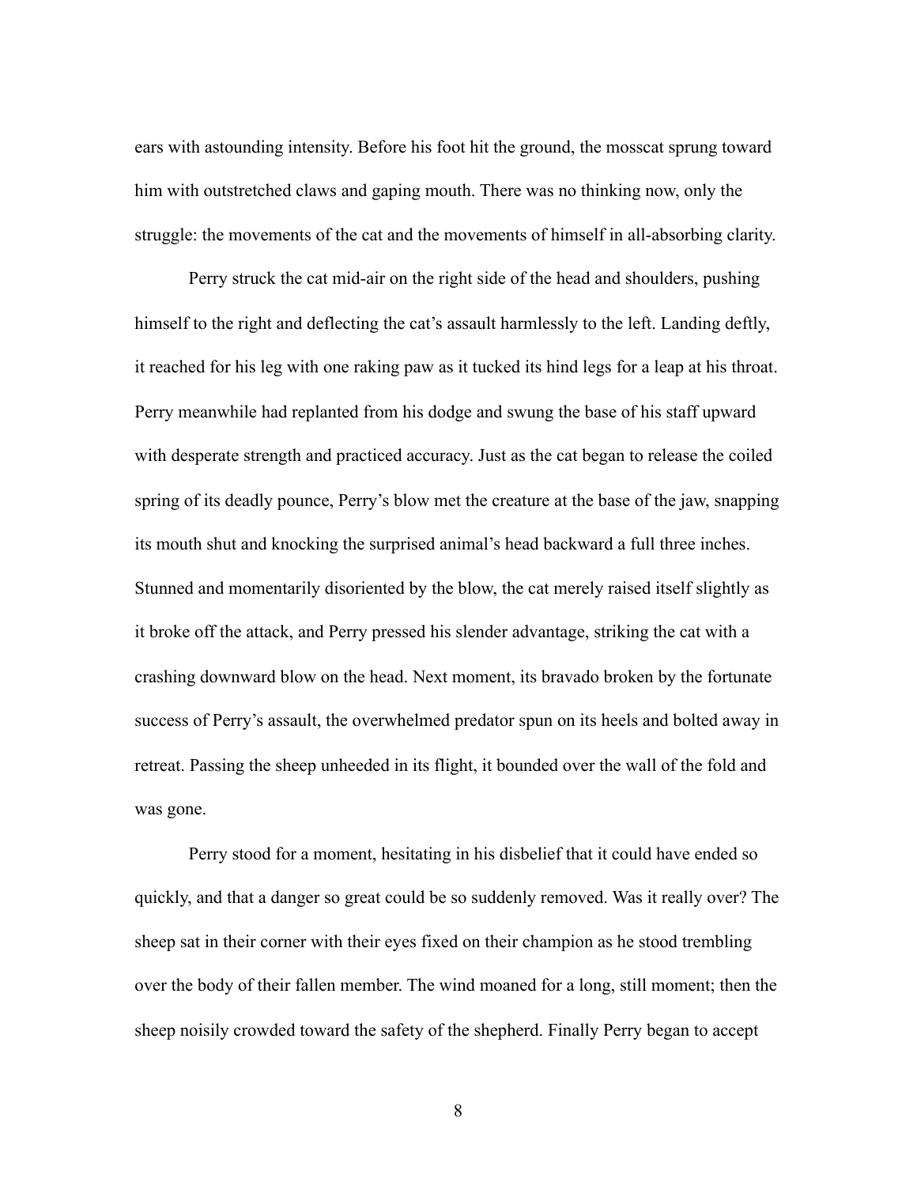ears with astounding intensity. Before his foot hit the ground, the mosscat sprung toward him with outstretched claws and gaping mouth. There was no thinking now, only the struggle: the movements of the cat and the movements of himself in all-absorbing clarity.

Perry struck the cat mid-air on the right side of the head and shoulders, pushing himself to the right and deflecting the cat's assault harmlessly to the left. Landing deftly, it reached for his leg with one raking paw as it tucked its hind legs for a leap at his throat. Perry meanwhile had replanted from his dodge and swung the base of his staff upward with desperate strength and practiced accuracy. Just as the cat began to release the coiled spring of its deadly pounce, Perry's blow met the creature at the base of the jaw, snapping its mouth shut and knocking the surprised animal's head backward a full three inches. Stunned and momentarily disoriented by the blow, the cat merely raised itself slightly as it broke off the attack, and Perry pressed his slender advantage, striking the cat with a crashing downward blow on the head. Next moment, its bravado broken by the fortunate success of Perry's assault, the overwhelmed predator spun on its heels and bolted away in retreat. Passing the sheep unheeded in its flight, it bounded over the wall of the fold and was gone.

Perry stood for a moment, hesitating in his disbelief that it could have ended so quickly, and that a danger so great could be so suddenly removed. Was it really over? The sheep sat in their corner with their eyes fixed on their champion as he stood trembling over the body of their fallen member. The wind moaned for a long, still moment; then the sheep noisily crowded toward the safety of the shepherd. Finally Perry began to accept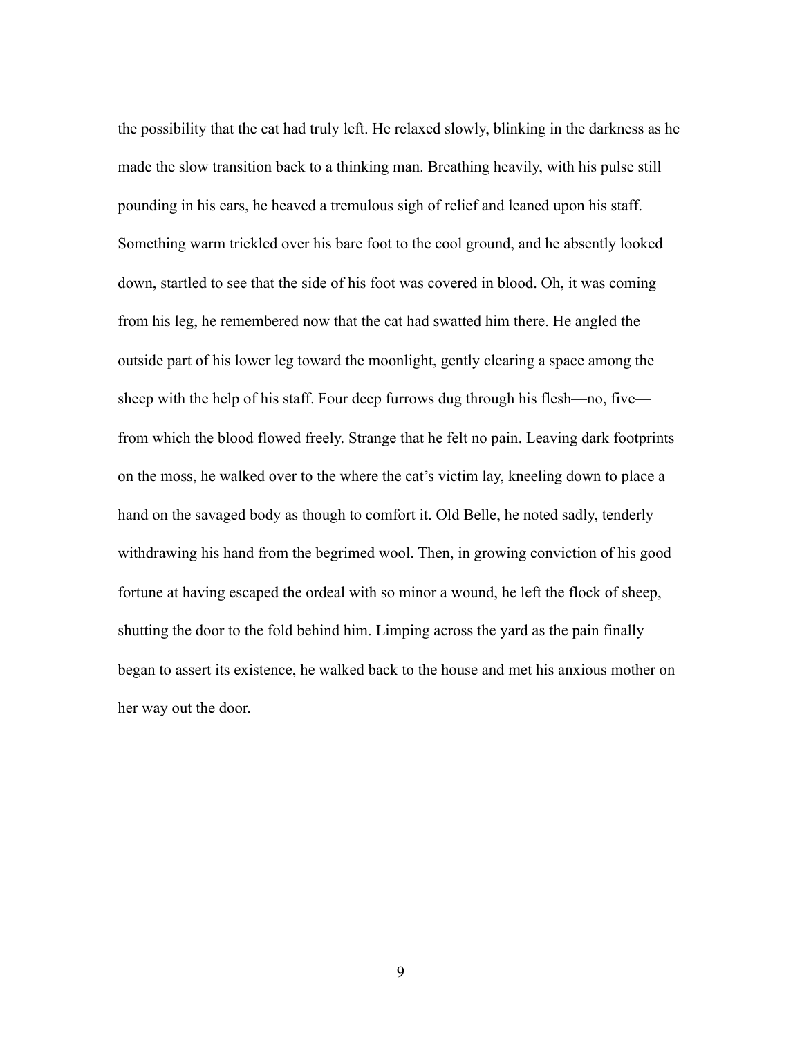the possibility that the cat had truly left. He relaxed slowly, blinking in the darkness as he made the slow transition back to a thinking man. Breathing heavily, with his pulse still pounding in his ears, he heaved a tremulous sigh of relief and leaned upon his staff. Something warm trickled over his bare foot to the cool ground, and he absently looked down, startled to see that the side of his foot was covered in blood. Oh, it was coming from his leg, he remembered now that the cat had swatted him there. He angled the outside part of his lower leg toward the moonlight, gently clearing a space among the sheep with the help of his staff. Four deep furrows dug through his flesh—no, five—from which the blood flowed freely. Strange that he felt no pain. Leaving dark footprints on the moss, he walked over to the where the cat's victim lay, kneeling down to place a hand on the savaged body as though to comfort it. Old Belle, he noted sadly, tenderly withdrawing his hand from the begrimed wool. Then, in growing conviction of his good fortune at having escaped the ordeal with so minor a wound, he left the flock of sheep, shutting the door to the fold behind him. Limping across the yard as the pain finally began to assert its existence, he walked back to the house and met his anxious mother on her way out the door.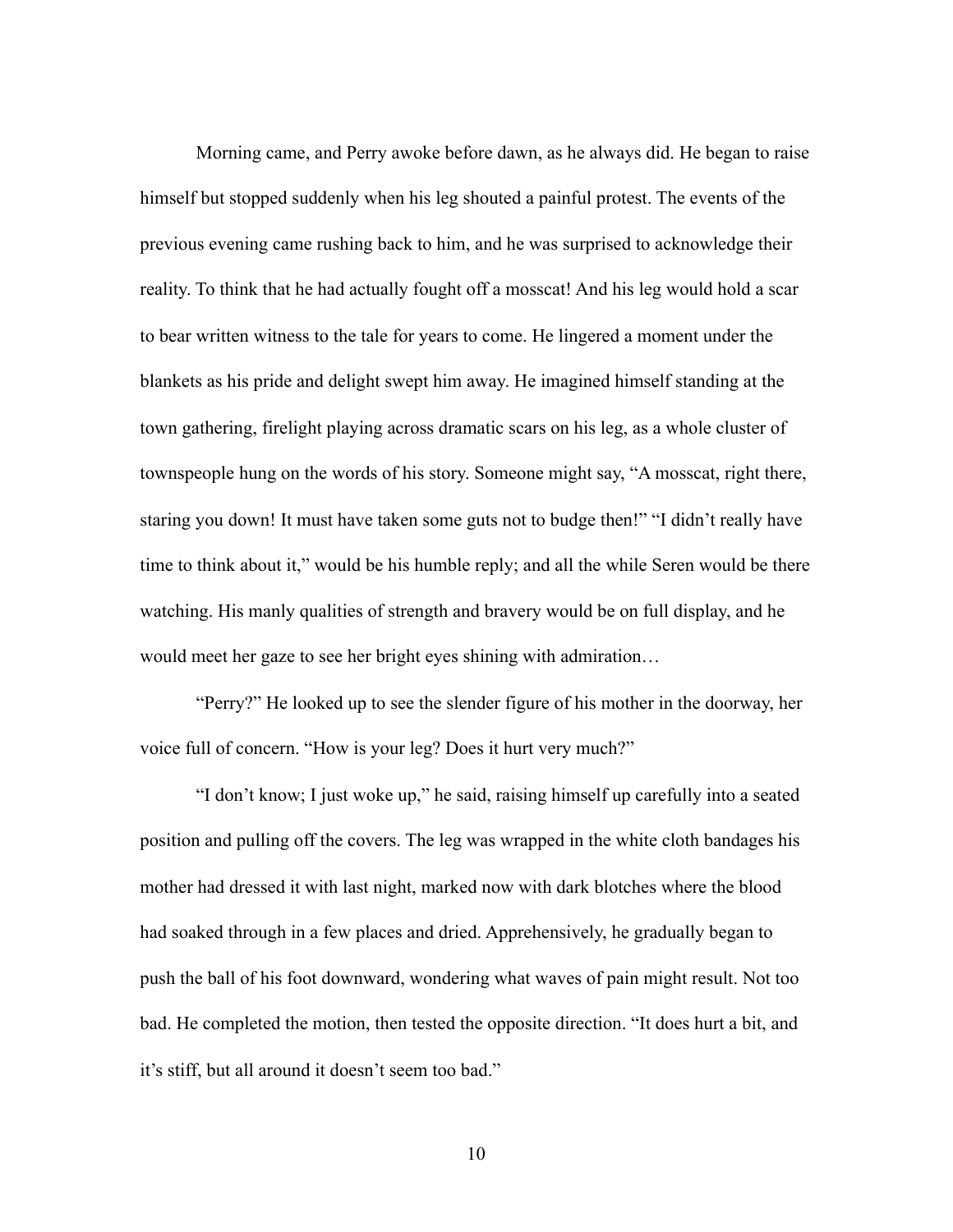Morning came, and Perry awoke before dawn, as he always did. He began to raise himself but stopped suddenly when his leg shouted a painful protest. The events of the previous evening came rushing back to him, and he was surprised to acknowledge their reality. To think that he had actually fought off a mosscat! And his leg would hold a scar to bear written witness to the tale for years to come. He lingered a moment under the blankets as his pride and delight swept him away. He imagined himself standing at the town gathering, firelight playing across dramatic scars on his leg, as a whole cluster of townspeople hung on the words of his story. Someone might say, "A mosscat, right there, staring you down! It must have taken some guts not to budge then!" "I didn't really have time to think about it," would be his humble reply; and all the while Seren would be there watching. His manly qualities of strength and bravery would be on full display, and he would meet her gaze to see her bright eyes shining with admiration…

"Perry?" He looked up to see the slender figure of his mother in the doorway, her voice full of concern. "How is your leg? Does it hurt very much?"

"I don't know; I just woke up," he said, raising himself up carefully into a seated position and pulling off the covers. The leg was wrapped in the white cloth bandages his mother had dressed it with last night, marked now with dark blotches where the blood had soaked through in a few places and dried. Apprehensively, he gradually began to push the ball of his foot downward, wondering what waves of pain might result. Not too bad. He completed the motion, then tested the opposite direction. "It does hurt a bit, and it's stiff, but all around it doesn't seem too bad."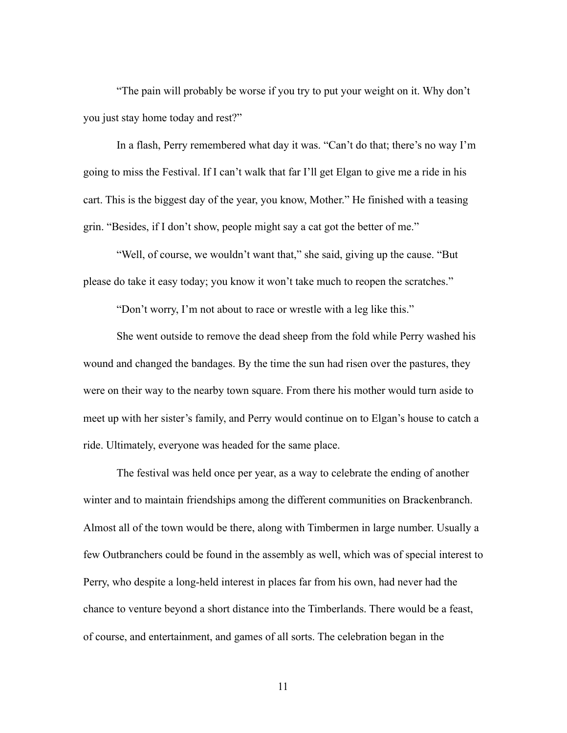"The pain will probably be worse if you try to put your weight on it. Why don't you just stay home today and rest?"

In a flash, Perry remembered what day it was. "Can't do that; there's no way I'm going to miss the Festival. If I can't walk that far I'll get Elgan to give me a ride in his cart. This is the biggest day of the year, you know, Mother." He finished with a teasing grin. "Besides, if I don't show, people might say a cat got the better of me."

"Well, of course, we wouldn't want that," she said, giving up the cause. "But please do take it easy today; you know it won't take much to reopen the scratches."

"Don't worry, I'm not about to race or wrestle with a leg like this."

She went outside to remove the dead sheep from the fold while Perry washed his wound and changed the bandages. By the time the sun had risen over the pastures, they were on their way to the nearby town square. From there his mother would turn aside to meet up with her sister's family, and Perry would continue on to Elgan's house to catch a ride. Ultimately, everyone was headed for the same place.

The festival was held once per year, as a way to celebrate the ending of another winter and to maintain friendships among the different communities on Brackenbranch. Almost all of the town would be there, along with Timbermen in large number. Usually a few Outbranchers could be found in the assembly as well, which was of special interest to Perry, who despite a long-held interest in places far from his own, had never had the chance to venture beyond a short distance into the Timberlands. There would be a feast, of course, and entertainment, and games of all sorts. The celebration began in the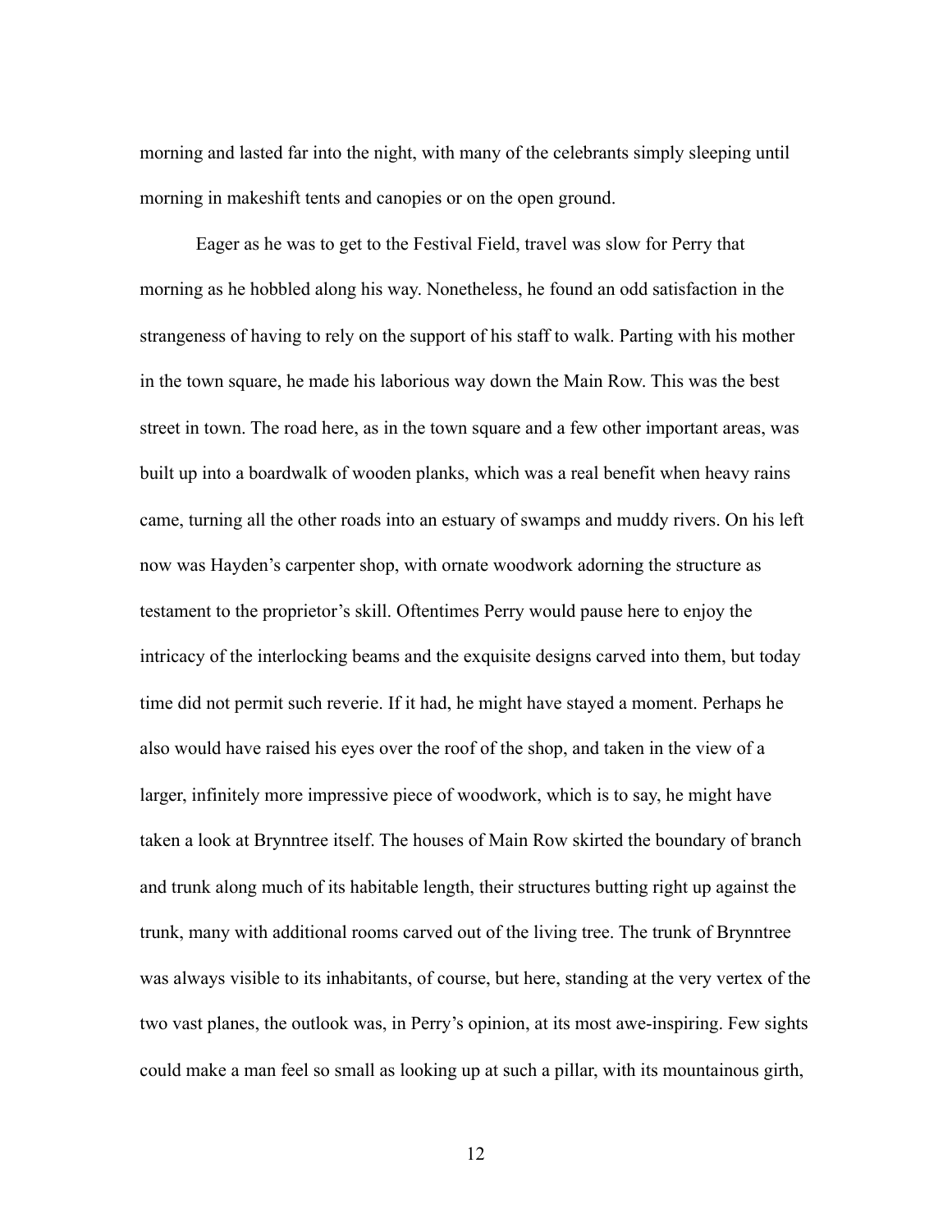morning and lasted far into the night, with many of the celebrants simply sleeping until morning in makeshift tents and canopies or on the open ground.

Eager as he was to get to the Festival Field, travel was slow for Perry that morning as he hobbled along his way. Nonetheless, he found an odd satisfaction in the strangeness of having to rely on the support of his staff to walk. Parting with his mother in the town square, he made his laborious way down the Main Row. This was the best street in town. The road here, as in the town square and a few other important areas, was built up into a boardwalk of wooden planks, which was a real benefit when heavy rains came, turning all the other roads into an estuary of swamps and muddy rivers. On his left now was Hayden's carpenter shop, with ornate woodwork adorning the structure as testament to the proprietor's skill. Oftentimes Perry would pause here to enjoy the intricacy of the interlocking beams and the exquisite designs carved into them, but today time did not permit such reverie. If it had, he might have stayed a moment. Perhaps he also would have raised his eyes over the roof of the shop, and taken in the view of a larger, infinitely more impressive piece of woodwork, which is to say, he might have taken a look at Brynntree itself. The houses of Main Row skirted the boundary of branch and trunk along much of its habitable length, their structures butting right up against the trunk, many with additional rooms carved out of the living tree. The trunk of Brynntree was always visible to its inhabitants, of course, but here, standing at the very vertex of the two vast planes, the outlook was, in Perry's opinion, at its most awe-inspiring. Few sights could make a man feel so small as looking up at such a pillar, with its mountainous girth,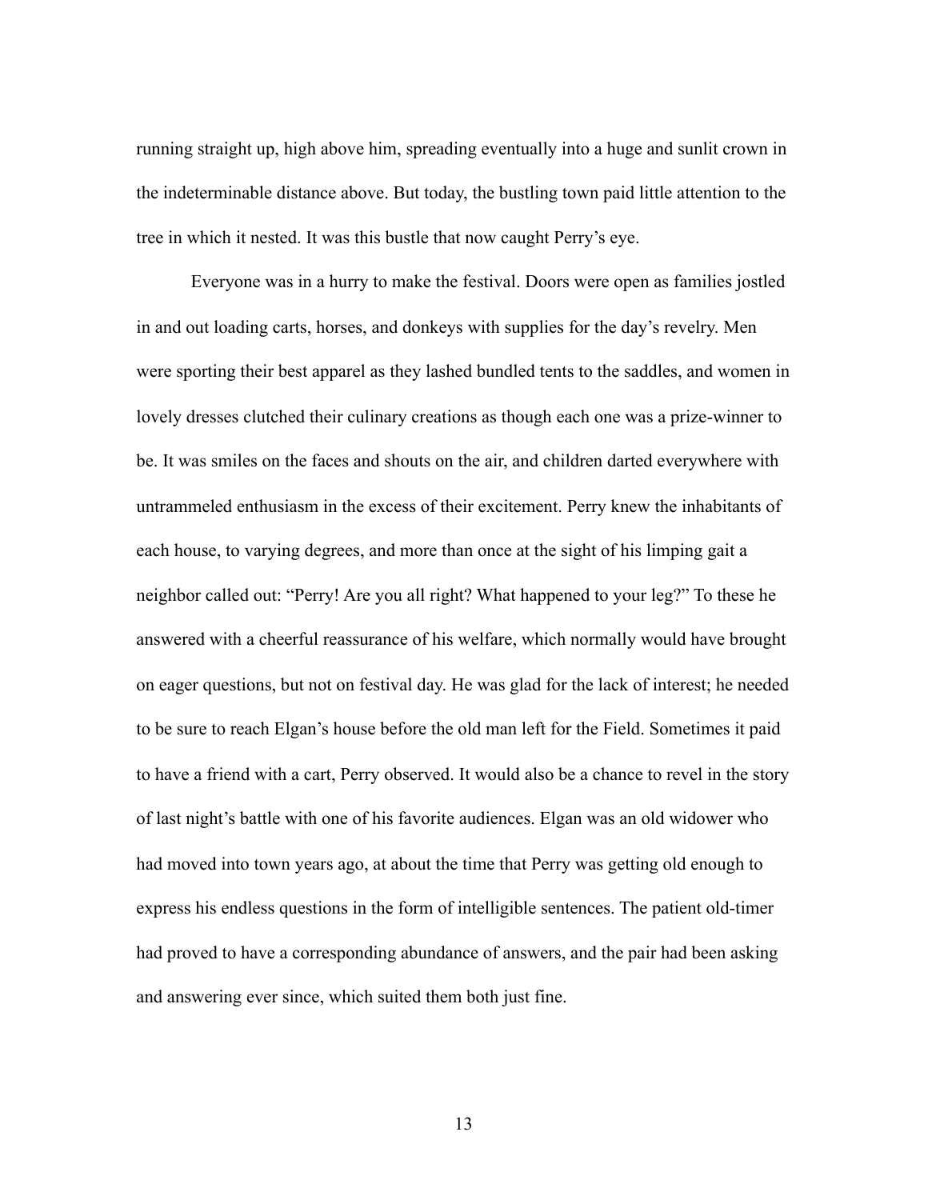running straight up, high above him, spreading eventually into a huge and sunlit crown in the indeterminable distance above. But today, the bustling town paid little attention to the tree in which it nested. It was this bustle that now caught Perry's eye.

Everyone was in a hurry to make the festival. Doors were open as families jostled in and out loading carts, horses, and donkeys with supplies for the day's revelry. Men were sporting their best apparel as they lashed bundled tents to the saddles, and women in lovely dresses clutched their culinary creations as though each one was a prize-winner to be. It was smiles on the faces and shouts on the air, and children darted everywhere with untrammeled enthusiasm in the excess of their excitement. Perry knew the inhabitants of each house, to varying degrees, and more than once at the sight of his limping gait a neighbor called out: "Perry! Are you all right? What happened to your leg?" To these he answered with a cheerful reassurance of his welfare, which normally would have brought on eager questions, but not on festival day. He was glad for the lack of interest; he needed to be sure to reach Elgan's house before the old man left for the Field. Sometimes it paid to have a friend with a cart, Perry observed. It would also be a chance to revel in the story of last night's battle with one of his favorite audiences. Elgan was an old widower who had moved into town years ago, at about the time that Perry was getting old enough to express his endless questions in the form of intelligible sentences. The patient old-timer had proved to have a corresponding abundance of answers, and the pair had been asking and answering ever since, which suited them both just fine.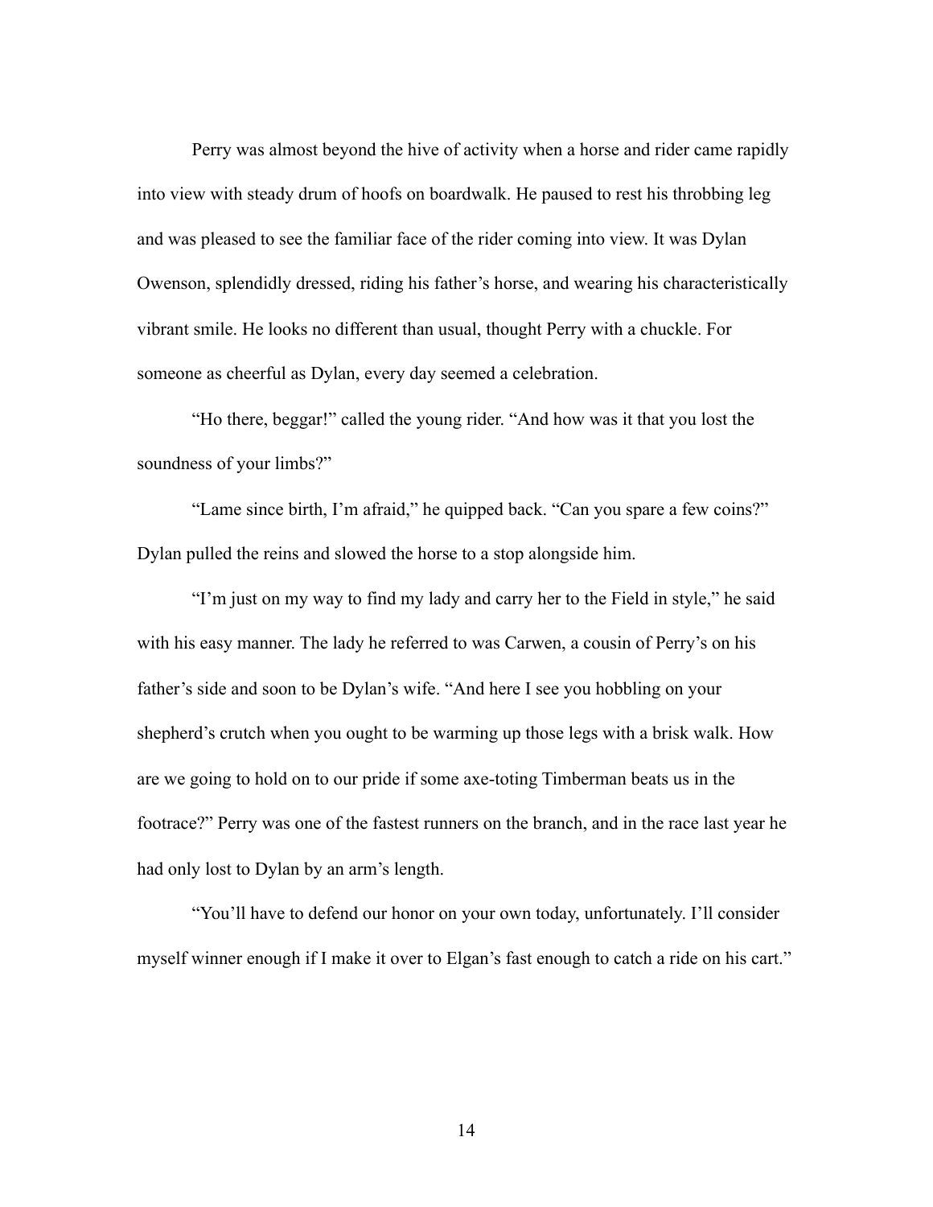Perry was almost beyond the hive of activity when a horse and rider came rapidly into view with steady drum of hoofs on boardwalk. He paused to rest his throbbing leg and was pleased to see the familiar face of the rider coming into view. It was Dylan Owenson, splendidly dressed, riding his father's horse, and wearing his characteristically vibrant smile. He looks no different than usual, thought Perry with a chuckle. For someone as cheerful as Dylan, every day seemed a celebration.

"Ho there, beggar!" called the young rider. "And how was it that you lost the soundness of your limbs?"

"Lame since birth, I'm afraid," he quipped back. "Can you spare a few coins?" Dylan pulled the reins and slowed the horse to a stop alongside him.

"I'm just on my way to find my lady and carry her to the Field in style," he said with his easy manner. The lady he referred to was Carwen, a cousin of Perry's on his father's side and soon to be Dylan's wife. "And here I see you hobbling on your shepherd's crutch when you ought to be warming up those legs with a brisk walk. How are we going to hold on to our pride if some axe-toting Timberman beats us in the footrace?" Perry was one of the fastest runners on the branch, and in the race last year he had only lost to Dylan by an arm's length.

"You'll have to defend our honor on your own today, unfortunately. I'll consider myself winner enough if I make it over to Elgan's fast enough to catch a ride on his cart."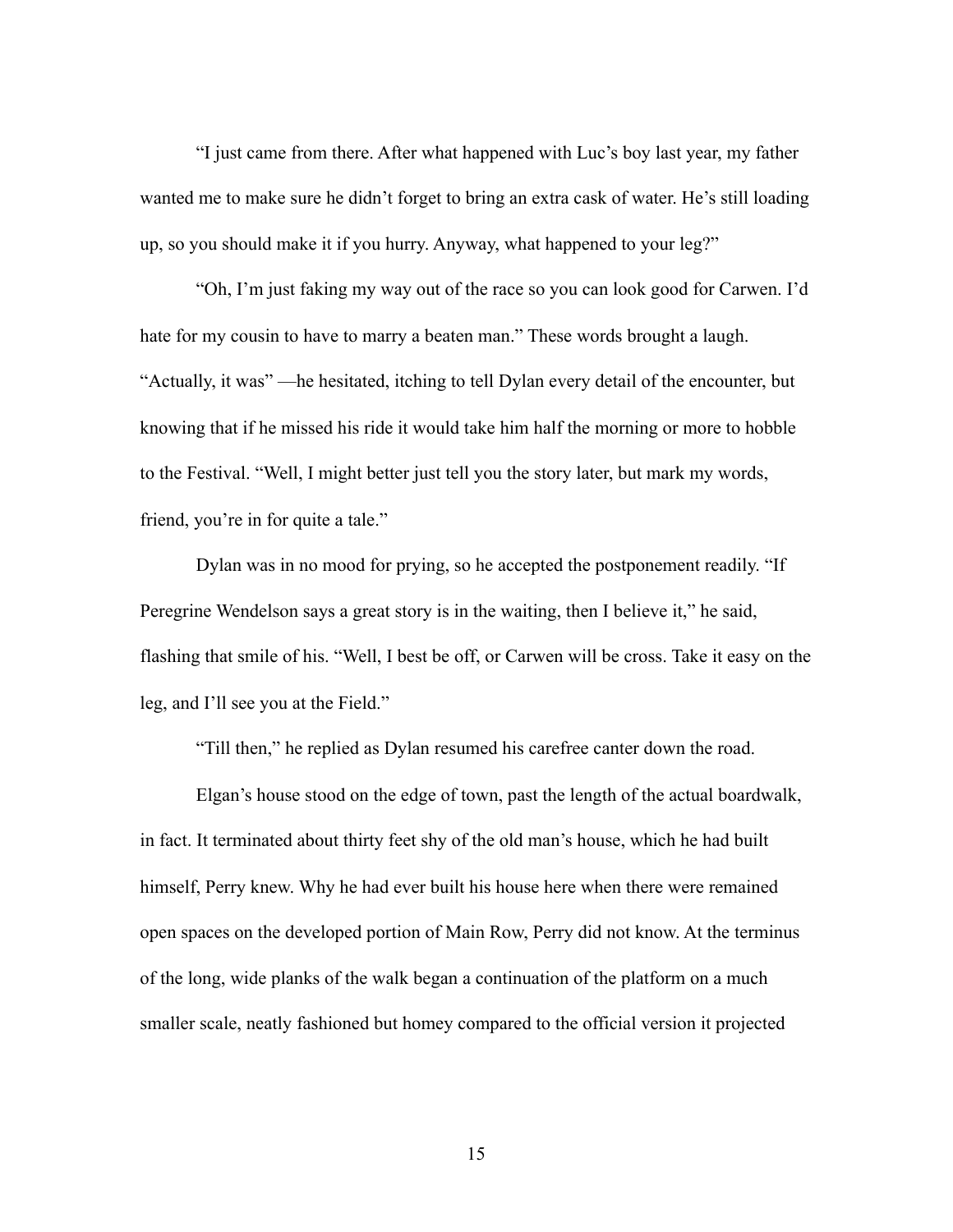"I just came from there. After what happened with Luc's boy last year, my father wanted me to make sure he didn't forget to bring an extra cask of water. He's still loading up, so you should make it if you hurry. Anyway, what happened to your leg?"

"Oh, I'm just faking my way out of the race so you can look good for Carwen. I'd hate for my cousin to have to marry a beaten man." These words brought a laugh. "Actually, it was" —he hesitated, itching to tell Dylan every detail of the encounter, but knowing that if he missed his ride it would take him half the morning or more to hobble to the Festival. "Well, I might better just tell you the story later, but mark my words, friend, you're in for quite a tale."

Dylan was in no mood for prying, so he accepted the postponement readily. "If Peregrine Wendelson says a great story is in the waiting, then I believe it," he said, flashing that smile of his. "Well, I best be off, or Carwen will be cross. Take it easy on the leg, and I'll see you at the Field."

"Till then," he replied as Dylan resumed his carefree canter down the road.

Elgan's house stood on the edge of town, past the length of the actual boardwalk, in fact. It terminated about thirty feet shy of the old man's house, which he had built himself, Perry knew. Why he had ever built his house here when there were remained open spaces on the developed portion of Main Row, Perry did not know. At the terminus of the long, wide planks of the walk began a continuation of the platform on a much smaller scale, neatly fashioned but homey compared to the official version it projected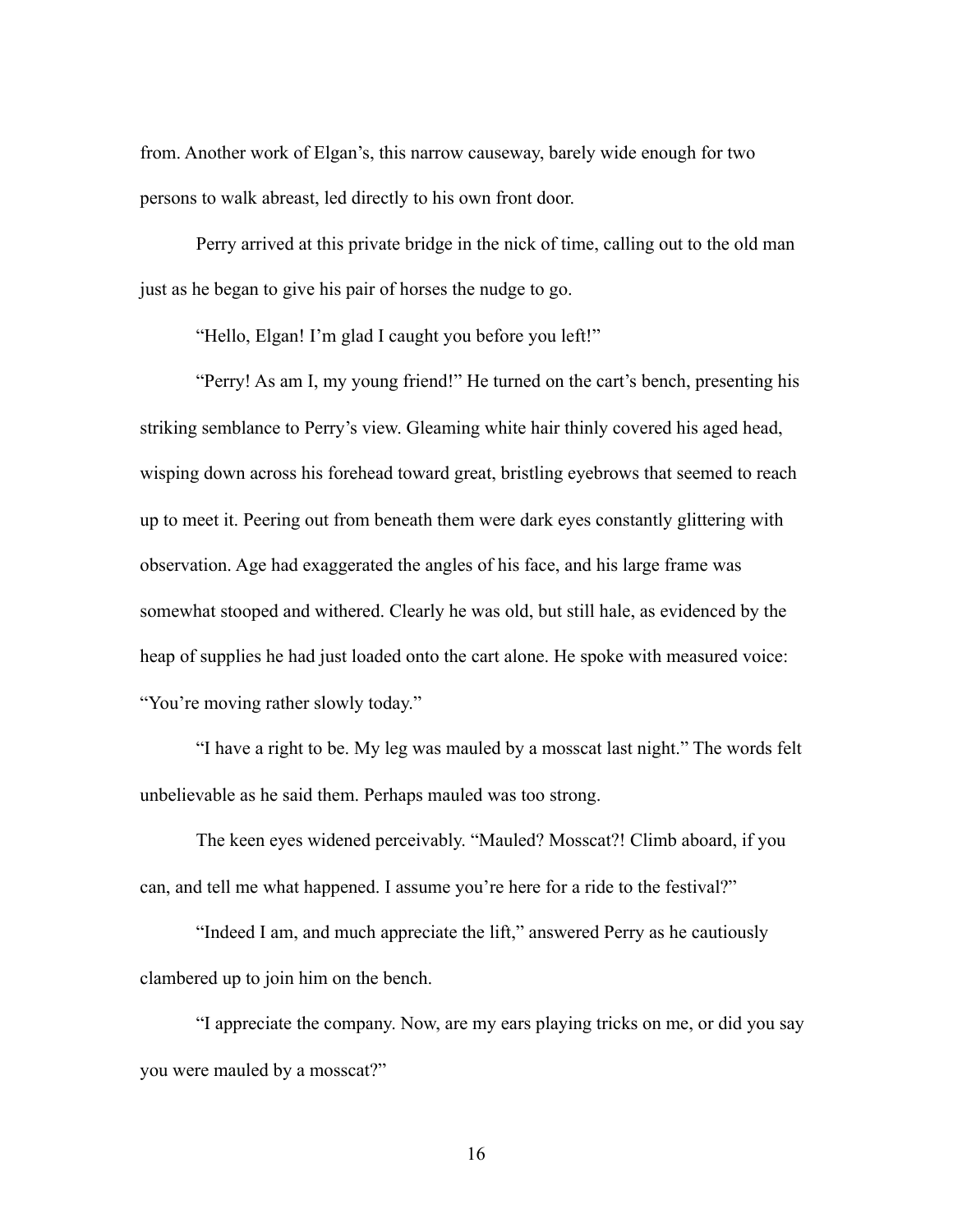from. Another work of Elgan's, this narrow causeway, barely wide enough for two persons to walk abreast, led directly to his own front door.

Perry arrived at this private bridge in the nick of time, calling out to the old man just as he began to give his pair of horses the nudge to go.

"Hello, Elgan! I'm glad I caught you before you left!"

"Perry! As am I, my young friend!" He turned on the cart's bench, presenting his striking semblance to Perry's view. Gleaming white hair thinly covered his aged head, wisping down across his forehead toward great, bristling eyebrows that seemed to reach up to meet it. Peering out from beneath them were dark eyes constantly glittering with observation. Age had exaggerated the angles of his face, and his large frame was somewhat stooped and withered. Clearly he was old, but still hale, as evidenced by the heap of supplies he had just loaded onto the cart alone. He spoke with measured voice: "You're moving rather slowly today."

"I have a right to be. My leg was mauled by a mosscat last night." The words felt unbelievable as he said them. Perhaps mauled was too strong.

The keen eyes widened perceivably. "Mauled? Mosscat?! Climb aboard, if you can, and tell me what happened. I assume you're here for a ride to the festival?"

"Indeed I am, and much appreciate the lift," answered Perry as he cautiously clambered up to join him on the bench.

"I appreciate the company. Now, are my ears playing tricks on me, or did you say you were mauled by a mosscat?"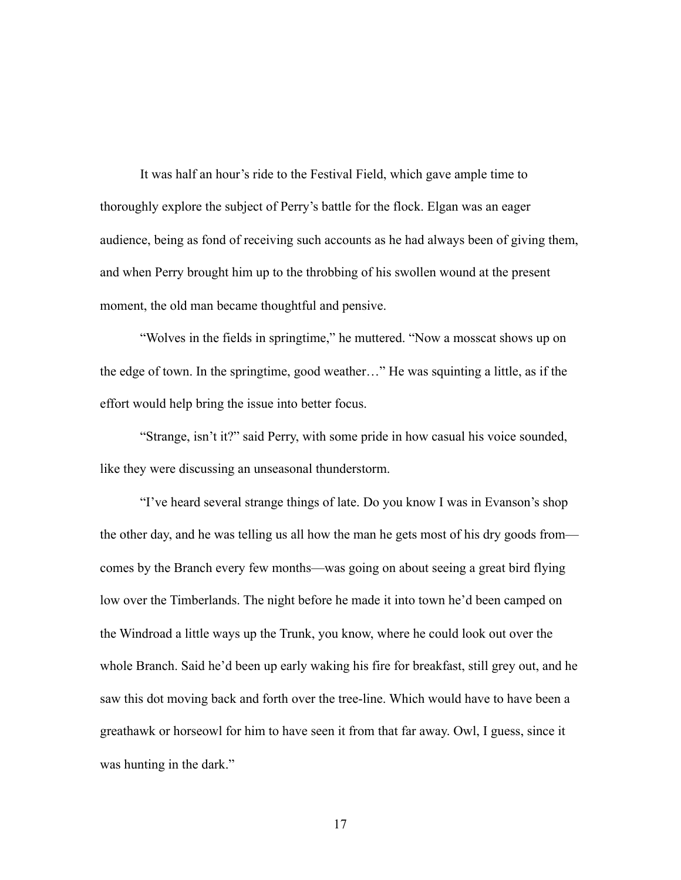It was half an hour's ride to the Festival Field, which gave ample time to thoroughly explore the subject of Perry's battle for the flock. Elgan was an eager audience, being as fond of receiving such accounts as he had always been of giving them, and when Perry brought him up to the throbbing of his swollen wound at the present moment, the old man became thoughtful and pensive.

"Wolves in the fields in springtime," he muttered. "Now a mosscat shows up on the edge of town. In the springtime, good weather…" He was squinting a little, as if the effort would help bring the issue into better focus.

"Strange, isn't it?" said Perry, with some pride in how casual his voice sounded, like they were discussing an unseasonal thunderstorm.

"I've heard several strange things of late. Do you know I was in Evanson's shop the other day, and he was telling us all how the man he gets most of his dry goods from—comes by the Branch every few months—was going on about seeing a great bird flying low over the Timberlands. The night before he made it into town he'd been camped on the Windroad a little ways up the Trunk, you know, where he could look out over the whole Branch. Said he'd been up early waking his fire for breakfast, still grey out, and he saw this dot moving back and forth over the tree-line. Which would have to have been a greathawk or horseowl for him to have seen it from that far away. Owl, I guess, since it was hunting in the dark."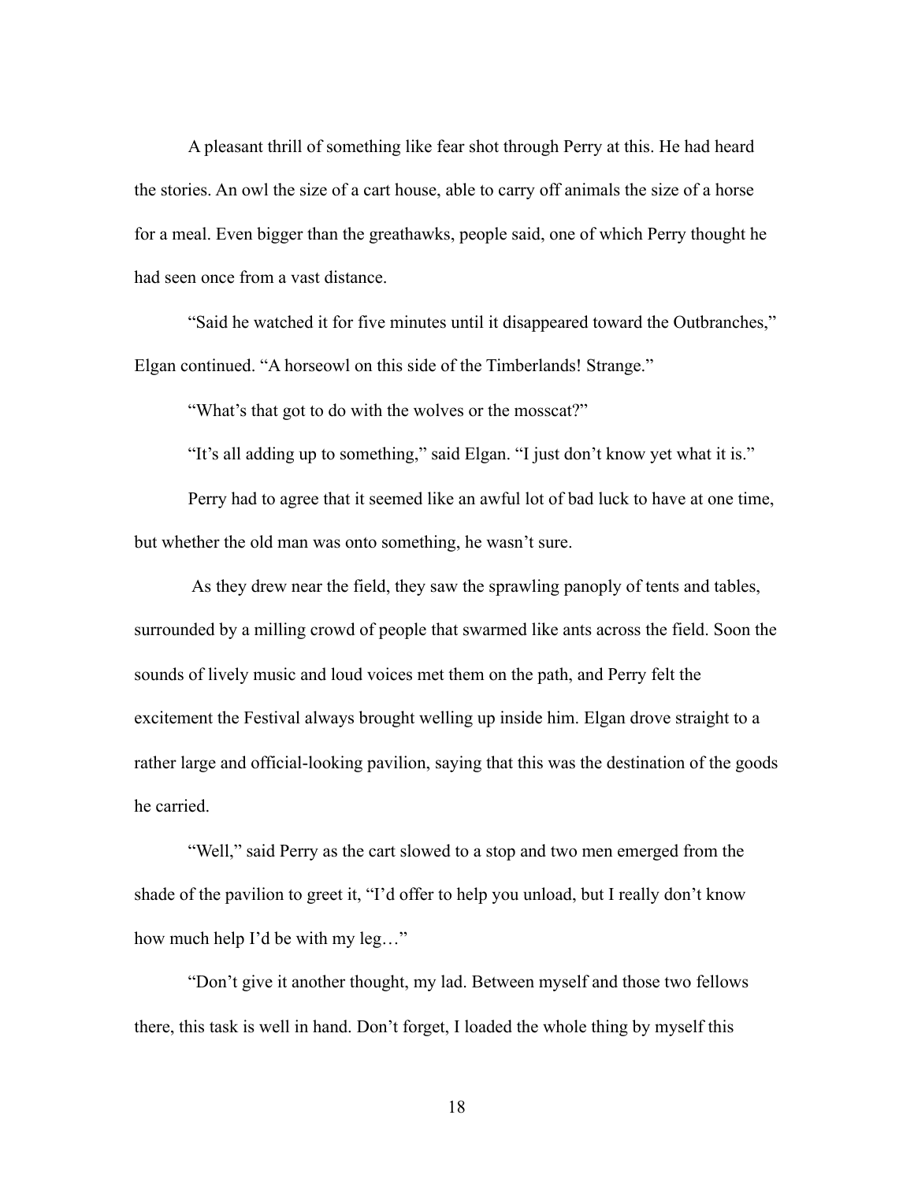A pleasant thrill of something like fear shot through Perry at this. He had heard the stories. An owl the size of a cart house, able to carry off animals the size of a horse for a meal. Even bigger than the greathawks, people said, one of which Perry thought he had seen once from a vast distance.

"Said he watched it for five minutes until it disappeared toward the Outbranches," Elgan continued. "A horseowl on this side of the Timberlands! Strange."

"What's that got to do with the wolves or the mosscat?"

"It's all adding up to something," said Elgan. "I just don't know yet what it is."

Perry had to agree that it seemed like an awful lot of bad luck to have at one time, but whether the old man was onto something, he wasn't sure.

As they drew near the field, they saw the sprawling panoply of tents and tables, surrounded by a milling crowd of people that swarmed like ants across the field. Soon the sounds of lively music and loud voices met them on the path, and Perry felt the excitement the Festival always brought welling up inside him. Elgan drove straight to a rather large and official-looking pavilion, saying that this was the destination of the goods he carried.

"Well," said Perry as the cart slowed to a stop and two men emerged from the shade of the pavilion to greet it, "I'd offer to help you unload, but I really don't know how much help I'd be with my leg…"

"Don't give it another thought, my lad. Between myself and those two fellows there, this task is well in hand. Don't forget, I loaded the whole thing by myself this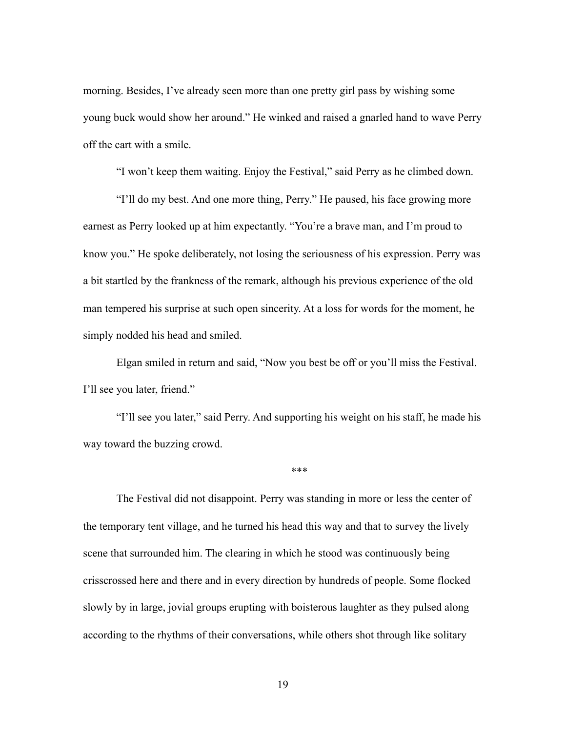morning. Besides, I've already seen more than one pretty girl pass by wishing some young buck would show her around." He winked and raised a gnarled hand to wave Perry off the cart with a smile.

"I won't keep them waiting. Enjoy the Festival," said Perry as he climbed down.

"I'll do my best. And one more thing, Perry." He paused, his face growing more earnest as Perry looked up at him expectantly. "You're a brave man, and I'm proud to know you." He spoke deliberately, not losing the seriousness of his expression. Perry was a bit startled by the frankness of the remark, although his previous experience of the old man tempered his surprise at such open sincerity. At a loss for words for the moment, he simply nodded his head and smiled.

Elgan smiled in return and said, "Now you best be off or you'll miss the Festival. I'll see you later, friend."

"I'll see you later," said Perry. And supporting his weight on his staff, he made his way toward the buzzing crowd.

***

The Festival did not disappoint. Perry was standing in more or less the center of the temporary tent village, and he turned his head this way and that to survey the lively scene that surrounded him. The clearing in which he stood was continuously being crisscrossed here and there and in every direction by hundreds of people. Some flocked slowly by in large, jovial groups erupting with boisterous laughter as they pulsed along according to the rhythms of their conversations, while others shot through like solitary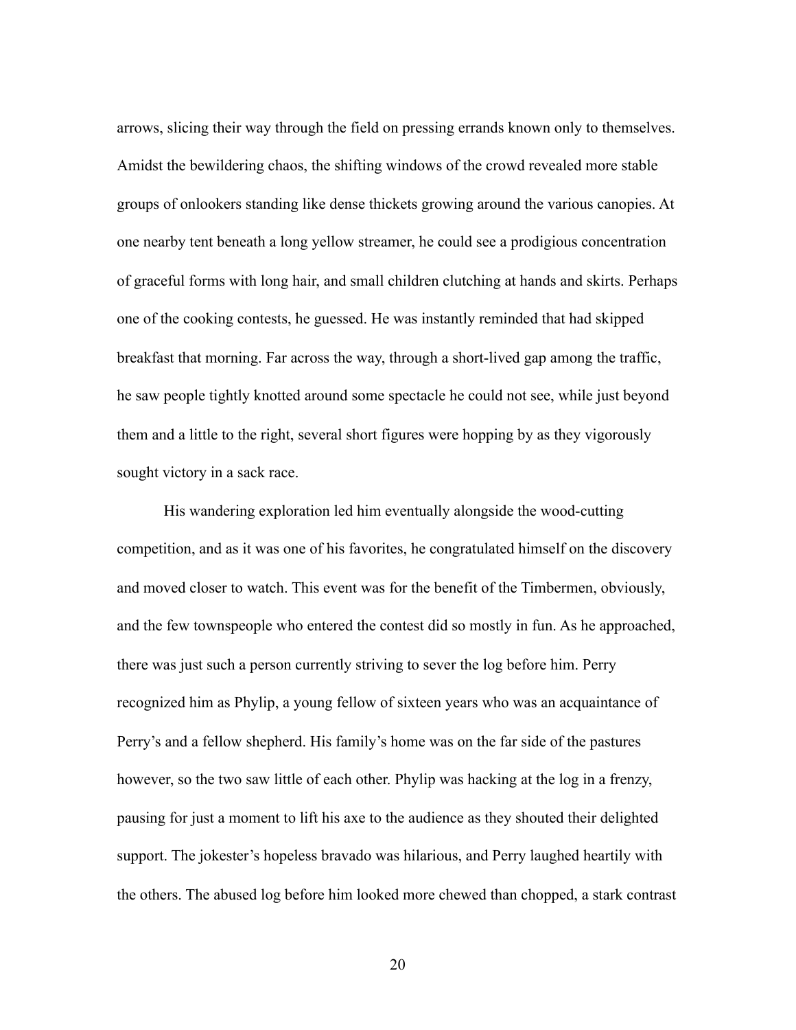arrows, slicing their way through the field on pressing errands known only to themselves. Amidst the bewildering chaos, the shifting windows of the crowd revealed more stable groups of onlookers standing like dense thickets growing around the various canopies. At one nearby tent beneath a long yellow streamer, he could see a prodigious concentration of graceful forms with long hair, and small children clutching at hands and skirts. Perhaps one of the cooking contests, he guessed. He was instantly reminded that had skipped breakfast that morning. Far across the way, through a short-lived gap among the traffic, he saw people tightly knotted around some spectacle he could not see, while just beyond them and a little to the right, several short figures were hopping by as they vigorously sought victory in a sack race.

His wandering exploration led him eventually alongside the wood-cutting competition, and as it was one of his favorites, he congratulated himself on the discovery and moved closer to watch. This event was for the benefit of the Timbermen, obviously, and the few townspeople who entered the contest did so mostly in fun. As he approached, there was just such a person currently striving to sever the log before him. Perry recognized him as Phylip, a young fellow of sixteen years who was an acquaintance of Perry's and a fellow shepherd. His family's home was on the far side of the pastures however, so the two saw little of each other. Phylip was hacking at the log in a frenzy, pausing for just a moment to lift his axe to the audience as they shouted their delighted support. The jokester's hopeless bravado was hilarious, and Perry laughed heartily with the others. The abused log before him looked more chewed than chopped, a stark contrast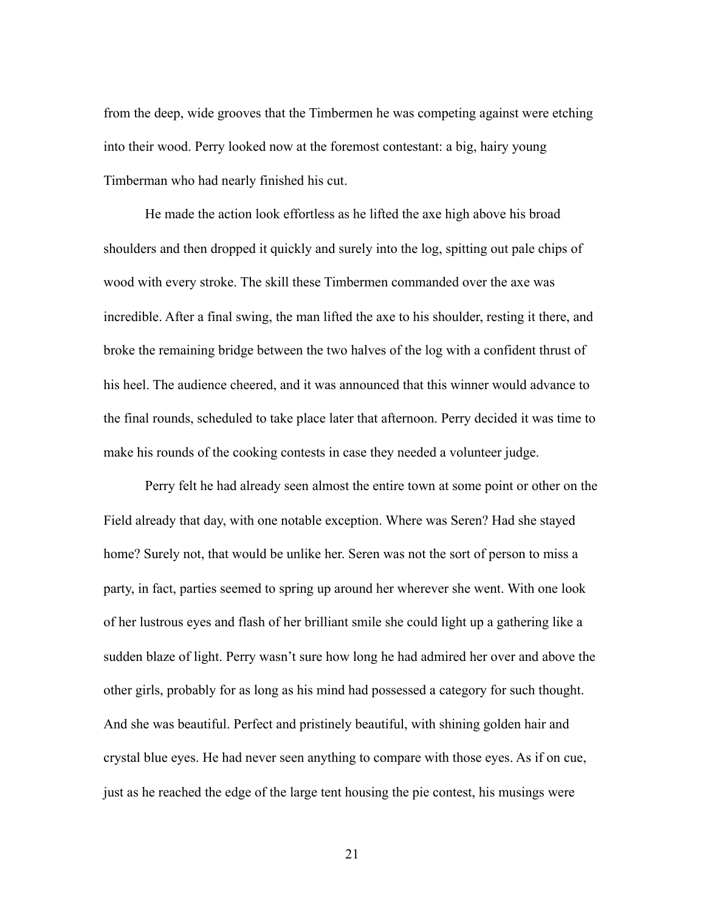from the deep, wide grooves that the Timbermen he was competing against were etching into their wood. Perry looked now at the foremost contestant: a big, hairy young Timberman who had nearly finished his cut.

He made the action look effortless as he lifted the axe high above his broad shoulders and then dropped it quickly and surely into the log, spitting out pale chips of wood with every stroke. The skill these Timbermen commanded over the axe was incredible. After a final swing, the man lifted the axe to his shoulder, resting it there, and broke the remaining bridge between the two halves of the log with a confident thrust of his heel. The audience cheered, and it was announced that this winner would advance to the final rounds, scheduled to take place later that afternoon. Perry decided it was time to make his rounds of the cooking contests in case they needed a volunteer judge.

Perry felt he had already seen almost the entire town at some point or other on the Field already that day, with one notable exception. Where was Seren? Had she stayed home? Surely not, that would be unlike her. Seren was not the sort of person to miss a party, in fact, parties seemed to spring up around her wherever she went. With one look of her lustrous eyes and flash of her brilliant smile she could light up a gathering like a sudden blaze of light. Perry wasn't sure how long he had admired her over and above the other girls, probably for as long as his mind had possessed a category for such thought. And she was beautiful. Perfect and pristinely beautiful, with shining golden hair and crystal blue eyes. He had never seen anything to compare with those eyes. As if on cue, just as he reached the edge of the large tent housing the pie contest, his musings were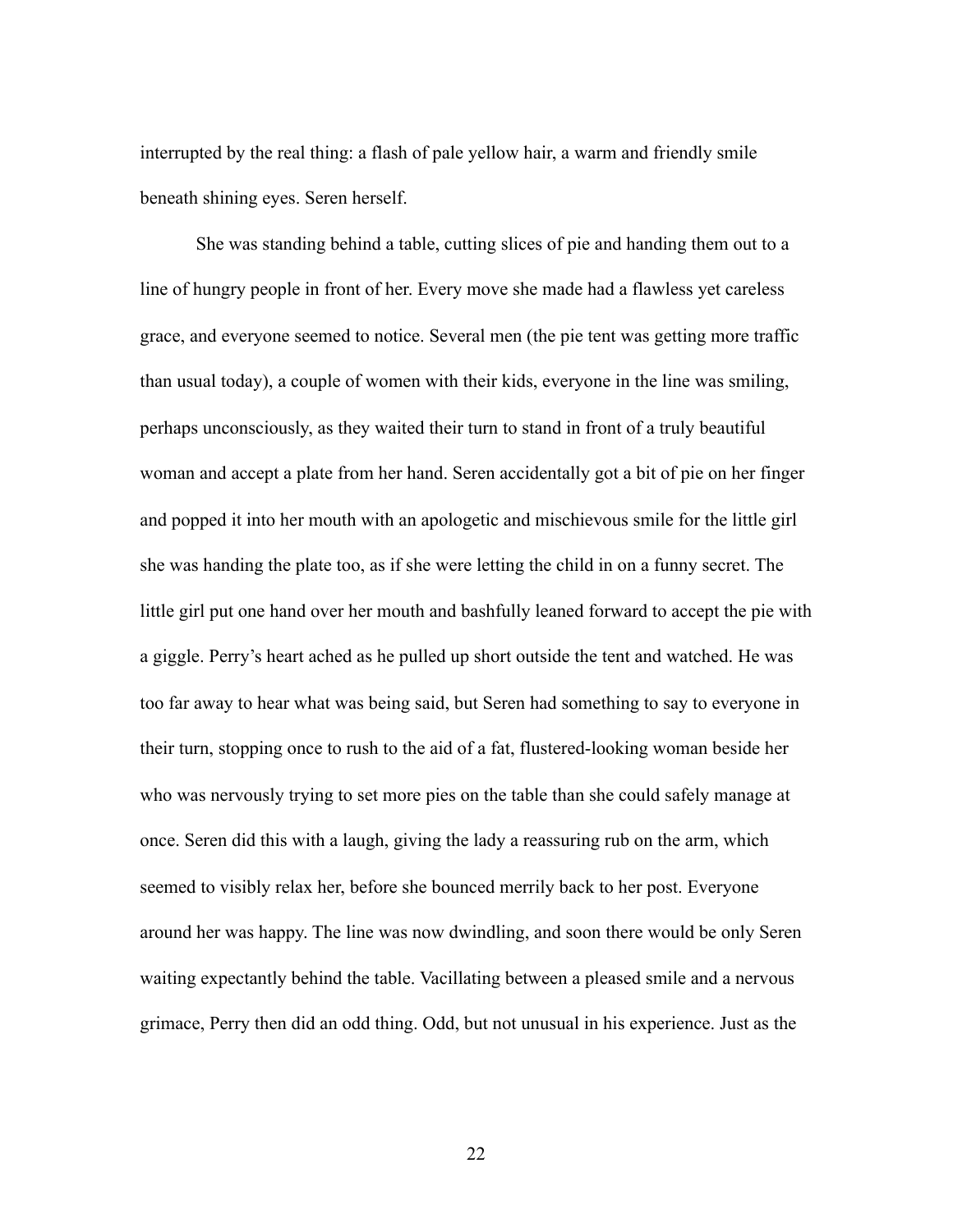interrupted by the real thing: a flash of pale yellow hair, a warm and friendly smile beneath shining eyes. Seren herself.

She was standing behind a table, cutting slices of pie and handing them out to a line of hungry people in front of her. Every move she made had a flawless yet careless grace, and everyone seemed to notice. Several men (the pie tent was getting more traffic than usual today), a couple of women with their kids, everyone in the line was smiling, perhaps unconsciously, as they waited their turn to stand in front of a truly beautiful woman and accept a plate from her hand. Seren accidentally got a bit of pie on her finger and popped it into her mouth with an apologetic and mischievous smile for the little girl she was handing the plate too, as if she were letting the child in on a funny secret. The little girl put one hand over her mouth and bashfully leaned forward to accept the pie with a giggle. Perry's heart ached as he pulled up short outside the tent and watched. He was too far away to hear what was being said, but Seren had something to say to everyone in their turn, stopping once to rush to the aid of a fat, flustered-looking woman beside her who was nervously trying to set more pies on the table than she could safely manage at once. Seren did this with a laugh, giving the lady a reassuring rub on the arm, which seemed to visibly relax her, before she bounced merrily back to her post. Everyone around her was happy. The line was now dwindling, and soon there would be only Seren waiting expectantly behind the table. Vacillating between a pleased smile and a nervous grimace, Perry then did an odd thing. Odd, but not unusual in his experience. Just as the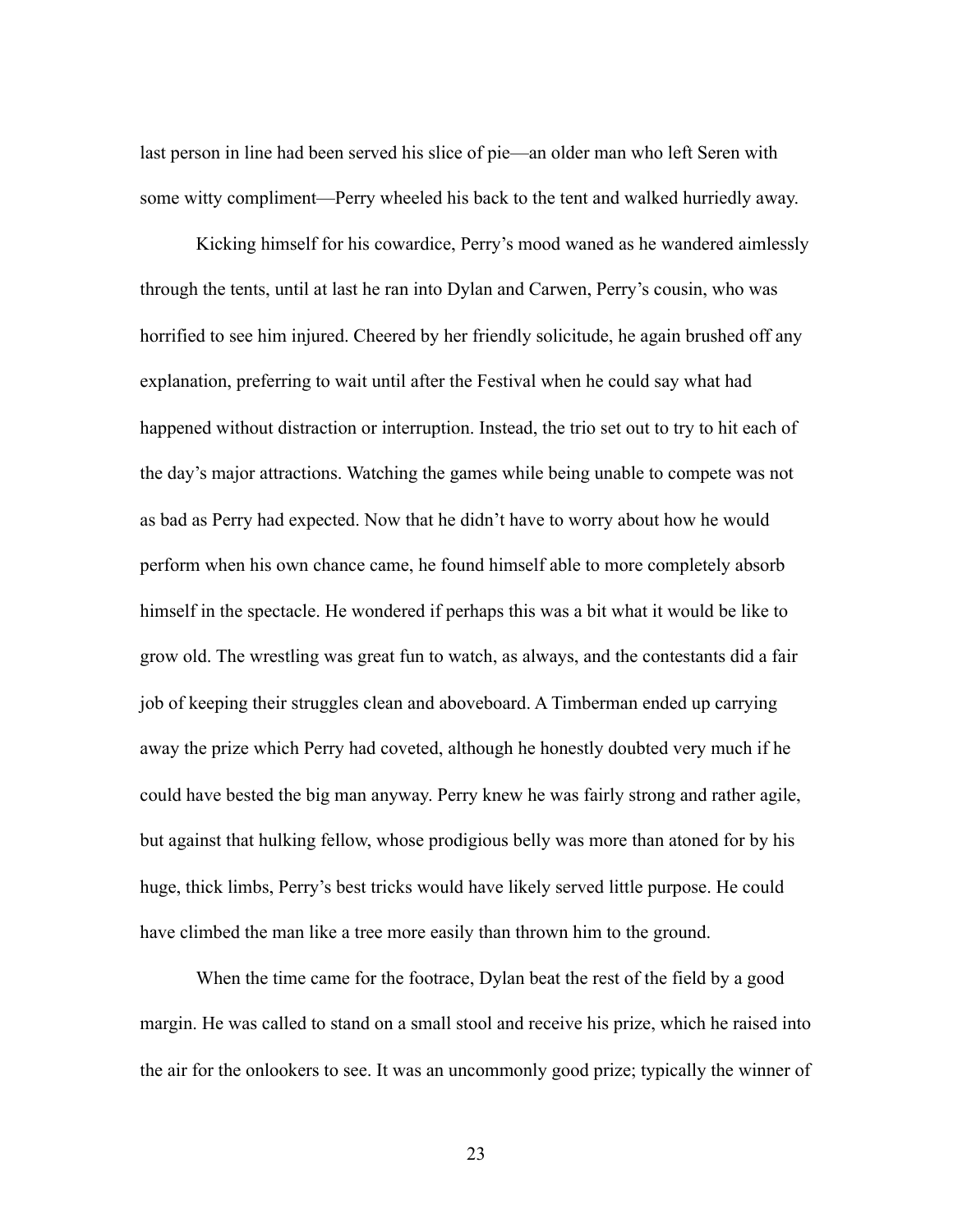last person in line had been served his slice of pie—an older man who left Seren with some witty compliment—Perry wheeled his back to the tent and walked hurriedly away.

Kicking himself for his cowardice, Perry's mood waned as he wandered aimlessly through the tents, until at last he ran into Dylan and Carwen, Perry's cousin, who was horrified to see him injured. Cheered by her friendly solicitude, he again brushed off any explanation, preferring to wait until after the Festival when he could say what had happened without distraction or interruption. Instead, the trio set out to try to hit each of the day's major attractions. Watching the games while being unable to compete was not as bad as Perry had expected. Now that he didn't have to worry about how he would perform when his own chance came, he found himself able to more completely absorb himself in the spectacle. He wondered if perhaps this was a bit what it would be like to grow old. The wrestling was great fun to watch, as always, and the contestants did a fair job of keeping their struggles clean and aboveboard. A Timberman ended up carrying away the prize which Perry had coveted, although he honestly doubted very much if he could have bested the big man anyway. Perry knew he was fairly strong and rather agile, but against that hulking fellow, whose prodigious belly was more than atoned for by his huge, thick limbs, Perry's best tricks would have likely served little purpose. He could have climbed the man like a tree more easily than thrown him to the ground.

When the time came for the footrace, Dylan beat the rest of the field by a good margin. He was called to stand on a small stool and receive his prize, which he raised into the air for the onlookers to see. It was an uncommonly good prize; typically the winner of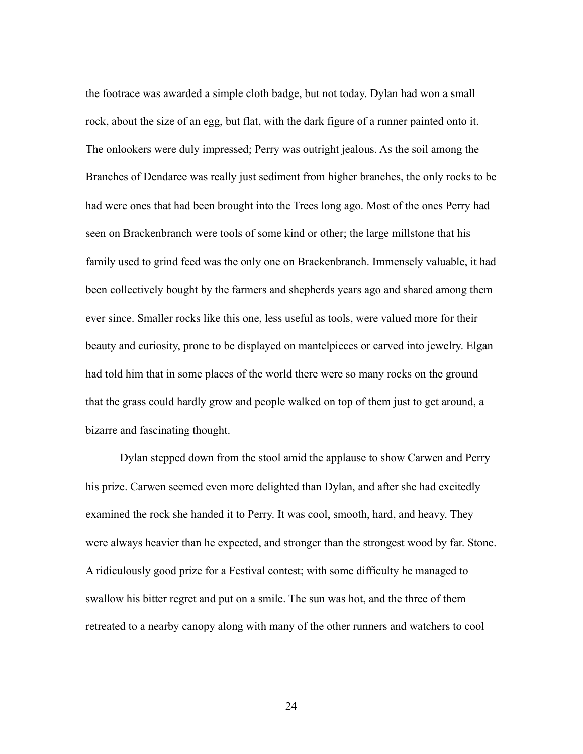the footrace was awarded a simple cloth badge, but not today. Dylan had won a small rock, about the size of an egg, but flat, with the dark figure of a runner painted onto it. The onlookers were duly impressed; Perry was outright jealous. As the soil among the Branches of Dendaree was really just sediment from higher branches, the only rocks to be had were ones that had been brought into the Trees long ago. Most of the ones Perry had seen on Brackenbranch were tools of some kind or other; the large millstone that his family used to grind feed was the only one on Brackenbranch. Immensely valuable, it had been collectively bought by the farmers and shepherds years ago and shared among them ever since. Smaller rocks like this one, less useful as tools, were valued more for their beauty and curiosity, prone to be displayed on mantelpieces or carved into jewelry. Elgan had told him that in some places of the world there were so many rocks on the ground that the grass could hardly grow and people walked on top of them just to get around, a bizarre and fascinating thought.

Dylan stepped down from the stool amid the applause to show Carwen and Perry his prize. Carwen seemed even more delighted than Dylan, and after she had excitedly examined the rock she handed it to Perry. It was cool, smooth, hard, and heavy. They were always heavier than he expected, and stronger than the strongest wood by far. Stone. A ridiculously good prize for a Festival contest; with some difficulty he managed to swallow his bitter regret and put on a smile. The sun was hot, and the three of them retreated to a nearby canopy along with many of the other runners and watchers to cool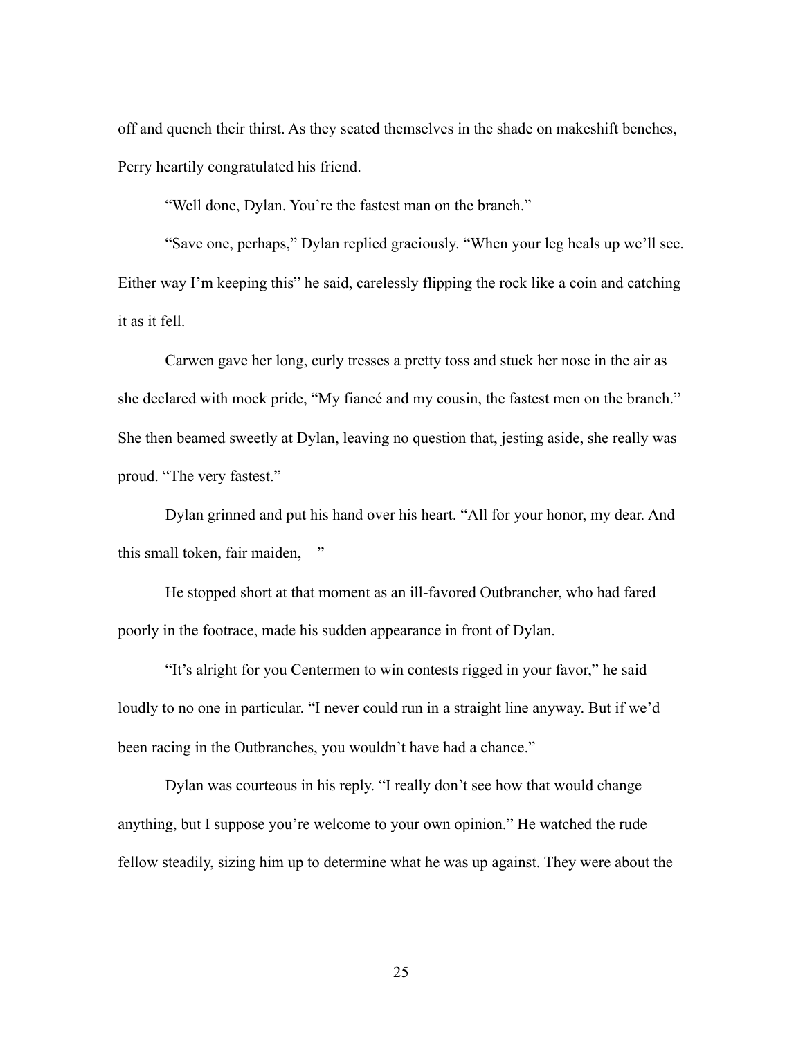off and quench their thirst. As they seated themselves in the shade on makeshift benches, Perry heartily congratulated his friend.

"Well done, Dylan. You're the fastest man on the branch."

"Save one, perhaps," Dylan replied graciously. "When your leg heals up we'll see. Either way I'm keeping this" he said, carelessly flipping the rock like a coin and catching it as it fell.

Carwen gave her long, curly tresses a pretty toss and stuck her nose in the air as she declared with mock pride, "My fiancé and my cousin, the fastest men on the branch." She then beamed sweetly at Dylan, leaving no question that, jesting aside, she really was proud. "The very fastest."

Dylan grinned and put his hand over his heart. "All for your honor, my dear. And this small token, fair maiden,—"

He stopped short at that moment as an ill-favored Outbrancher, who had fared poorly in the footrace, made his sudden appearance in front of Dylan.

"It's alright for you Centermen to win contests rigged in your favor," he said loudly to no one in particular. "I never could run in a straight line anyway. But if we'd been racing in the Outbranches, you wouldn't have had a chance."

Dylan was courteous in his reply. "I really don't see how that would change anything, but I suppose you're welcome to your own opinion." He watched the rude fellow steadily, sizing him up to determine what he was up against. They were about the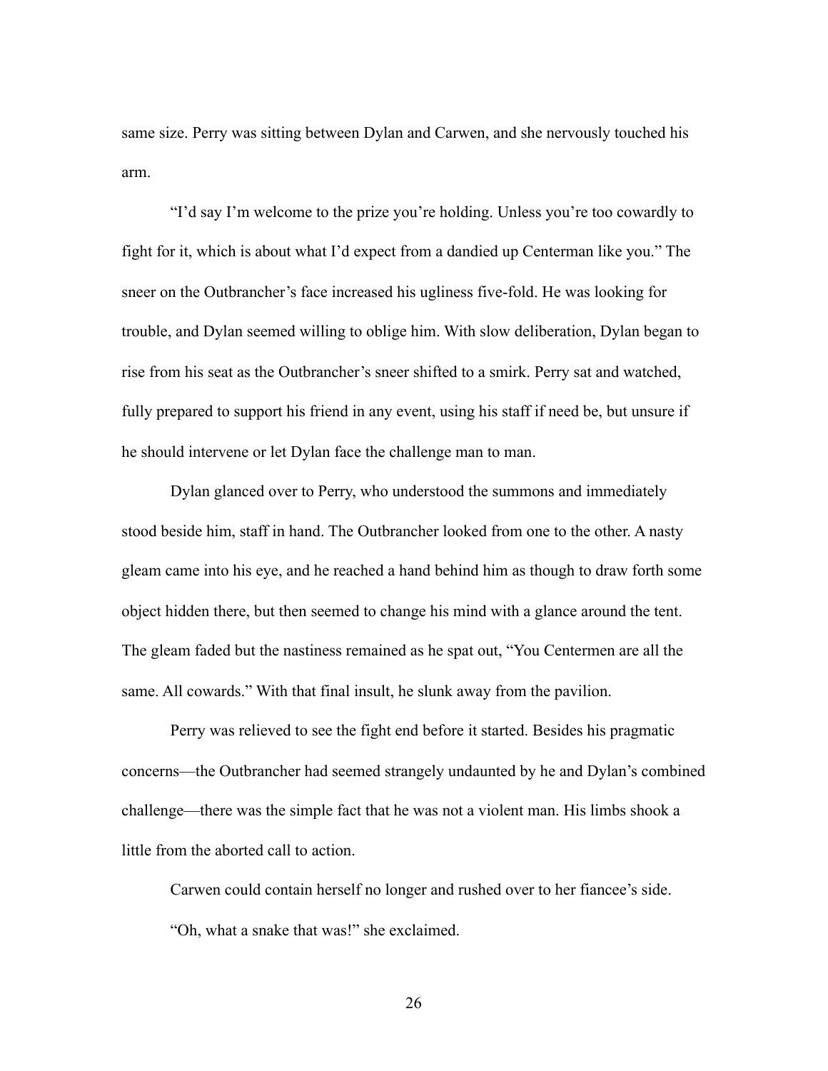same size. Perry was sitting between Dylan and Carwen, and she nervously touched his arm.

"I'd say I'm welcome to the prize you're holding. Unless you're too cowardly to fight for it, which is about what I'd expect from a dandied up Centerman like you." The sneer on the Outbrancher's face increased his ugliness five-fold. He was looking for trouble, and Dylan seemed willing to oblige him. With slow deliberation, Dylan began to rise from his seat as the Outbrancher's sneer shifted to a smirk. Perry sat and watched, fully prepared to support his friend in any event, using his staff if need be, but unsure if he should intervene or let Dylan face the challenge man to man.

Dylan glanced over to Perry, who understood the summons and immediately stood beside him, staff in hand. The Outbrancher looked from one to the other. A nasty gleam came into his eye, and he reached a hand behind him as though to draw forth some object hidden there, but then seemed to change his mind with a glance around the tent. The gleam faded but the nastiness remained as he spat out, "You Centermen are all the same. All cowards." With that final insult, he slunk away from the pavilion.

Perry was relieved to see the fight end before it started. Besides his pragmatic concerns—the Outbrancher had seemed strangely undaunted by he and Dylan's combined challenge—there was the simple fact that he was not a violent man. His limbs shook a little from the aborted call to action.

Carwen could contain herself no longer and rushed over to her fiancee's side.

"Oh, what a snake that was!" she exclaimed.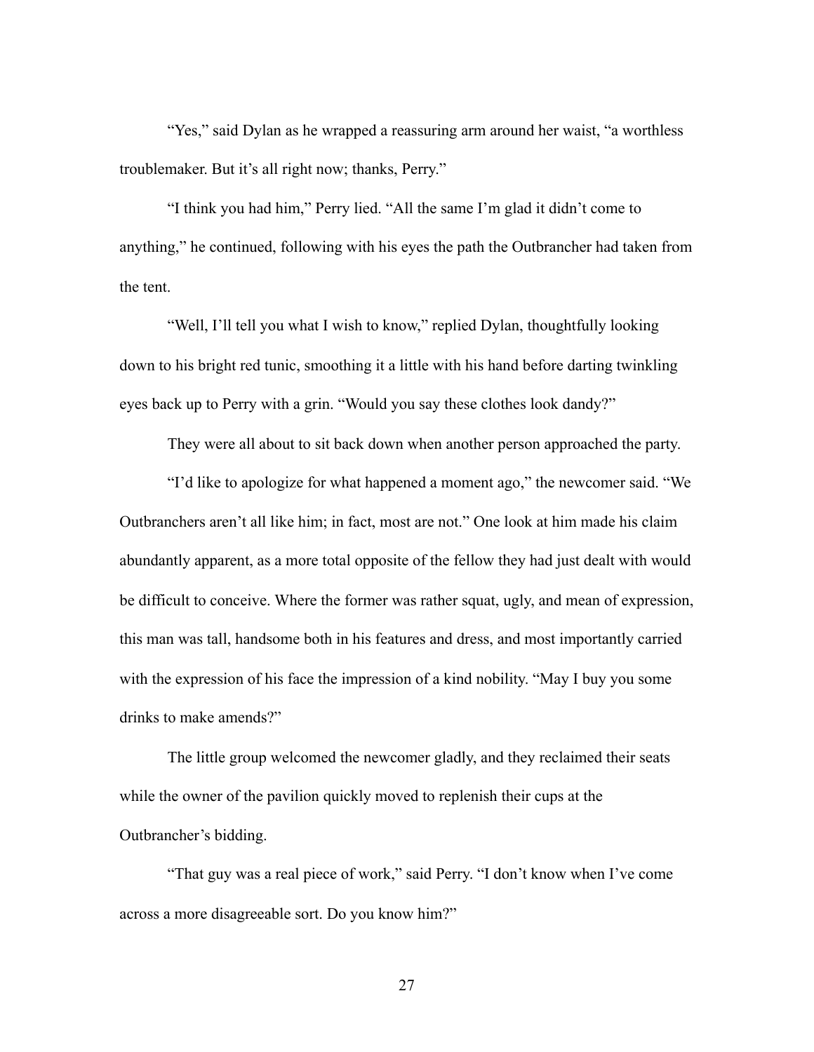"Yes," said Dylan as he wrapped a reassuring arm around her waist, "a worthless troublemaker. But it's all right now; thanks, Perry."

"I think you had him," Perry lied. "All the same I'm glad it didn't come to anything," he continued, following with his eyes the path the Outbrancher had taken from the tent.

"Well, I'll tell you what I wish to know," replied Dylan, thoughtfully looking down to his bright red tunic, smoothing it a little with his hand before darting twinkling eyes back up to Perry with a grin. "Would you say these clothes look dandy?"

They were all about to sit back down when another person approached the party.

"I'd like to apologize for what happened a moment ago," the newcomer said. "We Outbranchers aren't all like him; in fact, most are not." One look at him made his claim abundantly apparent, as a more total opposite of the fellow they had just dealt with would be difficult to conceive. Where the former was rather squat, ugly, and mean of expression, this man was tall, handsome both in his features and dress, and most importantly carried with the expression of his face the impression of a kind nobility. "May I buy you some drinks to make amends?"

The little group welcomed the newcomer gladly, and they reclaimed their seats while the owner of the pavilion quickly moved to replenish their cups at the Outbrancher's bidding.

"That guy was a real piece of work," said Perry. "I don't know when I've come across a more disagreeable sort. Do you know him?"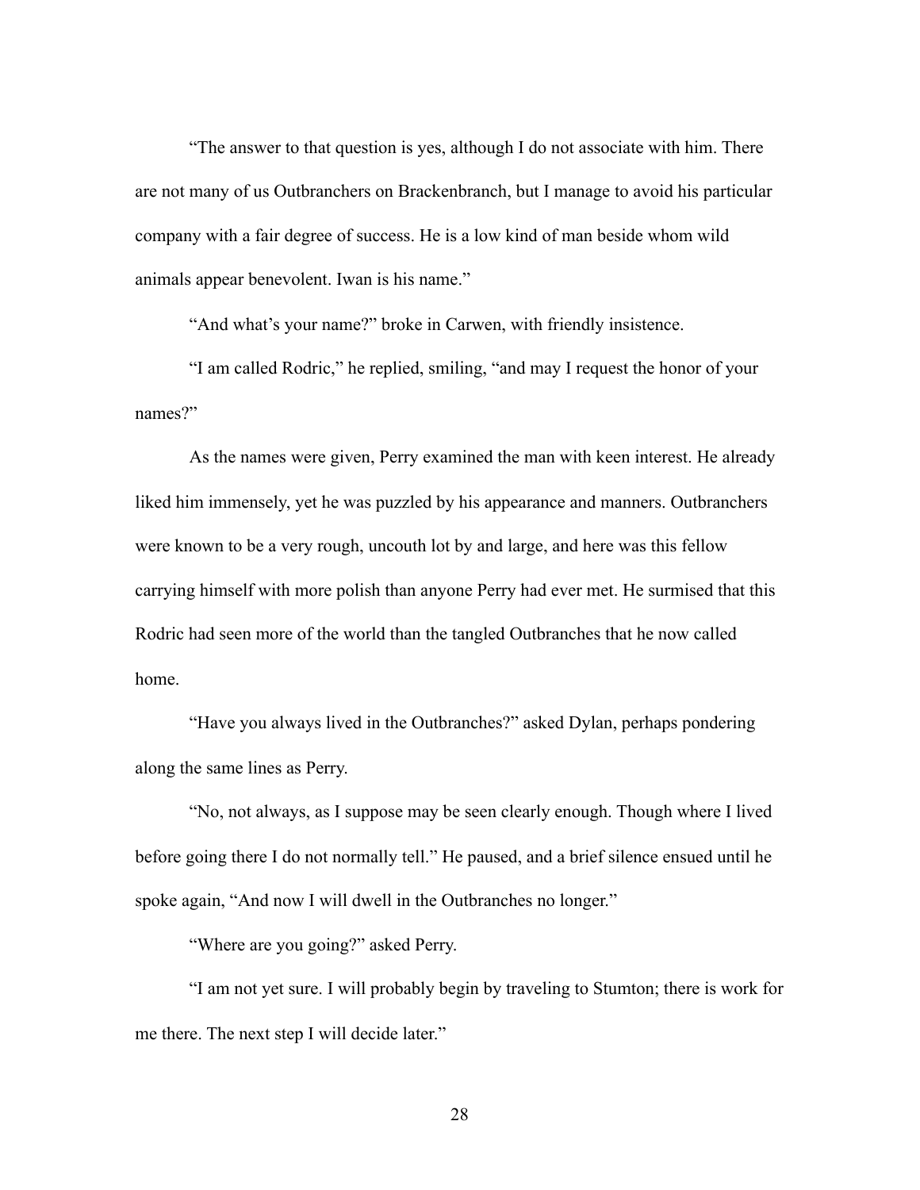"The answer to that question is yes, although I do not associate with him. There are not many of us Outbranchers on Brackenbranch, but I manage to avoid his particular company with a fair degree of success. He is a low kind of man beside whom wild animals appear benevolent. Iwan is his name."

"And what's your name?" broke in Carwen, with friendly insistence.

"I am called Rodric," he replied, smiling, "and may I request the honor of your names?"

As the names were given, Perry examined the man with keen interest. He already liked him immensely, yet he was puzzled by his appearance and manners. Outbranchers were known to be a very rough, uncouth lot by and large, and here was this fellow carrying himself with more polish than anyone Perry had ever met. He surmised that this Rodric had seen more of the world than the tangled Outbranches that he now called home.

"Have you always lived in the Outbranches?" asked Dylan, perhaps pondering along the same lines as Perry.

"No, not always, as I suppose may be seen clearly enough. Though where I lived before going there I do not normally tell." He paused, and a brief silence ensued until he spoke again, "And now I will dwell in the Outbranches no longer."

"Where are you going?" asked Perry.

"I am not yet sure. I will probably begin by traveling to Stumton; there is work for me there. The next step I will decide later."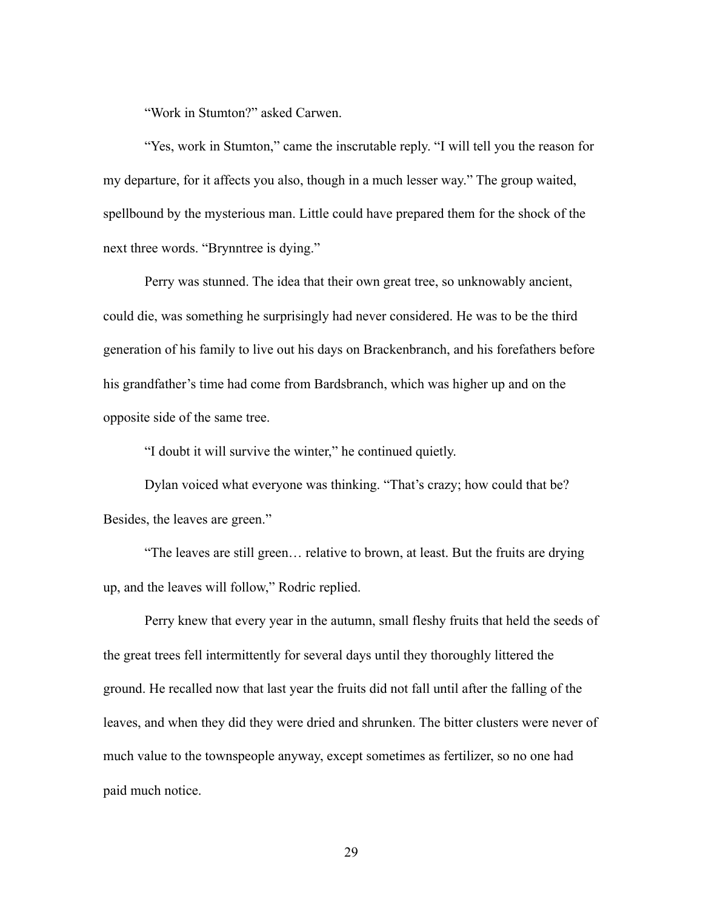"Work in Stumton?" asked Carwen.

"Yes, work in Stumton," came the inscrutable reply. "I will tell you the reason for my departure, for it affects you also, though in a much lesser way." The group waited, spellbound by the mysterious man. Little could have prepared them for the shock of the next three words. "Brynntree is dying."

Perry was stunned. The idea that their own great tree, so unknowably ancient, could die, was something he surprisingly had never considered. He was to be the third generation of his family to live out his days on Brackenbranch, and his forefathers before his grandfather's time had come from Bardsbranch, which was higher up and on the opposite side of the same tree.

"I doubt it will survive the winter," he continued quietly.

Dylan voiced what everyone was thinking. "That's crazy; how could that be? Besides, the leaves are green."

"The leaves are still green… relative to brown, at least. But the fruits are drying up, and the leaves will follow," Rodric replied.

Perry knew that every year in the autumn, small fleshy fruits that held the seeds of the great trees fell intermittently for several days until they thoroughly littered the ground. He recalled now that last year the fruits did not fall until after the falling of the leaves, and when they did they were dried and shrunken. The bitter clusters were never of much value to the townspeople anyway, except sometimes as fertilizer, so no one had paid much notice.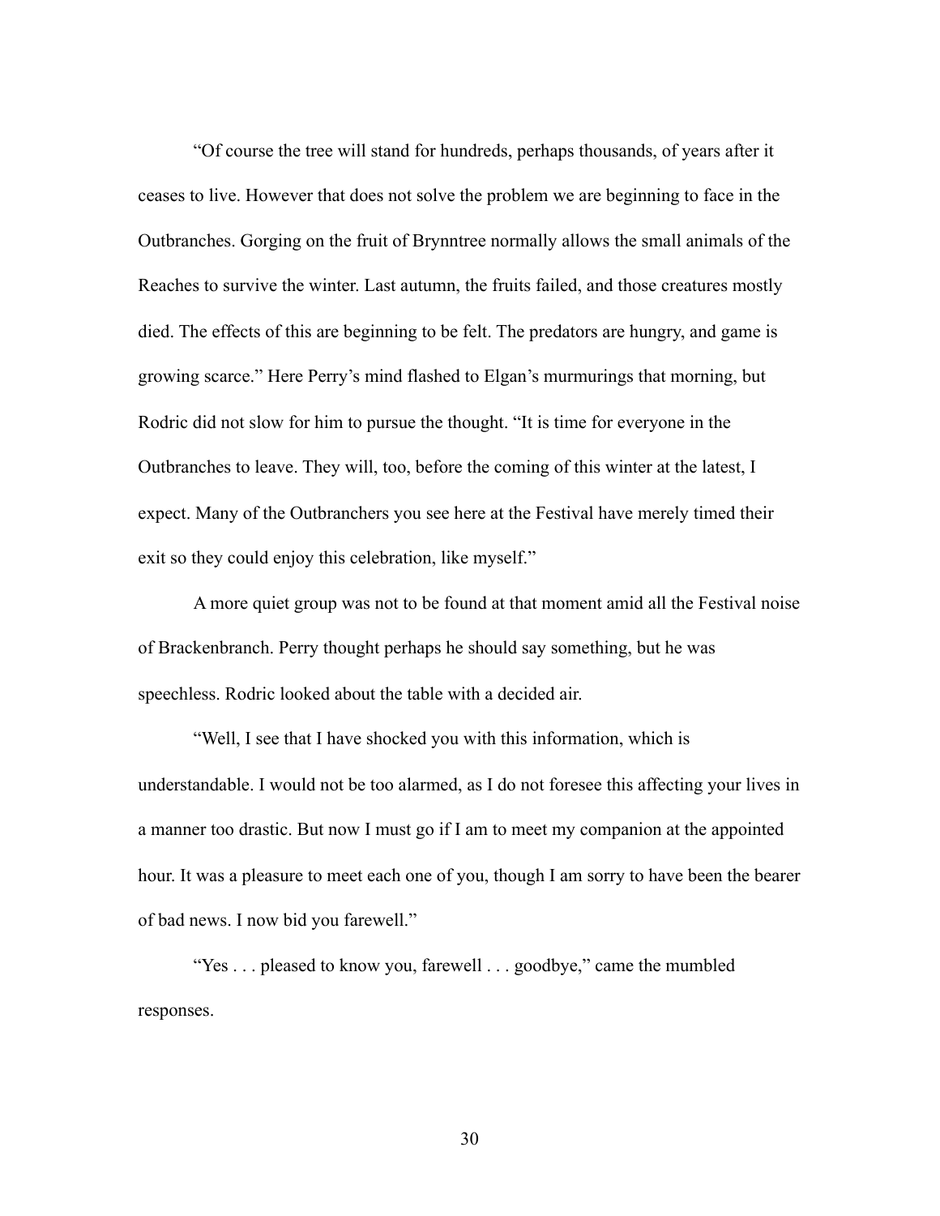"Of course the tree will stand for hundreds, perhaps thousands, of years after it ceases to live. However that does not solve the problem we are beginning to face in the Outbranches. Gorging on the fruit of Brynntree normally allows the small animals of the Reaches to survive the winter. Last autumn, the fruits failed, and those creatures mostly died. The effects of this are beginning to be felt. The predators are hungry, and game is growing scarce." Here Perry's mind flashed to Elgan's murmurings that morning, but Rodric did not slow for him to pursue the thought. "It is time for everyone in the Outbranches to leave. They will, too, before the coming of this winter at the latest, I expect. Many of the Outbranchers you see here at the Festival have merely timed their exit so they could enjoy this celebration, like myself."

A more quiet group was not to be found at that moment amid all the Festival noise of Brackenbranch. Perry thought perhaps he should say something, but he was speechless. Rodric looked about the table with a decided air.

"Well, I see that I have shocked you with this information, which is understandable. I would not be too alarmed, as I do not foresee this affecting your lives in a manner too drastic. But now I must go if I am to meet my companion at the appointed hour. It was a pleasure to meet each one of you, though I am sorry to have been the bearer of bad news. I now bid you farewell."

"Yes . . . pleased to know you, farewell . . . goodbye," came the mumbled responses.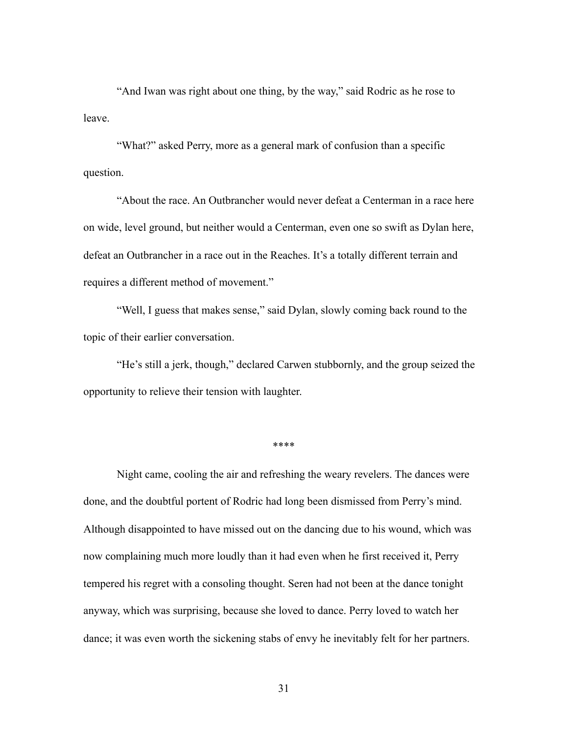"And Iwan was right about one thing, by the way," said Rodric as he rose to leave.

"What?" asked Perry, more as a general mark of confusion than a specific question.

"About the race. An Outbrancher would never defeat a Centerman in a race here on wide, level ground, but neither would a Centerman, even one so swift as Dylan here, defeat an Outbrancher in a race out in the Reaches. It's a totally different terrain and requires a different method of movement."

"Well, I guess that makes sense," said Dylan, slowly coming back round to the topic of their earlier conversation.

"He's still a jerk, though," declared Carwen stubbornly, and the group seized the opportunity to relieve their tension with laughter.

****

Night came, cooling the air and refreshing the weary revelers. The dances were done, and the doubtful portent of Rodric had long been dismissed from Perry's mind. Although disappointed to have missed out on the dancing due to his wound, which was now complaining much more loudly than it had even when he first received it, Perry tempered his regret with a consoling thought. Seren had not been at the dance tonight anyway, which was surprising, because she loved to dance. Perry loved to watch her dance; it was even worth the sickening stabs of envy he inevitably felt for her partners.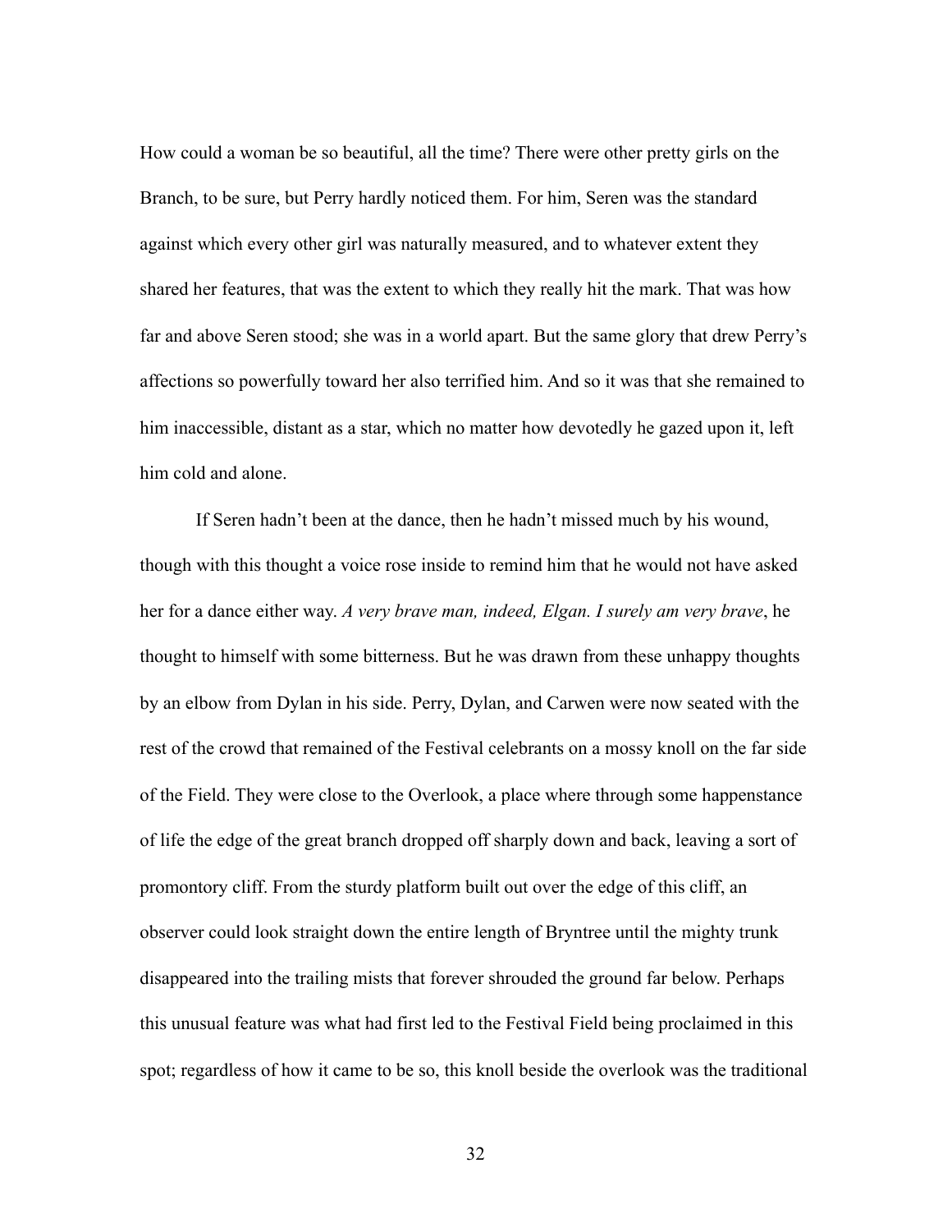How could a woman be so beautiful, all the time? There were other pretty girls on the Branch, to be sure, but Perry hardly noticed them. For him, Seren was the standard against which every other girl was naturally measured, and to whatever extent they shared her features, that was the extent to which they really hit the mark. That was how far and above Seren stood; she was in a world apart. But the same glory that drew Perry's affections so powerfully toward her also terrified him. And so it was that she remained to him inaccessible, distant as a star, which no matter how devotedly he gazed upon it, left him cold and alone.

If Seren hadn't been at the dance, then he hadn't missed much by his wound, though with this thought a voice rose inside to remind him that he would not have asked her for a dance either way. *A very brave man, indeed, Elgan. I surely am very brave*, he thought to himself with some bitterness. But he was drawn from these unhappy thoughts by an elbow from Dylan in his side. Perry, Dylan, and Carwen were now seated with the rest of the crowd that remained of the Festival celebrants on a mossy knoll on the far side of the Field. They were close to the Overlook, a place where through some happenstance of life the edge of the great branch dropped off sharply down and back, leaving a sort of promontory cliff. From the sturdy platform built out over the edge of this cliff, an observer could look straight down the entire length of Bryntree until the mighty trunk disappeared into the trailing mists that forever shrouded the ground far below. Perhaps this unusual feature was what had first led to the Festival Field being proclaimed in this spot; regardless of how it came to be so, this knoll beside the overlook was the traditional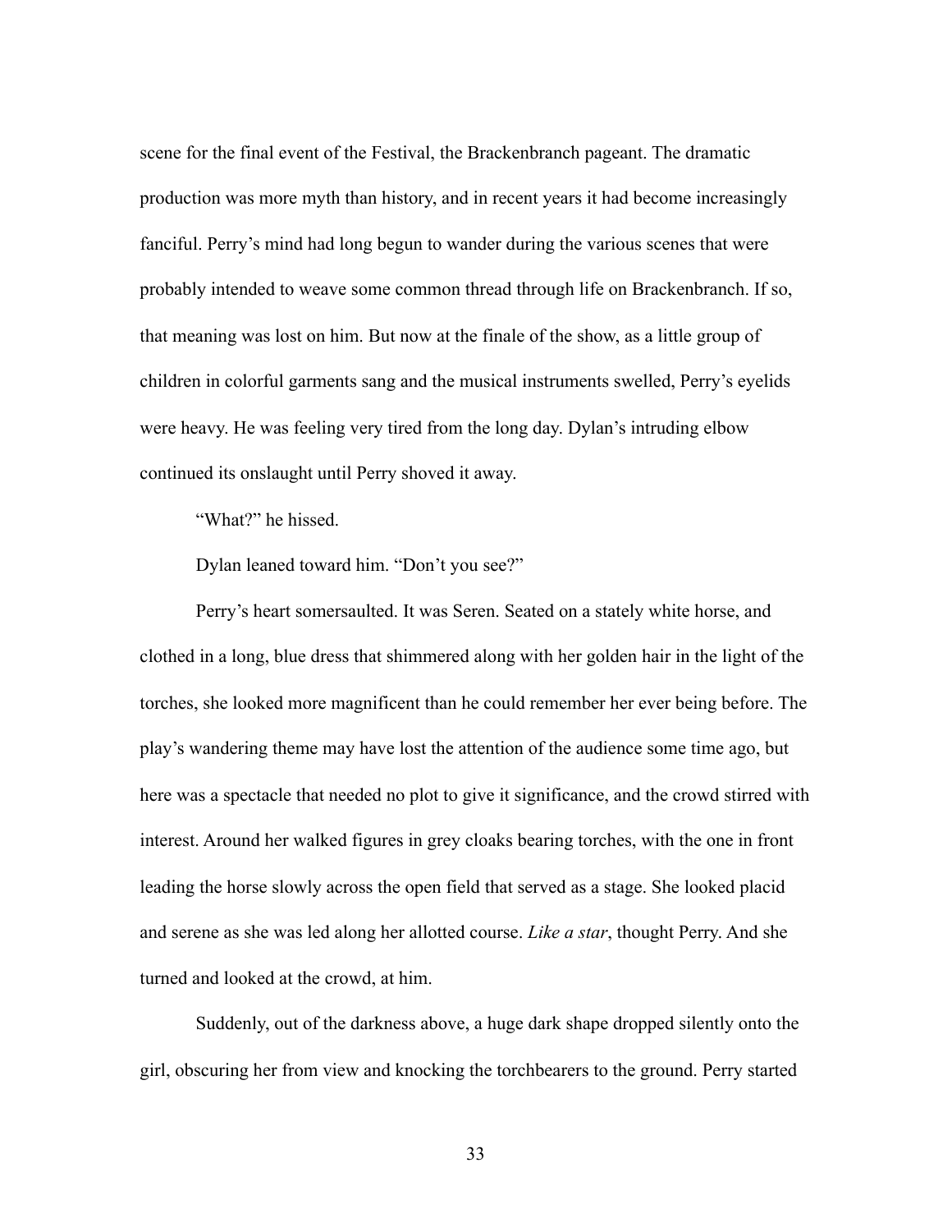scene for the final event of the Festival, the Brackenbranch pageant. The dramatic production was more myth than history, and in recent years it had become increasingly fanciful. Perry's mind had long begun to wander during the various scenes that were probably intended to weave some common thread through life on Brackenbranch. If so, that meaning was lost on him. But now at the finale of the show, as a little group of children in colorful garments sang and the musical instruments swelled, Perry's eyelids were heavy. He was feeling very tired from the long day. Dylan's intruding elbow continued its onslaught until Perry shoved it away.

"What?" he hissed.

Dylan leaned toward him. "Don't you see?"

Perry's heart somersaulted. It was Seren. Seated on a stately white horse, and clothed in a long, blue dress that shimmered along with her golden hair in the light of the torches, she looked more magnificent than he could remember her ever being before. The play's wandering theme may have lost the attention of the audience some time ago, but here was a spectacle that needed no plot to give it significance, and the crowd stirred with interest. Around her walked figures in grey cloaks bearing torches, with the one in front leading the horse slowly across the open field that served as a stage. She looked placid and serene as she was led along her allotted course. *Like a star*, thought Perry. And she turned and looked at the crowd, at him.

Suddenly, out of the darkness above, a huge dark shape dropped silently onto the girl, obscuring her from view and knocking the torchbearers to the ground. Perry started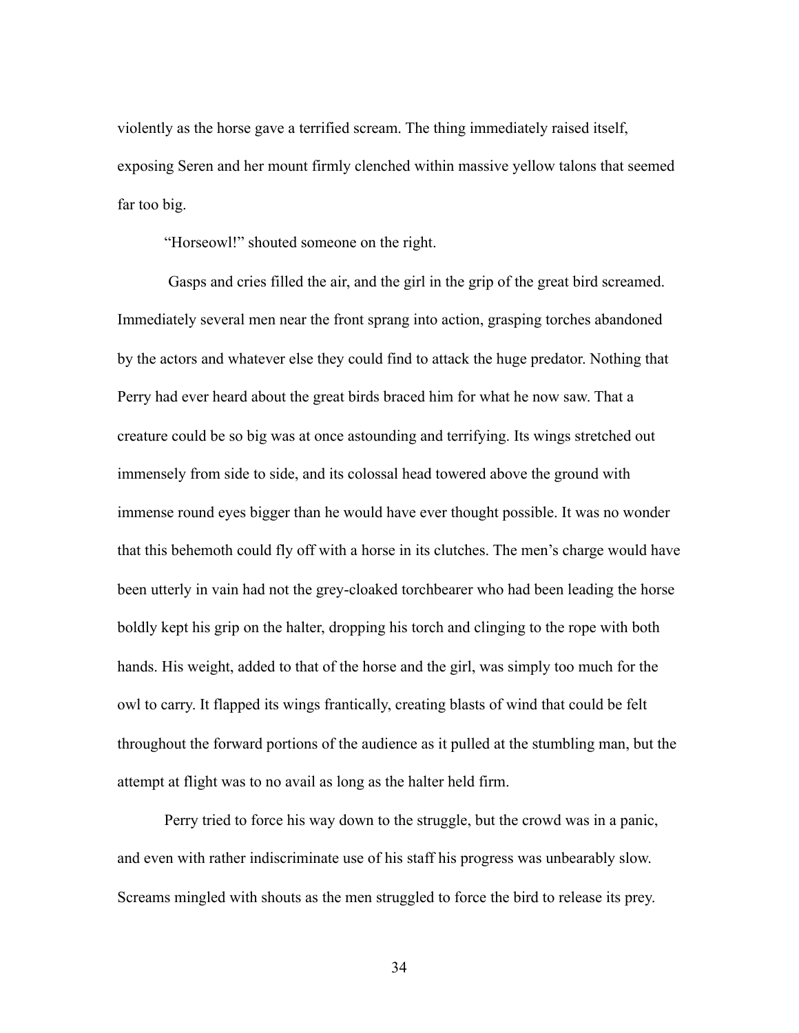violently as the horse gave a terrified scream. The thing immediately raised itself, exposing Seren and her mount firmly clenched within massive yellow talons that seemed far too big.

"Horseowl!" shouted someone on the right.

Gasps and cries filled the air, and the girl in the grip of the great bird screamed. Immediately several men near the front sprang into action, grasping torches abandoned by the actors and whatever else they could find to attack the huge predator. Nothing that Perry had ever heard about the great birds braced him for what he now saw. That a creature could be so big was at once astounding and terrifying. Its wings stretched out immensely from side to side, and its colossal head towered above the ground with immense round eyes bigger than he would have ever thought possible. It was no wonder that this behemoth could fly off with a horse in its clutches. The men's charge would have been utterly in vain had not the grey-cloaked torchbearer who had been leading the horse boldly kept his grip on the halter, dropping his torch and clinging to the rope with both hands. His weight, added to that of the horse and the girl, was simply too much for the owl to carry. It flapped its wings frantically, creating blasts of wind that could be felt throughout the forward portions of the audience as it pulled at the stumbling man, but the attempt at flight was to no avail as long as the halter held firm.

Perry tried to force his way down to the struggle, but the crowd was in a panic, and even with rather indiscriminate use of his staff his progress was unbearably slow. Screams mingled with shouts as the men struggled to force the bird to release its prey.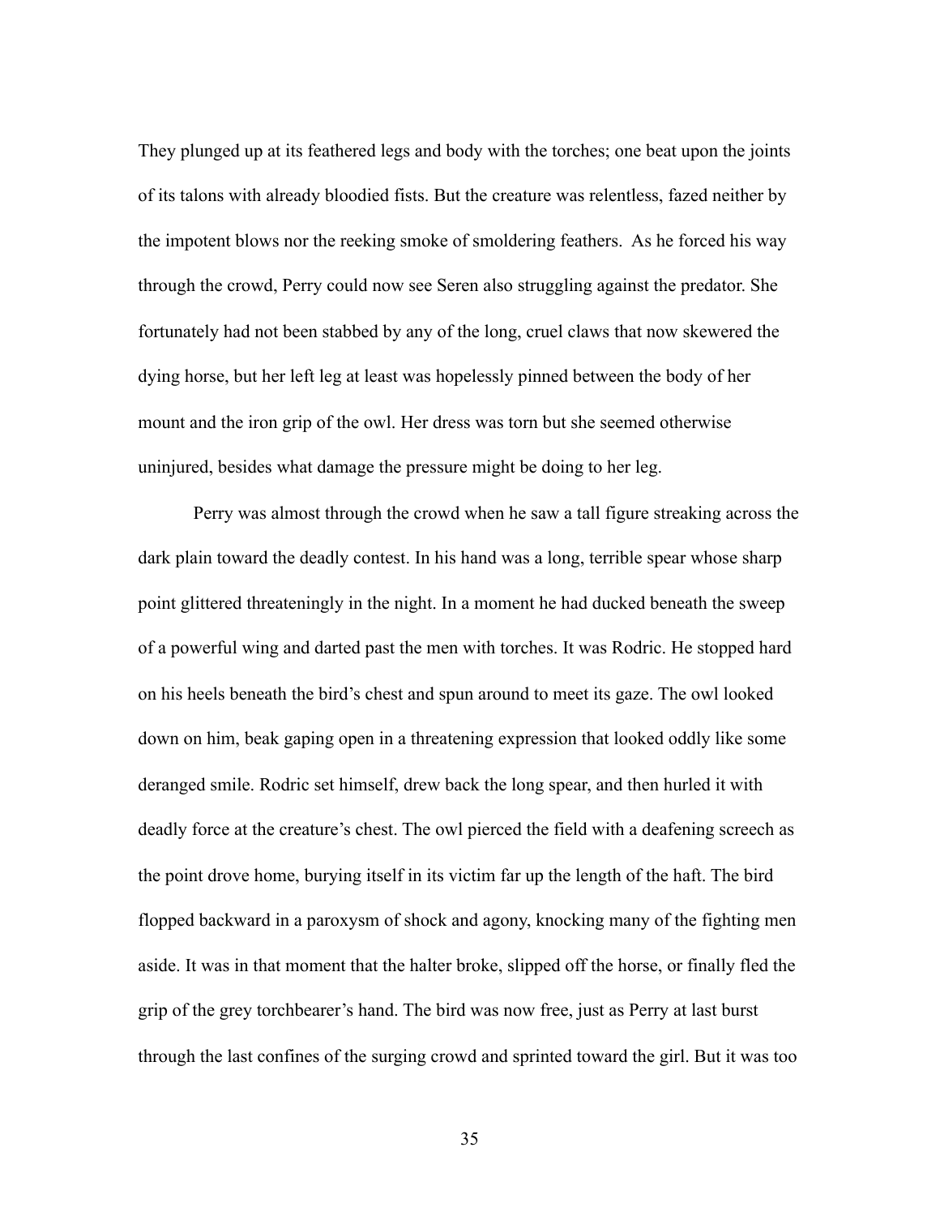They plunged up at its feathered legs and body with the torches; one beat upon the joints of its talons with already bloodied fists. But the creature was relentless, fazed neither by the impotent blows nor the reeking smoke of smoldering feathers.  As he forced his way through the crowd, Perry could now see Seren also struggling against the predator. She fortunately had not been stabbed by any of the long, cruel claws that now skewered the dying horse, but her left leg at least was hopelessly pinned between the body of her mount and the iron grip of the owl. Her dress was torn but she seemed otherwise uninjured, besides what damage the pressure might be doing to her leg.

Perry was almost through the crowd when he saw a tall figure streaking across the dark plain toward the deadly contest. In his hand was a long, terrible spear whose sharp point glittered threateningly in the night. In a moment he had ducked beneath the sweep of a powerful wing and darted past the men with torches. It was Rodric. He stopped hard on his heels beneath the bird's chest and spun around to meet its gaze. The owl looked down on him, beak gaping open in a threatening expression that looked oddly like some deranged smile. Rodric set himself, drew back the long spear, and then hurled it with deadly force at the creature's chest. The owl pierced the field with a deafening screech as the point drove home, burying itself in its victim far up the length of the haft. The bird flopped backward in a paroxysm of shock and agony, knocking many of the fighting men aside. It was in that moment that the halter broke, slipped off the horse, or finally fled the grip of the grey torchbearer's hand. The bird was now free, just as Perry at last burst through the last confines of the surging crowd and sprinted toward the girl. But it was too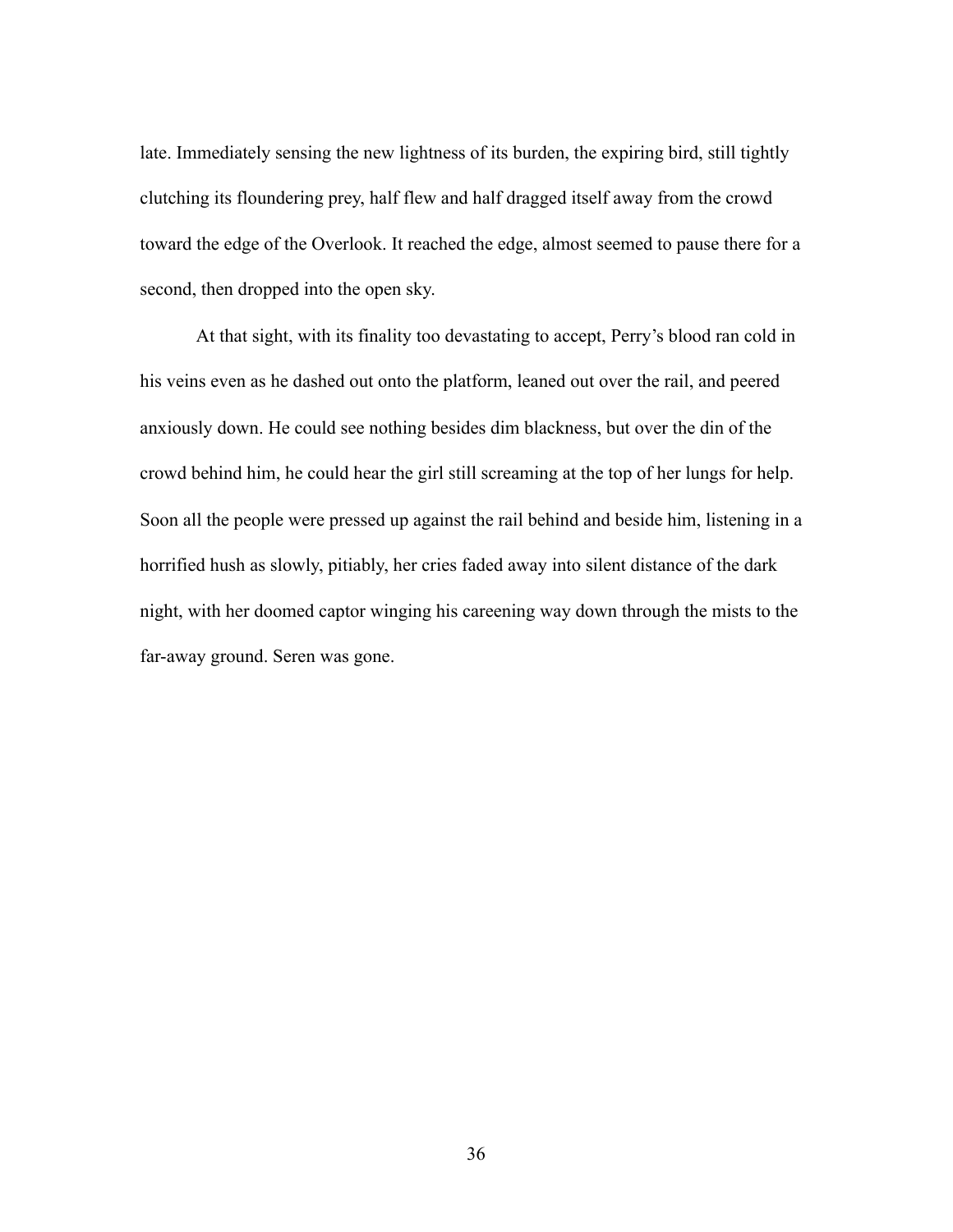late. Immediately sensing the new lightness of its burden, the expiring bird, still tightly clutching its floundering prey, half flew and half dragged itself away from the crowd toward the edge of the Overlook. It reached the edge, almost seemed to pause there for a second, then dropped into the open sky.

At that sight, with its finality too devastating to accept, Perry's blood ran cold in his veins even as he dashed out onto the platform, leaned out over the rail, and peered anxiously down. He could see nothing besides dim blackness, but over the din of the crowd behind him, he could hear the girl still screaming at the top of her lungs for help. Soon all the people were pressed up against the rail behind and beside him, listening in a horrified hush as slowly, pitiably, her cries faded away into silent distance of the dark night, with her doomed captor winging his careening way down through the mists to the far-away ground. Seren was gone.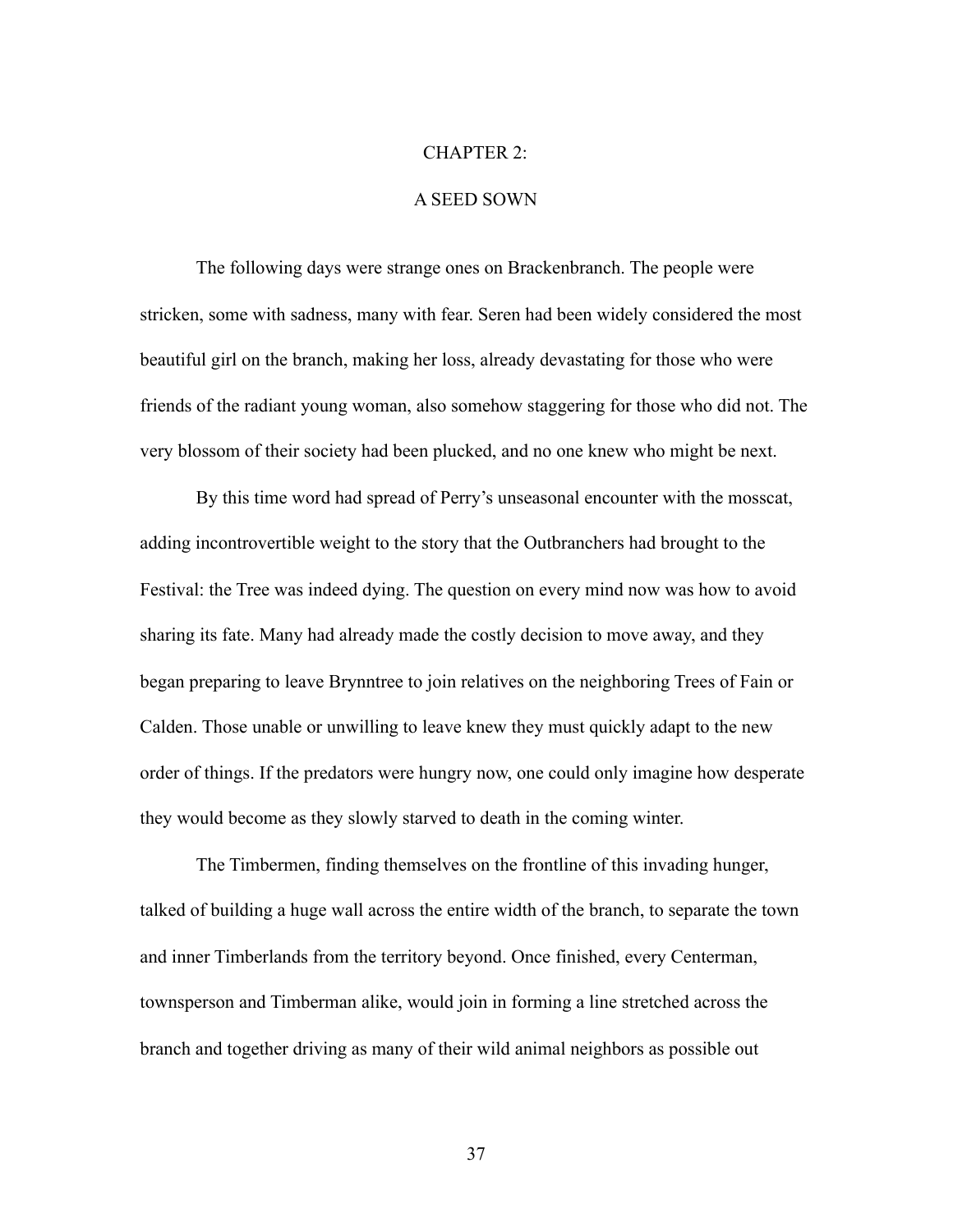# CHAPTER 2:

## A SEED SOWN

The following days were strange ones on Brackenbranch. The people were stricken, some with sadness, many with fear. Seren had been widely considered the most beautiful girl on the branch, making her loss, already devastating for those who were friends of the radiant young woman, also somehow staggering for those who did not. The very blossom of their society had been plucked, and no one knew who might be next.

By this time word had spread of Perry's unseasonal encounter with the mosscat, adding incontrovertible weight to the story that the Outbranchers had brought to the Festival: the Tree was indeed dying. The question on every mind now was how to avoid sharing its fate. Many had already made the costly decision to move away, and they began preparing to leave Brynntree to join relatives on the neighboring Trees of Fain or Calden. Those unable or unwilling to leave knew they must quickly adapt to the new order of things. If the predators were hungry now, one could only imagine how desperate they would become as they slowly starved to death in the coming winter.

The Timbermen, finding themselves on the frontline of this invading hunger, talked of building a huge wall across the entire width of the branch, to separate the town and inner Timberlands from the territory beyond. Once finished, every Centerman, townsperson and Timberman alike, would join in forming a line stretched across the branch and together driving as many of their wild animal neighbors as possible out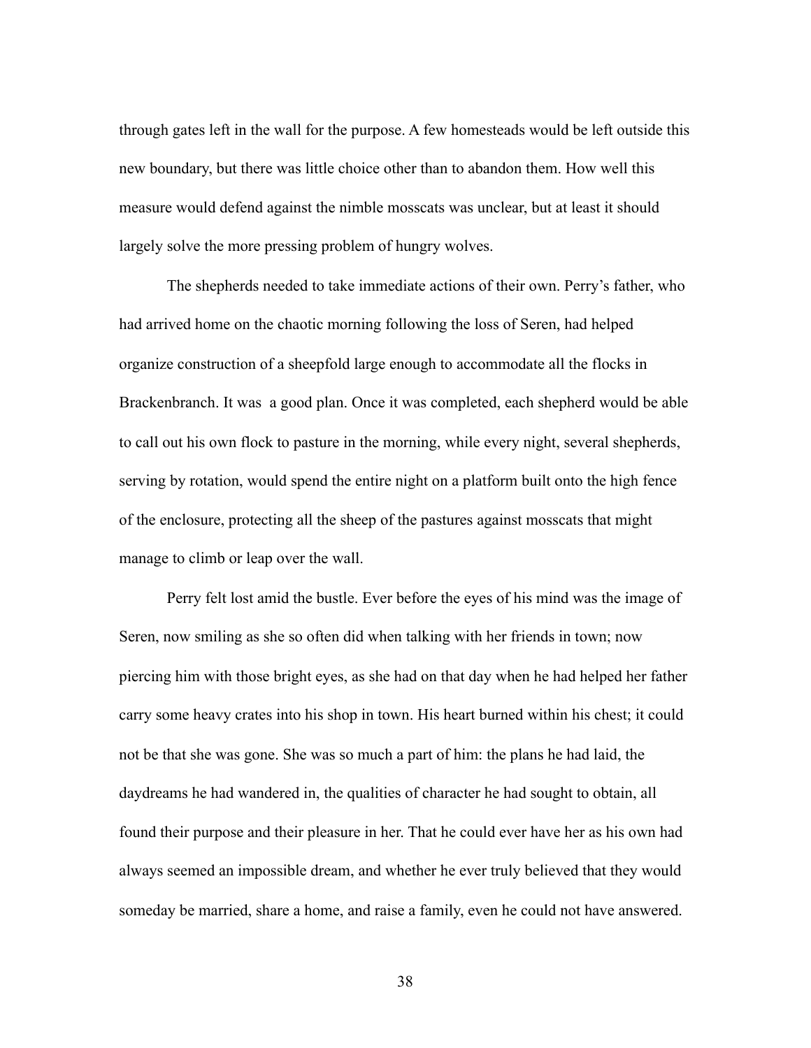through gates left in the wall for the purpose. A few homesteads would be left outside this new boundary, but there was little choice other than to abandon them. How well this measure would defend against the nimble mosscats was unclear, but at least it should largely solve the more pressing problem of hungry wolves.

The shepherds needed to take immediate actions of their own. Perry's father, who had arrived home on the chaotic morning following the loss of Seren, had helped organize construction of a sheepfold large enough to accommodate all the flocks in Brackenbranch. It was a good plan. Once it was completed, each shepherd would be able to call out his own flock to pasture in the morning, while every night, several shepherds, serving by rotation, would spend the entire night on a platform built onto the high fence of the enclosure, protecting all the sheep of the pastures against mosscats that might manage to climb or leap over the wall.

Perry felt lost amid the bustle. Ever before the eyes of his mind was the image of Seren, now smiling as she so often did when talking with her friends in town; now piercing him with those bright eyes, as she had on that day when he had helped her father carry some heavy crates into his shop in town. His heart burned within his chest; it could not be that she was gone. She was so much a part of him: the plans he had laid, the daydreams he had wandered in, the qualities of character he had sought to obtain, all found their purpose and their pleasure in her. That he could ever have her as his own had always seemed an impossible dream, and whether he ever truly believed that they would someday be married, share a home, and raise a family, even he could not have answered.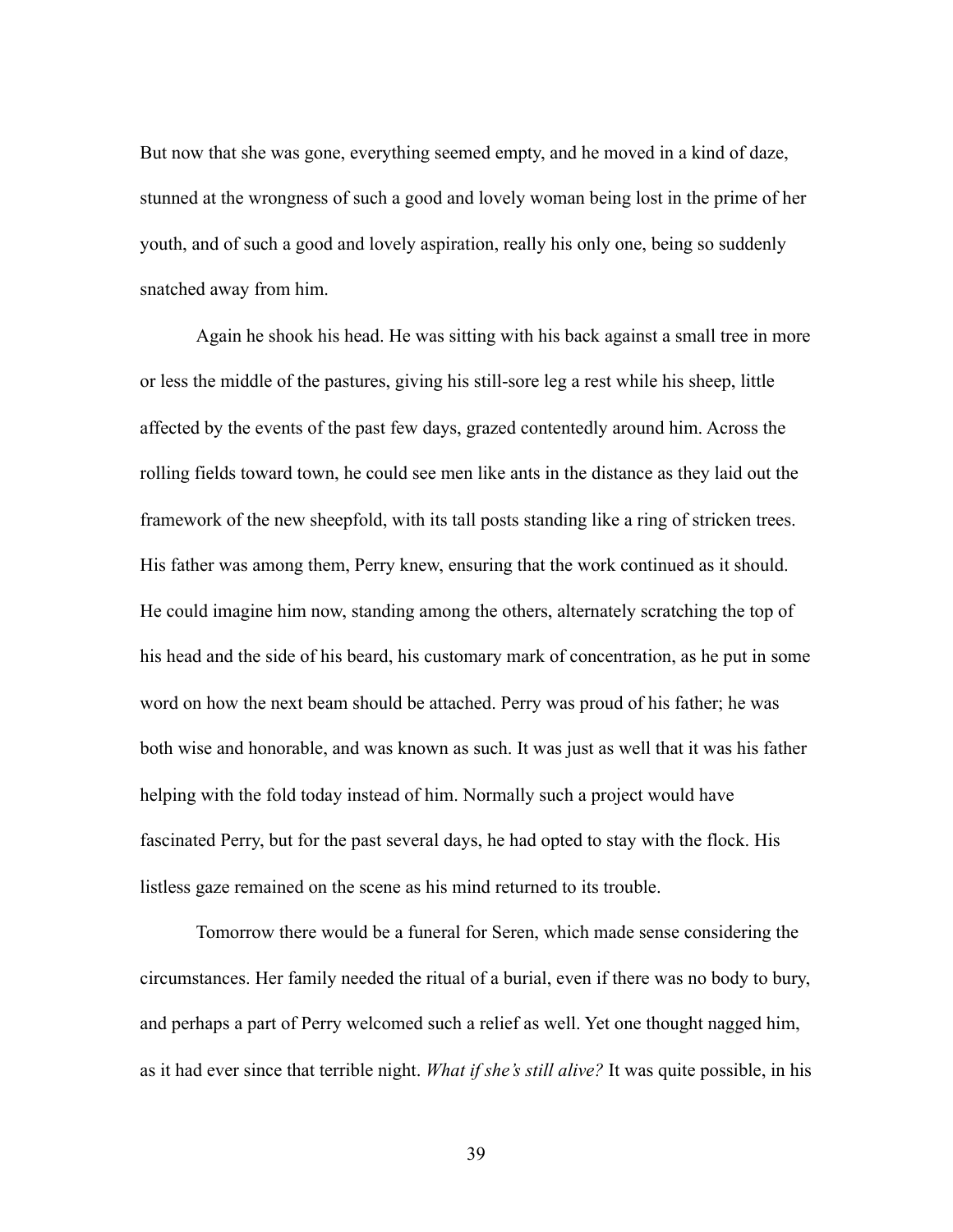But now that she was gone, everything seemed empty, and he moved in a kind of daze, stunned at the wrongness of such a good and lovely woman being lost in the prime of her youth, and of such a good and lovely aspiration, really his only one, being so suddenly snatched away from him.

Again he shook his head. He was sitting with his back against a small tree in more or less the middle of the pastures, giving his still-sore leg a rest while his sheep, little affected by the events of the past few days, grazed contentedly around him. Across the rolling fields toward town, he could see men like ants in the distance as they laid out the framework of the new sheepfold, with its tall posts standing like a ring of stricken trees. His father was among them, Perry knew, ensuring that the work continued as it should. He could imagine him now, standing among the others, alternately scratching the top of his head and the side of his beard, his customary mark of concentration, as he put in some word on how the next beam should be attached. Perry was proud of his father; he was both wise and honorable, and was known as such. It was just as well that it was his father helping with the fold today instead of him. Normally such a project would have fascinated Perry, but for the past several days, he had opted to stay with the flock. His listless gaze remained on the scene as his mind returned to its trouble.

Tomorrow there would be a funeral for Seren, which made sense considering the circumstances. Her family needed the ritual of a burial, even if there was no body to bury, and perhaps a part of Perry welcomed such a relief as well. Yet one thought nagged him, as it had ever since that terrible night. *What if she's still alive?* It was quite possible, in his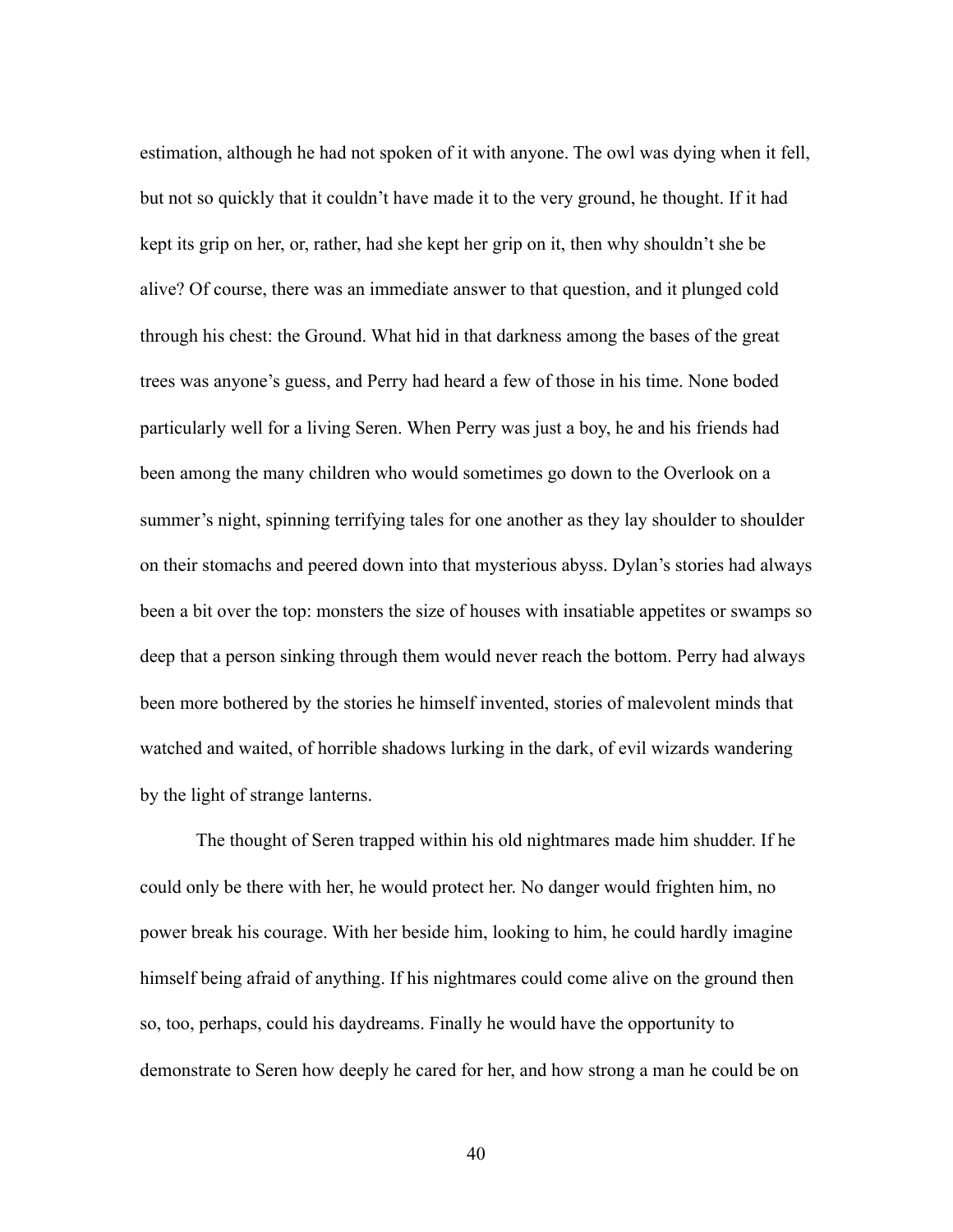estimation, although he had not spoken of it with anyone. The owl was dying when it fell, but not so quickly that it couldn't have made it to the very ground, he thought. If it had kept its grip on her, or, rather, had she kept her grip on it, then why shouldn't she be alive? Of course, there was an immediate answer to that question, and it plunged cold through his chest: the Ground. What hid in that darkness among the bases of the great trees was anyone's guess, and Perry had heard a few of those in his time. None boded particularly well for a living Seren. When Perry was just a boy, he and his friends had been among the many children who would sometimes go down to the Overlook on a summer's night, spinning terrifying tales for one another as they lay shoulder to shoulder on their stomachs and peered down into that mysterious abyss. Dylan's stories had always been a bit over the top: monsters the size of houses with insatiable appetites or swamps so deep that a person sinking through them would never reach the bottom. Perry had always been more bothered by the stories he himself invented, stories of malevolent minds that watched and waited, of horrible shadows lurking in the dark, of evil wizards wandering by the light of strange lanterns.

The thought of Seren trapped within his old nightmares made him shudder. If he could only be there with her, he would protect her. No danger would frighten him, no power break his courage. With her beside him, looking to him, he could hardly imagine himself being afraid of anything. If his nightmares could come alive on the ground then so, too, perhaps, could his daydreams. Finally he would have the opportunity to demonstrate to Seren how deeply he cared for her, and how strong a man he could be on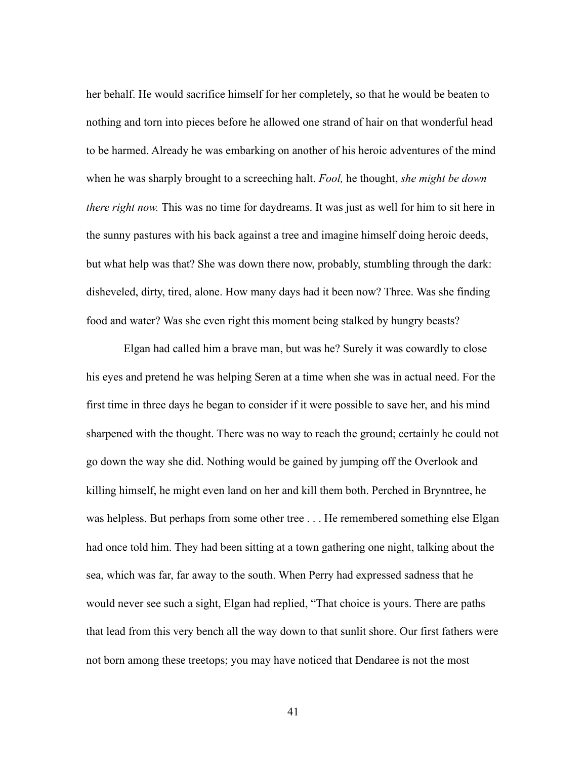her behalf. He would sacrifice himself for her completely, so that he would be beaten to nothing and torn into pieces before he allowed one strand of hair on that wonderful head to be harmed. Already he was embarking on another of his heroic adventures of the mind when he was sharply brought to a screeching halt. *Fool,* he thought, *she might be down there right now.* This was no time for daydreams. It was just as well for him to sit here in the sunny pastures with his back against a tree and imagine himself doing heroic deeds, but what help was that? She was down there now, probably, stumbling through the dark: disheveled, dirty, tired, alone. How many days had it been now? Three. Was she finding food and water? Was she even right this moment being stalked by hungry beasts?

Elgan had called him a brave man, but was he? Surely it was cowardly to close his eyes and pretend he was helping Seren at a time when she was in actual need. For the first time in three days he began to consider if it were possible to save her, and his mind sharpened with the thought. There was no way to reach the ground; certainly he could not go down the way she did. Nothing would be gained by jumping off the Overlook and killing himself, he might even land on her and kill them both. Perched in Brynntree, he was helpless. But perhaps from some other tree . . . He remembered something else Elgan had once told him. They had been sitting at a town gathering one night, talking about the sea, which was far, far away to the south. When Perry had expressed sadness that he would never see such a sight, Elgan had replied, "That choice is yours. There are paths that lead from this very bench all the way down to that sunlit shore. Our first fathers were not born among these treetops; you may have noticed that Dendaree is not the most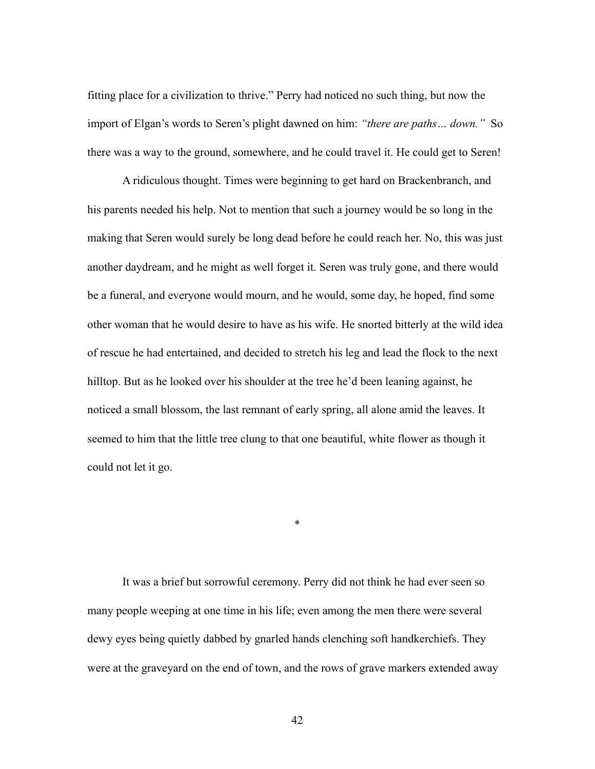fitting place for a civilization to thrive." Perry had noticed no such thing, but now the import of Elgan's words to Seren's plight dawned on him: *"there are paths… down."* So there was a way to the ground, somewhere, and he could travel it. He could get to Seren!

A ridiculous thought. Times were beginning to get hard on Brackenbranch, and his parents needed his help. Not to mention that such a journey would be so long in the making that Seren would surely be long dead before he could reach her. No, this was just another daydream, and he might as well forget it. Seren was truly gone, and there would be a funeral, and everyone would mourn, and he would, some day, he hoped, find some other woman that he would desire to have as his wife. He snorted bitterly at the wild idea of rescue he had entertained, and decided to stretch his leg and lead the flock to the next hilltop. But as he looked over his shoulder at the tree he'd been leaning against, he noticed a small blossom, the last remnant of early spring, all alone amid the leaves. It seemed to him that the little tree clung to that one beautiful, white flower as though it could not let it go.

*

It was a brief but sorrowful ceremony. Perry did not think he had ever seen so many people weeping at one time in his life; even among the men there were several dewy eyes being quietly dabbed by gnarled hands clenching soft handkerchiefs. They were at the graveyard on the end of town, and the rows of grave markers extended away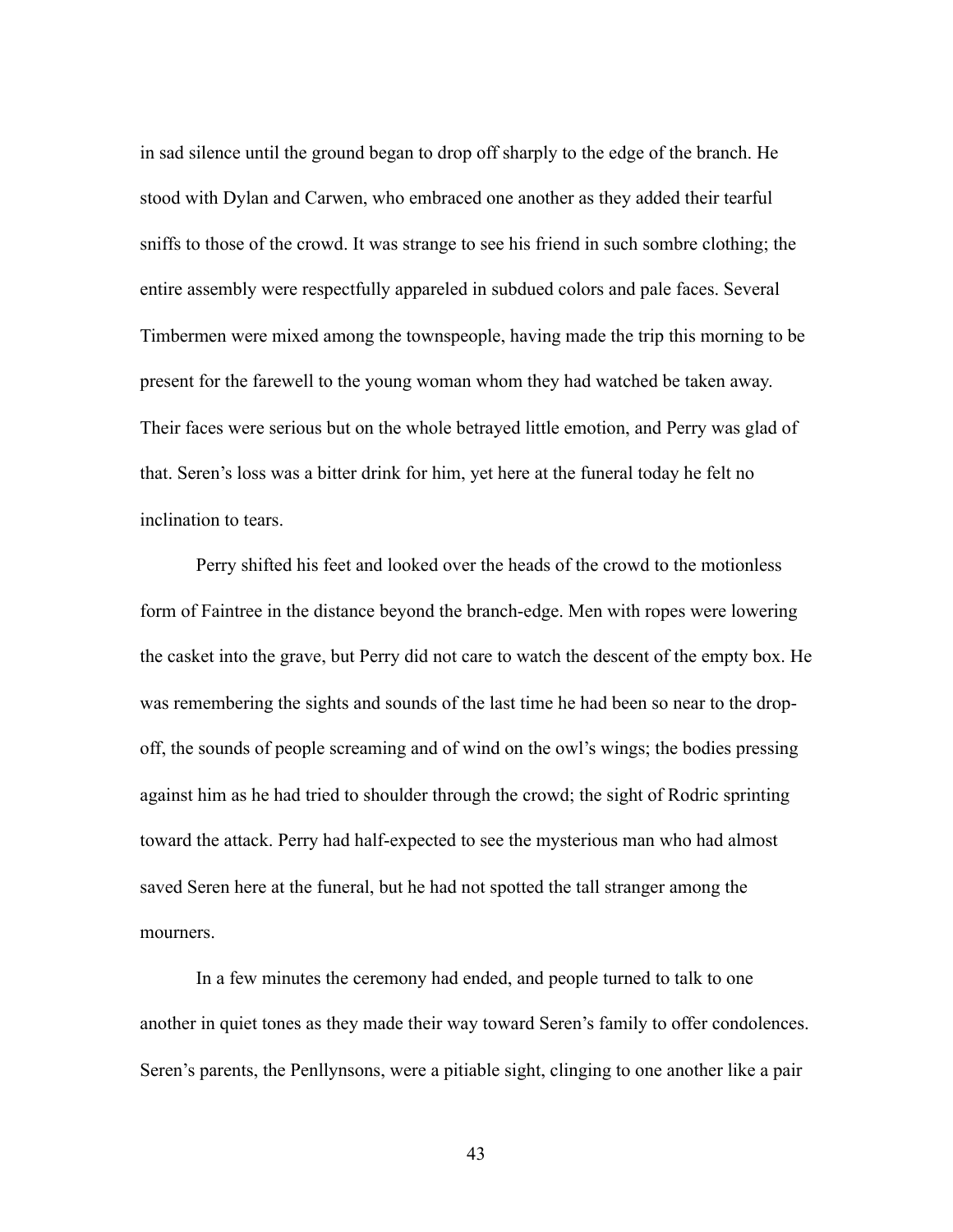in sad silence until the ground began to drop off sharply to the edge of the branch. He stood with Dylan and Carwen, who embraced one another as they added their tearful sniffs to those of the crowd. It was strange to see his friend in such sombre clothing; the entire assembly were respectfully appareled in subdued colors and pale faces. Several Timbermen were mixed among the townspeople, having made the trip this morning to be present for the farewell to the young woman whom they had watched be taken away. Their faces were serious but on the whole betrayed little emotion, and Perry was glad of that. Seren's loss was a bitter drink for him, yet here at the funeral today he felt no inclination to tears.

Perry shifted his feet and looked over the heads of the crowd to the motionless form of Faintree in the distance beyond the branch-edge. Men with ropes were lowering the casket into the grave, but Perry did not care to watch the descent of the empty box. He was remembering the sights and sounds of the last time he had been so near to the drop-off, the sounds of people screaming and of wind on the owl's wings; the bodies pressing against him as he had tried to shoulder through the crowd; the sight of Rodric sprinting toward the attack. Perry had half-expected to see the mysterious man who had almost saved Seren here at the funeral, but he had not spotted the tall stranger among the mourners.

In a few minutes the ceremony had ended, and people turned to talk to one another in quiet tones as they made their way toward Seren's family to offer condolences. Seren's parents, the Penllynsons, were a pitiable sight, clinging to one another like a pair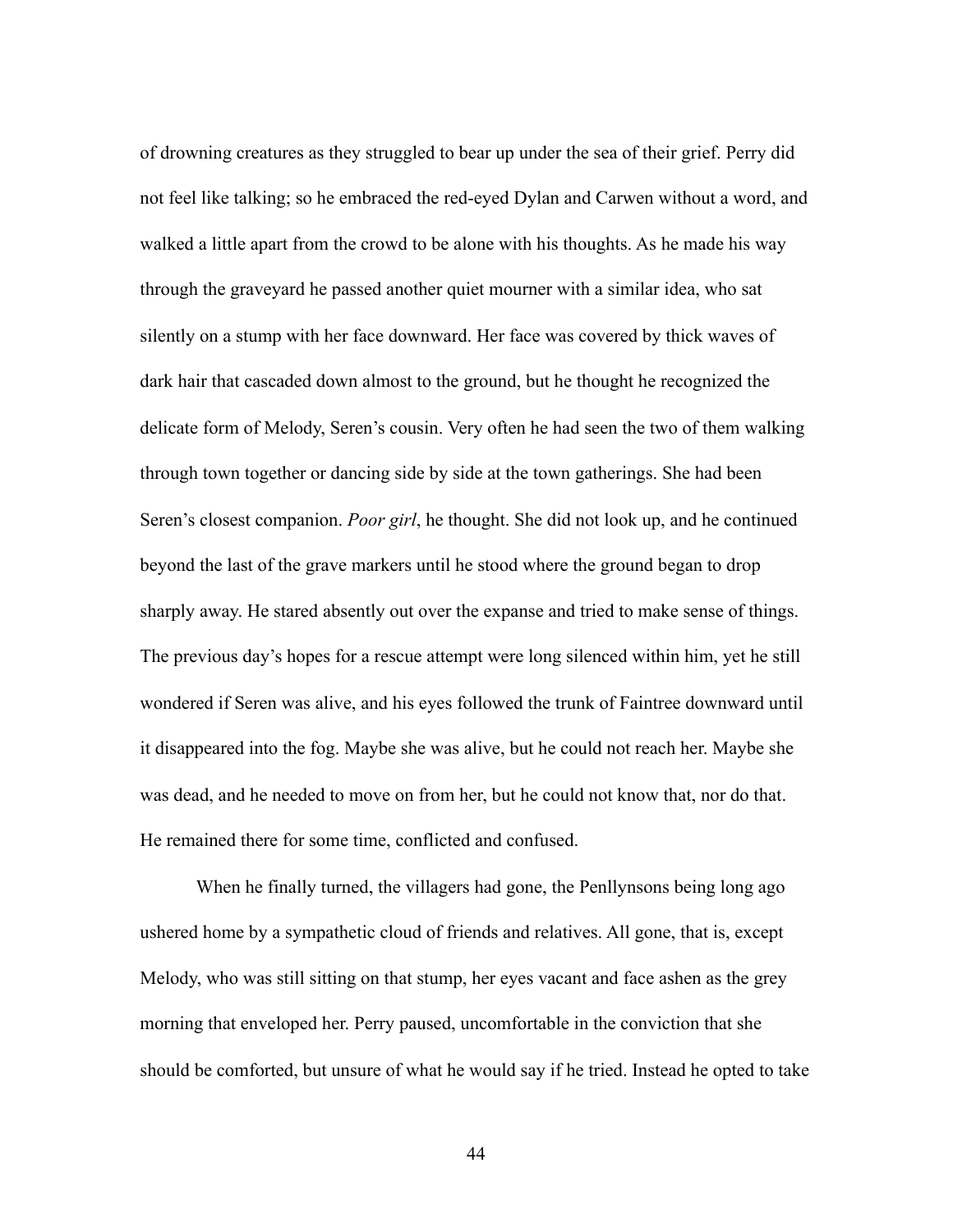of drowning creatures as they struggled to bear up under the sea of their grief. Perry did not feel like talking; so he embraced the red-eyed Dylan and Carwen without a word, and walked a little apart from the crowd to be alone with his thoughts. As he made his way through the graveyard he passed another quiet mourner with a similar idea, who sat silently on a stump with her face downward. Her face was covered by thick waves of dark hair that cascaded down almost to the ground, but he thought he recognized the delicate form of Melody, Seren's cousin. Very often he had seen the two of them walking through town together or dancing side by side at the town gatherings. She had been Seren's closest companion. *Poor girl*, he thought. She did not look up, and he continued beyond the last of the grave markers until he stood where the ground began to drop sharply away. He stared absently out over the expanse and tried to make sense of things. The previous day's hopes for a rescue attempt were long silenced within him, yet he still wondered if Seren was alive, and his eyes followed the trunk of Faintree downward until it disappeared into the fog. Maybe she was alive, but he could not reach her. Maybe she was dead, and he needed to move on from her, but he could not know that, nor do that. He remained there for some time, conflicted and confused.

When he finally turned, the villagers had gone, the Penllynsons being long ago ushered home by a sympathetic cloud of friends and relatives. All gone, that is, except Melody, who was still sitting on that stump, her eyes vacant and face ashen as the grey morning that enveloped her. Perry paused, uncomfortable in the conviction that she should be comforted, but unsure of what he would say if he tried. Instead he opted to take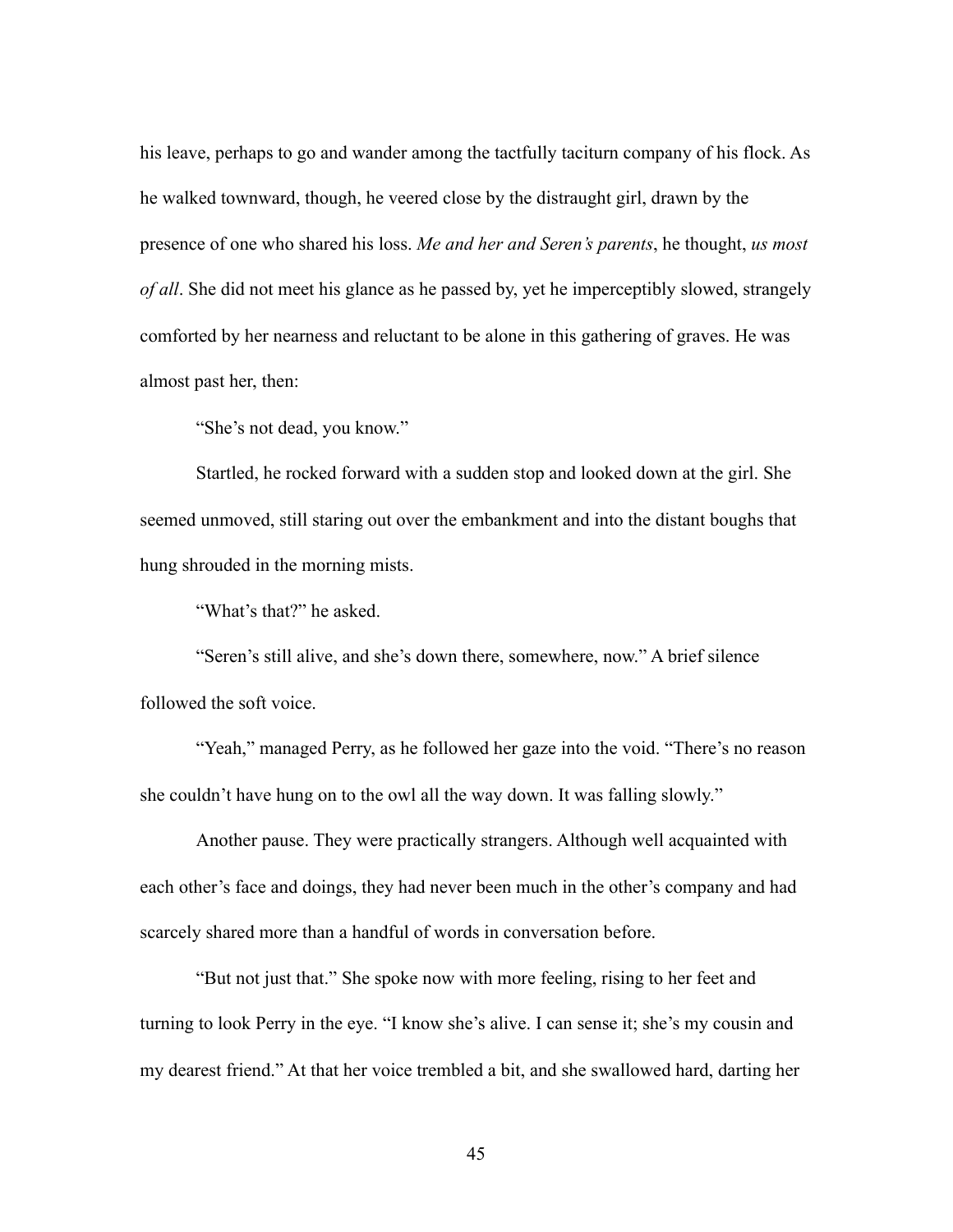his leave, perhaps to go and wander among the tactfully taciturn company of his flock. As he walked townward, though, he veered close by the distraught girl, drawn by the presence of one who shared his loss. *Me and her and Seren's parents*, he thought, *us most of all*. She did not meet his glance as he passed by, yet he imperceptibly slowed, strangely comforted by her nearness and reluctant to be alone in this gathering of graves. He was almost past her, then:

"She's not dead, you know."

Startled, he rocked forward with a sudden stop and looked down at the girl. She seemed unmoved, still staring out over the embankment and into the distant boughs that hung shrouded in the morning mists.

"What's that?" he asked.

"Seren's still alive, and she's down there, somewhere, now." A brief silence followed the soft voice.

"Yeah," managed Perry, as he followed her gaze into the void. "There's no reason she couldn't have hung on to the owl all the way down. It was falling slowly."

Another pause. They were practically strangers. Although well acquainted with each other's face and doings, they had never been much in the other's company and had scarcely shared more than a handful of words in conversation before.

"But not just that." She spoke now with more feeling, rising to her feet and turning to look Perry in the eye. "I know she's alive. I can sense it; she's my cousin and my dearest friend." At that her voice trembled a bit, and she swallowed hard, darting her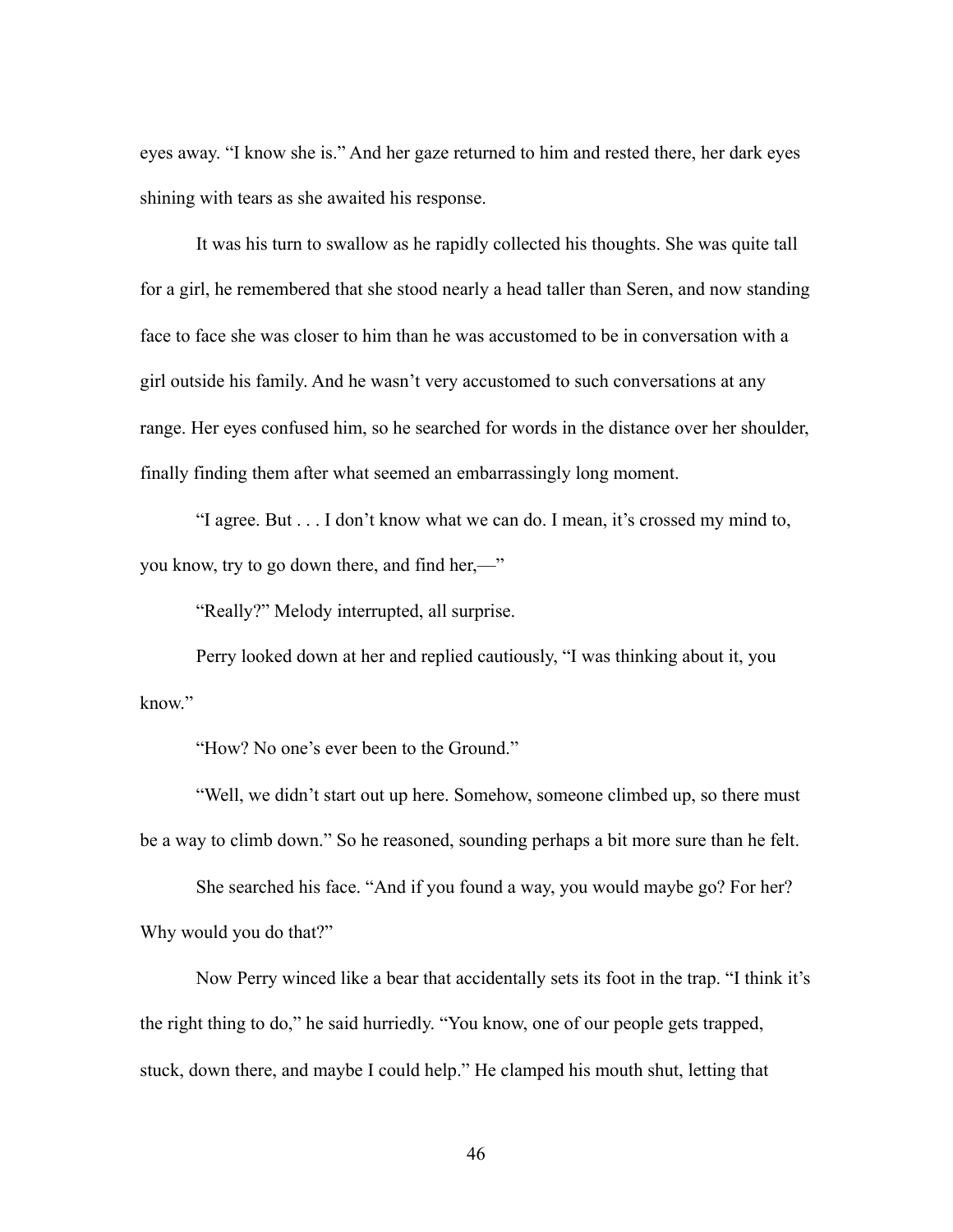eyes away. “I know she is.” And her gaze returned to him and rested there, her dark eyes shining with tears as she awaited his response.

It was his turn to swallow as he rapidly collected his thoughts. She was quite tall for a girl, he remembered that she stood nearly a head taller than Seren, and now standing face to face she was closer to him than he was accustomed to be in conversation with a girl outside his family. And he wasn’t very accustomed to such conversations at any range. Her eyes confused him, so he searched for words in the distance over her shoulder, finally finding them after what seemed an embarrassingly long moment.

“I agree. But . . . I don’t know what we can do. I mean, it’s crossed my mind to, you know, try to go down there, and find her,—”

“Really?” Melody interrupted, all surprise.

Perry looked down at her and replied cautiously, “I was thinking about it, you know.”

“How? No one’s ever been to the Ground.”

“Well, we didn’t start out up here. Somehow, someone climbed up, so there must be a way to climb down.” So he reasoned, sounding perhaps a bit more sure than he felt.

She searched his face. “And if you found a way, you would maybe go? For her? Why would you do that?”

Now Perry winced like a bear that accidentally sets its foot in the trap. “I think it’s the right thing to do,” he said hurriedly. “You know, one of our people gets trapped, stuck, down there, and maybe I could help.” He clamped his mouth shut, letting that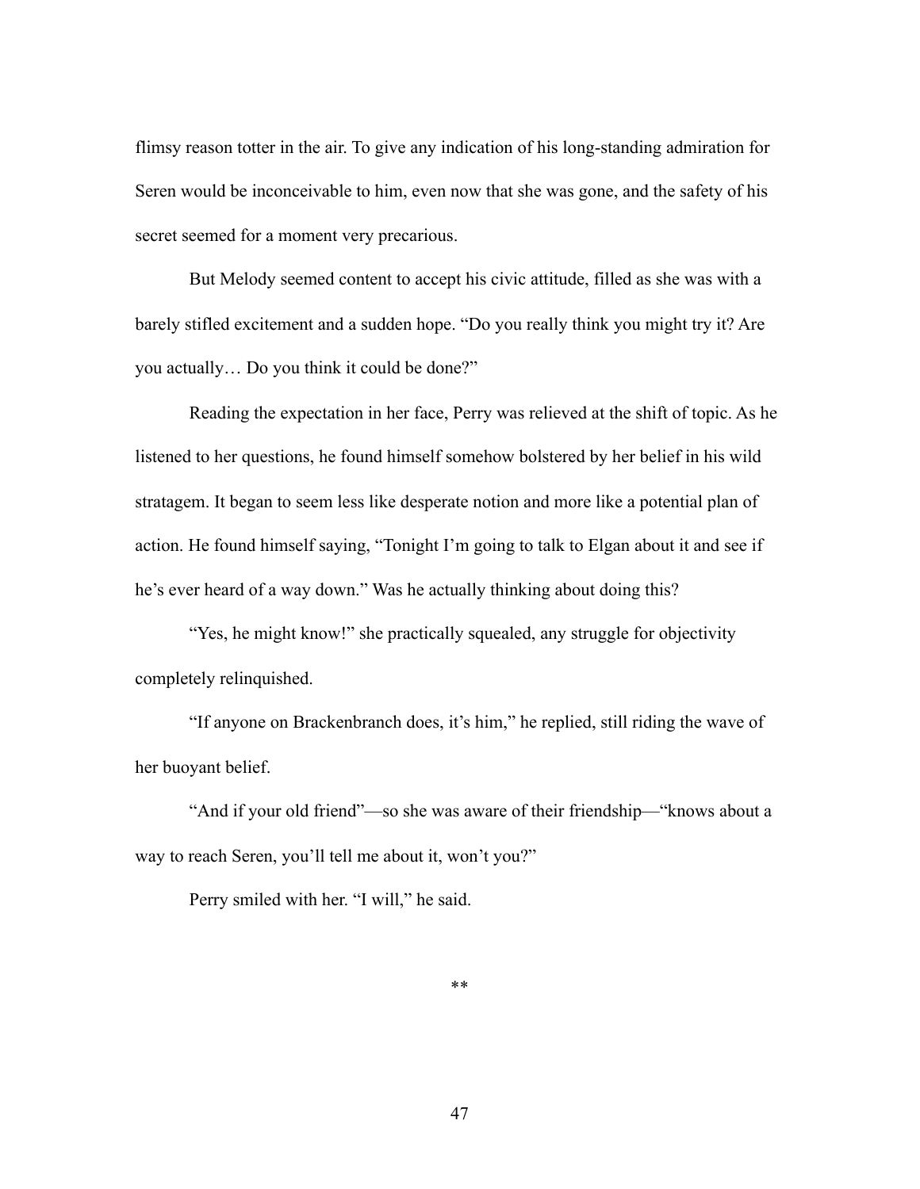flimsy reason totter in the air. To give any indication of his long-standing admiration for Seren would be inconceivable to him, even now that she was gone, and the safety of his secret seemed for a moment very precarious.

But Melody seemed content to accept his civic attitude, filled as she was with a barely stifled excitement and a sudden hope. "Do you really think you might try it? Are you actually… Do you think it could be done?"

Reading the expectation in her face, Perry was relieved at the shift of topic. As he listened to her questions, he found himself somehow bolstered by her belief in his wild stratagem. It began to seem less like desperate notion and more like a potential plan of action. He found himself saying, "Tonight I'm going to talk to Elgan about it and see if he's ever heard of a way down." Was he actually thinking about doing this?

"Yes, he might know!" she practically squealed, any struggle for objectivity completely relinquished.

"If anyone on Brackenbranch does, it's him," he replied, still riding the wave of her buoyant belief.

"And if your old friend"—so she was aware of their friendship—"knows about a way to reach Seren, you'll tell me about it, won't you?"

Perry smiled with her. "I will," he said.

**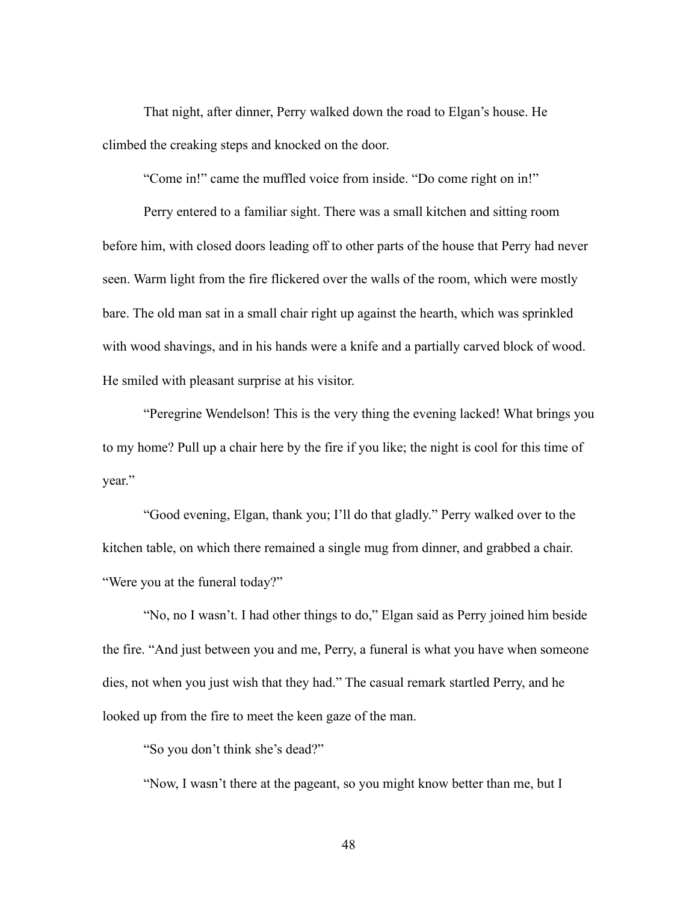That night, after dinner, Perry walked down the road to Elgan's house. He climbed the creaking steps and knocked on the door.

"Come in!" came the muffled voice from inside. "Do come right on in!"

Perry entered to a familiar sight. There was a small kitchen and sitting room before him, with closed doors leading off to other parts of the house that Perry had never seen. Warm light from the fire flickered over the walls of the room, which were mostly bare. The old man sat in a small chair right up against the hearth, which was sprinkled with wood shavings, and in his hands were a knife and a partially carved block of wood. He smiled with pleasant surprise at his visitor.

"Peregrine Wendelson! This is the very thing the evening lacked! What brings you to my home? Pull up a chair here by the fire if you like; the night is cool for this time of year."

"Good evening, Elgan, thank you; I'll do that gladly." Perry walked over to the kitchen table, on which there remained a single mug from dinner, and grabbed a chair. "Were you at the funeral today?"

"No, no I wasn't. I had other things to do," Elgan said as Perry joined him beside the fire. "And just between you and me, Perry, a funeral is what you have when someone dies, not when you just wish that they had." The casual remark startled Perry, and he looked up from the fire to meet the keen gaze of the man.

"So you don't think she's dead?"

"Now, I wasn't there at the pageant, so you might know better than me, but I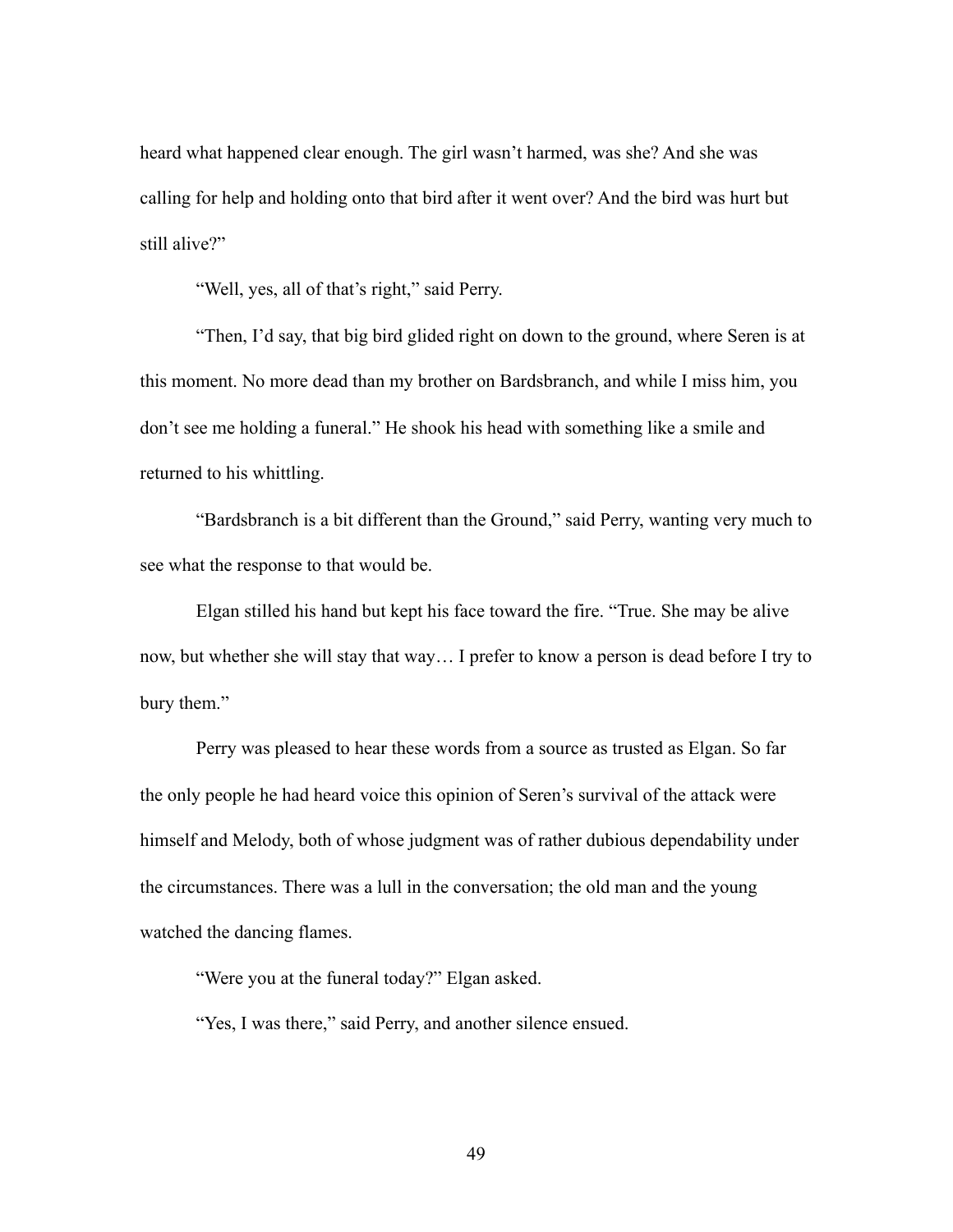heard what happened clear enough. The girl wasn't harmed, was she? And she was calling for help and holding onto that bird after it went over? And the bird was hurt but still alive?"

"Well, yes, all of that's right," said Perry.

"Then, I'd say, that big bird glided right on down to the ground, where Seren is at this moment. No more dead than my brother on Bardsbranch, and while I miss him, you don't see me holding a funeral." He shook his head with something like a smile and returned to his whittling.

"Bardsbranch is a bit different than the Ground," said Perry, wanting very much to see what the response to that would be.

Elgan stilled his hand but kept his face toward the fire. "True. She may be alive now, but whether she will stay that way… I prefer to know a person is dead before I try to bury them."

Perry was pleased to hear these words from a source as trusted as Elgan. So far the only people he had heard voice this opinion of Seren's survival of the attack were himself and Melody, both of whose judgment was of rather dubious dependability under the circumstances. There was a lull in the conversation; the old man and the young watched the dancing flames.

"Were you at the funeral today?" Elgan asked.

"Yes, I was there," said Perry, and another silence ensued.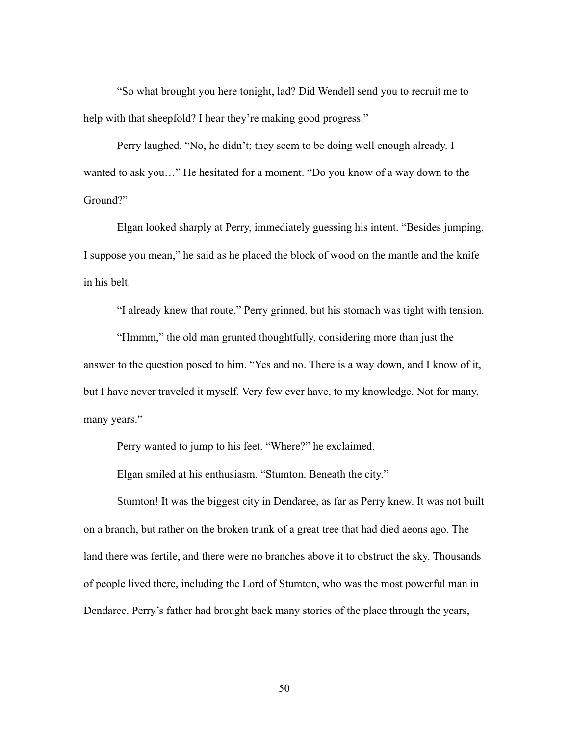"So what brought you here tonight, lad? Did Wendell send you to recruit me to help with that sheepfold? I hear they're making good progress."

Perry laughed. "No, he didn't; they seem to be doing well enough already. I wanted to ask you…" He hesitated for a moment. "Do you know of a way down to the Ground?"

Elgan looked sharply at Perry, immediately guessing his intent. "Besides jumping, I suppose you mean," he said as he placed the block of wood on the mantle and the knife in his belt.

"I already knew that route," Perry grinned, but his stomach was tight with tension.

"Hmmm," the old man grunted thoughtfully, considering more than just the answer to the question posed to him. "Yes and no. There is a way down, and I know of it, but I have never traveled it myself. Very few ever have, to my knowledge. Not for many, many years."

Perry wanted to jump to his feet. "Where?" he exclaimed.

Elgan smiled at his enthusiasm. "Stumton. Beneath the city."

Stumton! It was the biggest city in Dendaree, as far as Perry knew. It was not built on a branch, but rather on the broken trunk of a great tree that had died aeons ago. The land there was fertile, and there were no branches above it to obstruct the sky. Thousands of people lived there, including the Lord of Stumton, who was the most powerful man in Dendaree. Perry's father had brought back many stories of the place through the years,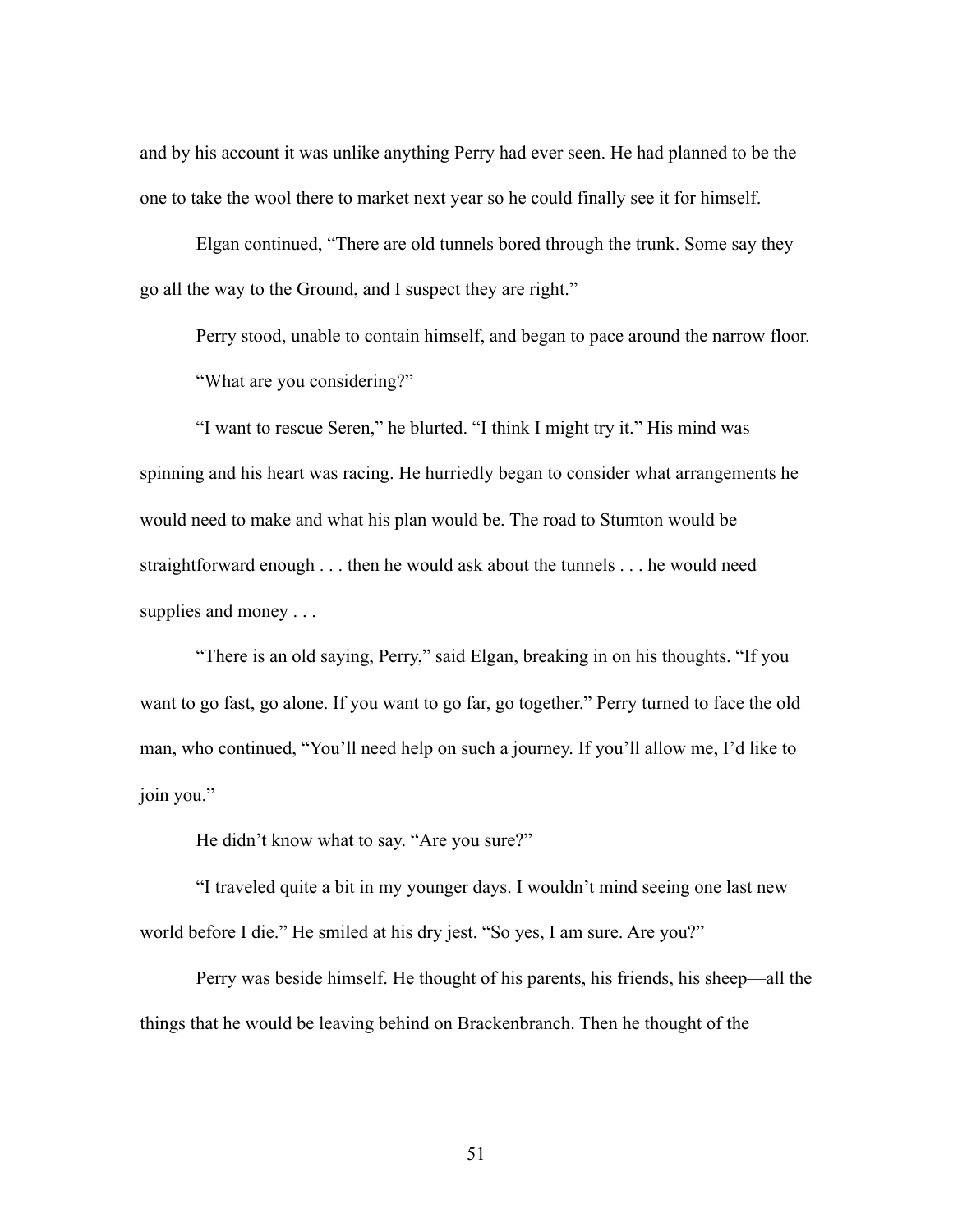and by his account it was unlike anything Perry had ever seen. He had planned to be the one to take the wool there to market next year so he could finally see it for himself.

Elgan continued, “There are old tunnels bored through the trunk. Some say they go all the way to the Ground, and I suspect they are right.”

Perry stood, unable to contain himself, and began to pace around the narrow floor.

“What are you considering?”

“I want to rescue Seren,” he blurted. “I think I might try it.” His mind was spinning and his heart was racing. He hurriedly began to consider what arrangements he would need to make and what his plan would be. The road to Stumton would be straightforward enough . . . then he would ask about the tunnels . . . he would need supplies and money . . .

“There is an old saying, Perry,” said Elgan, breaking in on his thoughts. “If you want to go fast, go alone. If you want to go far, go together.” Perry turned to face the old man, who continued, “You’ll need help on such a journey. If you’ll allow me, I’d like to join you.”

He didn’t know what to say. “Are you sure?”

“I traveled quite a bit in my younger days. I wouldn’t mind seeing one last new world before I die.” He smiled at his dry jest. “So yes, I am sure. Are you?”

Perry was beside himself. He thought of his parents, his friends, his sheep—all the things that he would be leaving behind on Brackenbranch. Then he thought of the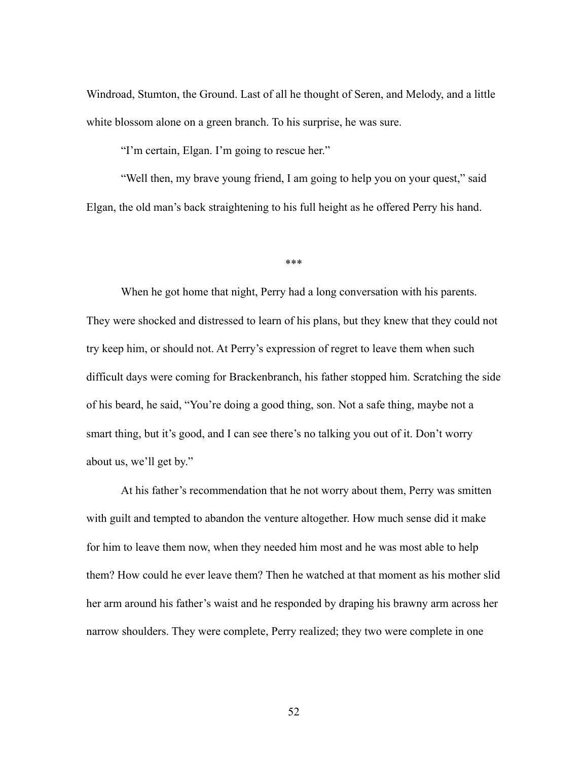Windroad, Stumton, the Ground. Last of all he thought of Seren, and Melody, and a little white blossom alone on a green branch. To his surprise, he was sure.

"I'm certain, Elgan. I'm going to rescue her."

"Well then, my brave young friend, I am going to help you on your quest," said Elgan, the old man's back straightening to his full height as he offered Perry his hand.

***

When he got home that night, Perry had a long conversation with his parents. They were shocked and distressed to learn of his plans, but they knew that they could not try keep him, or should not. At Perry's expression of regret to leave them when such difficult days were coming for Brackenbranch, his father stopped him. Scratching the side of his beard, he said, "You're doing a good thing, son. Not a safe thing, maybe not a smart thing, but it's good, and I can see there's no talking you out of it. Don't worry about us, we'll get by."

At his father's recommendation that he not worry about them, Perry was smitten with guilt and tempted to abandon the venture altogether. How much sense did it make for him to leave them now, when they needed him most and he was most able to help them? How could he ever leave them? Then he watched at that moment as his mother slid her arm around his father's waist and he responded by draping his brawny arm across her narrow shoulders. They were complete, Perry realized; they two were complete in one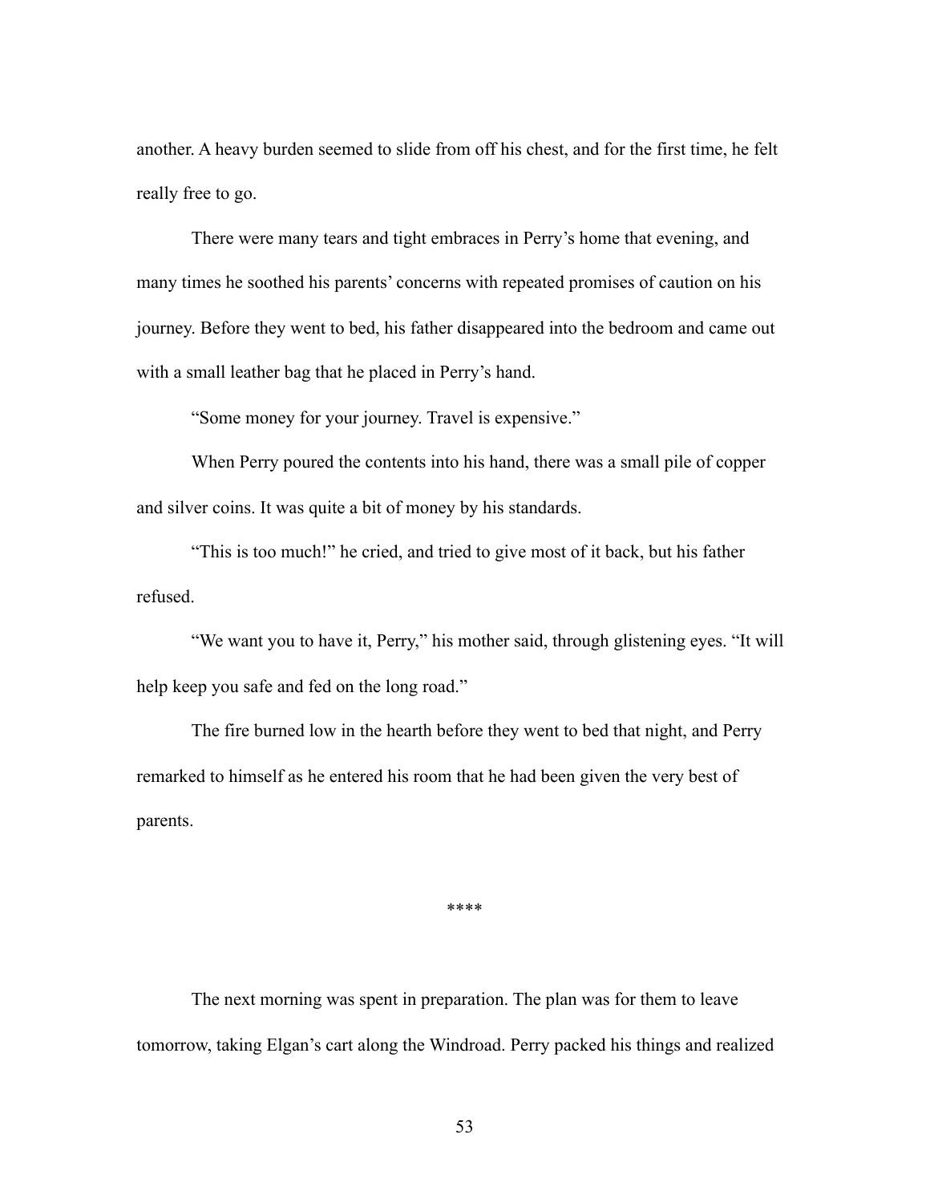another. A heavy burden seemed to slide from off his chest, and for the first time, he felt really free to go.

There were many tears and tight embraces in Perry's home that evening, and many times he soothed his parents' concerns with repeated promises of caution on his journey. Before they went to bed, his father disappeared into the bedroom and came out with a small leather bag that he placed in Perry's hand.

"Some money for your journey. Travel is expensive."

When Perry poured the contents into his hand, there was a small pile of copper and silver coins. It was quite a bit of money by his standards.

"This is too much!" he cried, and tried to give most of it back, but his father refused.

"We want you to have it, Perry," his mother said, through glistening eyes. "It will help keep you safe and fed on the long road."

The fire burned low in the hearth before they went to bed that night, and Perry remarked to himself as he entered his room that he had been given the very best of parents.

****

The next morning was spent in preparation. The plan was for them to leave tomorrow, taking Elgan's cart along the Windroad. Perry packed his things and realized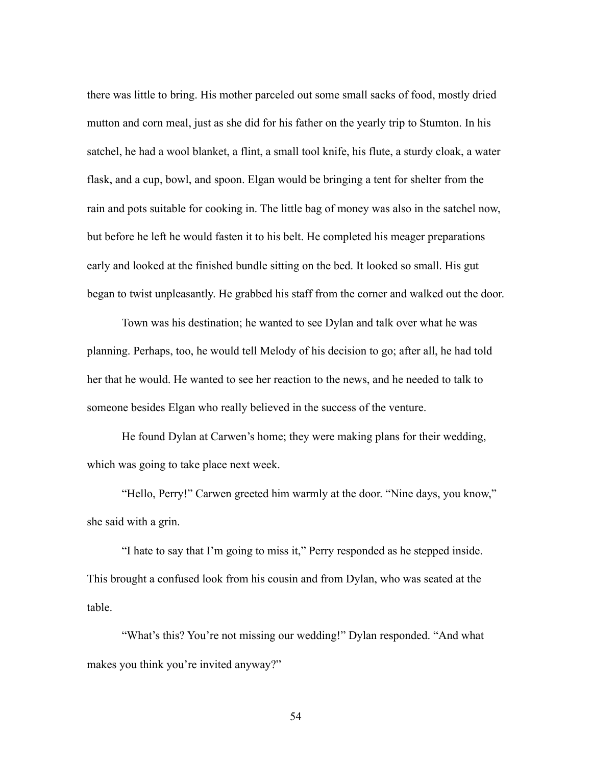there was little to bring. His mother parceled out some small sacks of food, mostly dried mutton and corn meal, just as she did for his father on the yearly trip to Stumton. In his satchel, he had a wool blanket, a flint, a small tool knife, his flute, a sturdy cloak, a water flask, and a cup, bowl, and spoon. Elgan would be bringing a tent for shelter from the rain and pots suitable for cooking in. The little bag of money was also in the satchel now, but before he left he would fasten it to his belt. He completed his meager preparations early and looked at the finished bundle sitting on the bed. It looked so small. His gut began to twist unpleasantly. He grabbed his staff from the corner and walked out the door.

Town was his destination; he wanted to see Dylan and talk over what he was planning. Perhaps, too, he would tell Melody of his decision to go; after all, he had told her that he would. He wanted to see her reaction to the news, and he needed to talk to someone besides Elgan who really believed in the success of the venture.

He found Dylan at Carwen's home; they were making plans for their wedding, which was going to take place next week.

"Hello, Perry!" Carwen greeted him warmly at the door. "Nine days, you know," she said with a grin.

"I hate to say that I'm going to miss it," Perry responded as he stepped inside. This brought a confused look from his cousin and from Dylan, who was seated at the table.

"What's this? You're not missing our wedding!" Dylan responded. "And what makes you think you're invited anyway?"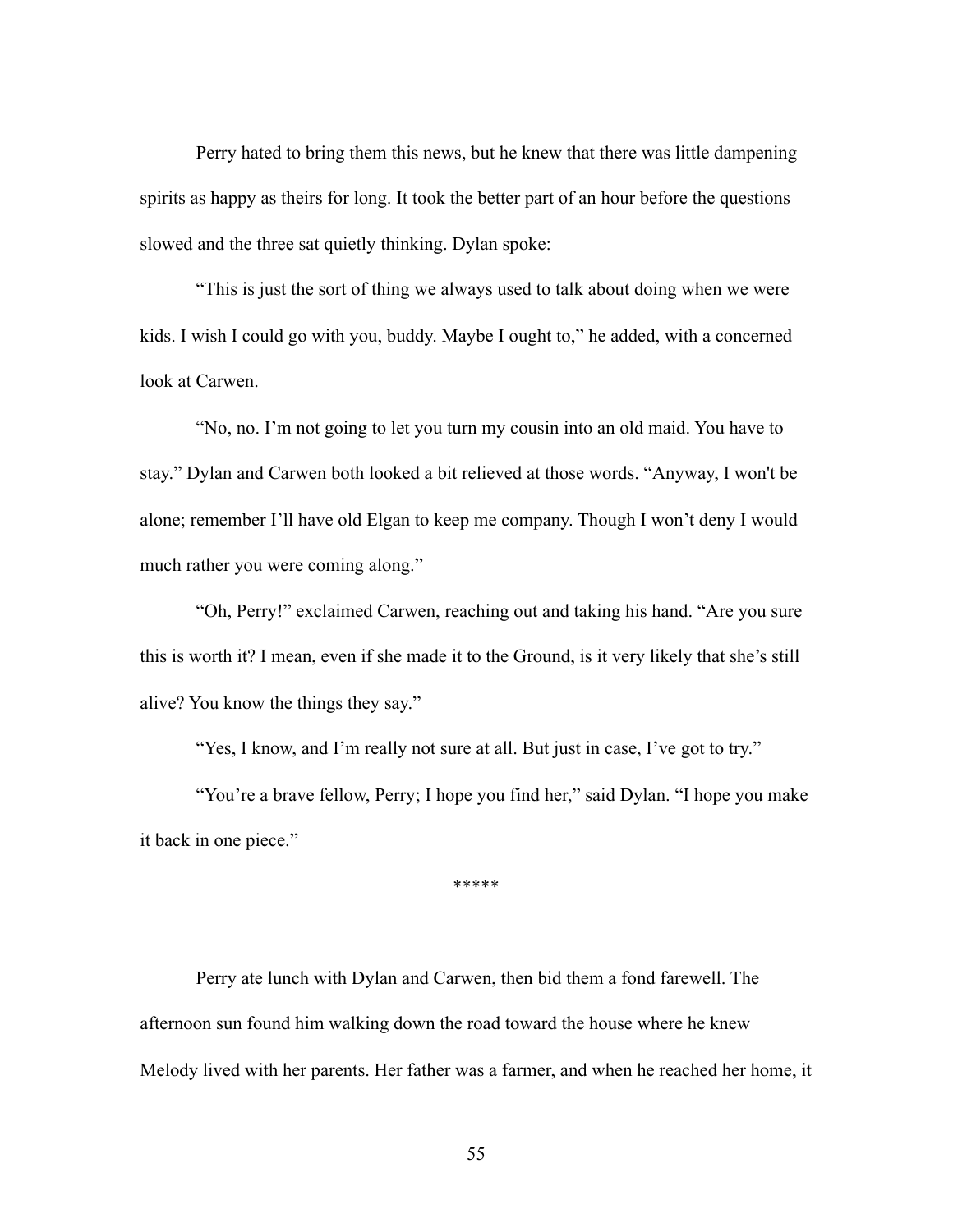Perry hated to bring them this news, but he knew that there was little dampening spirits as happy as theirs for long. It took the better part of an hour before the questions slowed and the three sat quietly thinking. Dylan spoke:

"This is just the sort of thing we always used to talk about doing when we were kids. I wish I could go with you, buddy. Maybe I ought to," he added, with a concerned look at Carwen.

"No, no. I'm not going to let you turn my cousin into an old maid. You have to stay." Dylan and Carwen both looked a bit relieved at those words. "Anyway, I won't be alone; remember I'll have old Elgan to keep me company. Though I won't deny I would much rather you were coming along."

"Oh, Perry!" exclaimed Carwen, reaching out and taking his hand. "Are you sure this is worth it? I mean, even if she made it to the Ground, is it very likely that she's still alive? You know the things they say."

"Yes, I know, and I'm really not sure at all. But just in case, I've got to try."

"You're a brave fellow, Perry; I hope you find her," said Dylan. "I hope you make it back in one piece."

*****

Perry ate lunch with Dylan and Carwen, then bid them a fond farewell. The afternoon sun found him walking down the road toward the house where he knew Melody lived with her parents. Her father was a farmer, and when he reached her home, it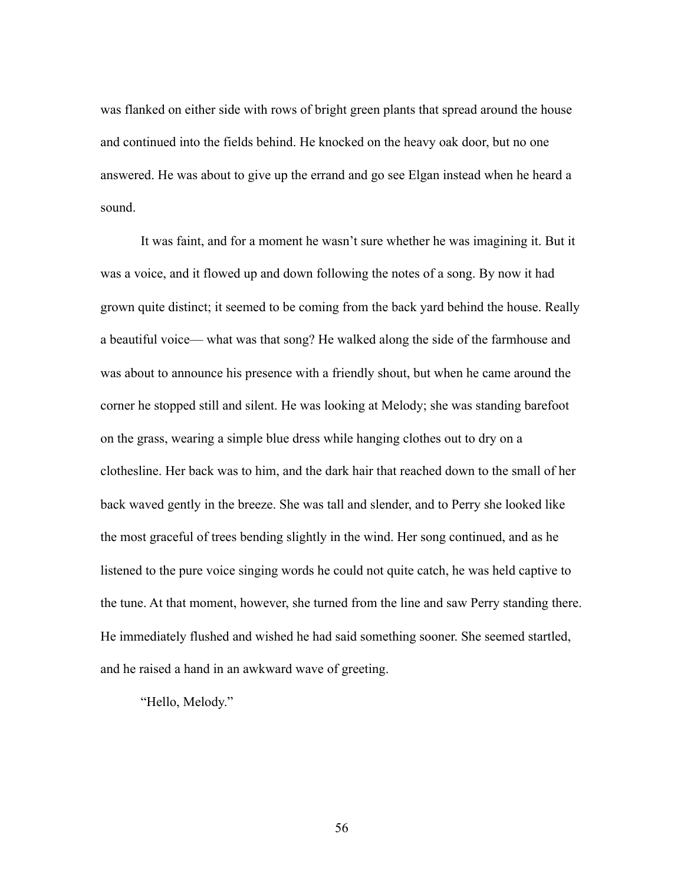was flanked on either side with rows of bright green plants that spread around the house and continued into the fields behind. He knocked on the heavy oak door, but no one answered. He was about to give up the errand and go see Elgan instead when he heard a sound.

It was faint, and for a moment he wasn't sure whether he was imagining it. But it was a voice, and it flowed up and down following the notes of a song. By now it had grown quite distinct; it seemed to be coming from the back yard behind the house. Really a beautiful voice— what was that song? He walked along the side of the farmhouse and was about to announce his presence with a friendly shout, but when he came around the corner he stopped still and silent. He was looking at Melody; she was standing barefoot on the grass, wearing a simple blue dress while hanging clothes out to dry on a clothesline. Her back was to him, and the dark hair that reached down to the small of her back waved gently in the breeze. She was tall and slender, and to Perry she looked like the most graceful of trees bending slightly in the wind. Her song continued, and as he listened to the pure voice singing words he could not quite catch, he was held captive to the tune. At that moment, however, she turned from the line and saw Perry standing there. He immediately flushed and wished he had said something sooner. She seemed startled, and he raised a hand in an awkward wave of greeting.

"Hello, Melody."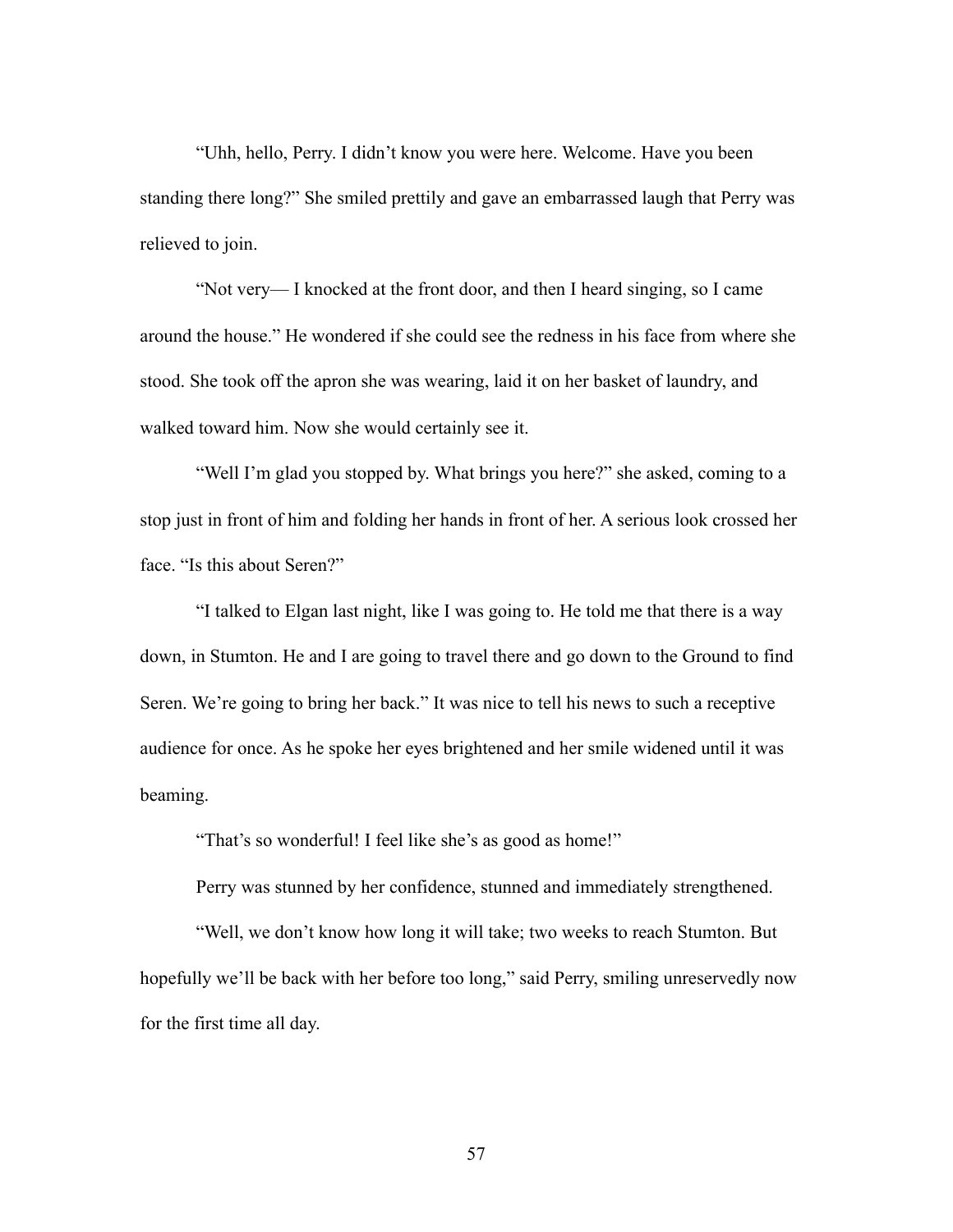"Uhh, hello, Perry. I didn't know you were here. Welcome. Have you been standing there long?" She smiled prettily and gave an embarrassed laugh that Perry was relieved to join.

"Not very— I knocked at the front door, and then I heard singing, so I came around the house." He wondered if she could see the redness in his face from where she stood. She took off the apron she was wearing, laid it on her basket of laundry, and walked toward him. Now she would certainly see it.

"Well I'm glad you stopped by. What brings you here?" she asked, coming to a stop just in front of him and folding her hands in front of her. A serious look crossed her face. "Is this about Seren?"

"I talked to Elgan last night, like I was going to. He told me that there is a way down, in Stumton. He and I are going to travel there and go down to the Ground to find Seren. We're going to bring her back." It was nice to tell his news to such a receptive audience for once. As he spoke her eyes brightened and her smile widened until it was beaming.

"That's so wonderful! I feel like she's as good as home!"

Perry was stunned by her confidence, stunned and immediately strengthened.

"Well, we don't know how long it will take; two weeks to reach Stumton. But hopefully we'll be back with her before too long," said Perry, smiling unreservedly now for the first time all day.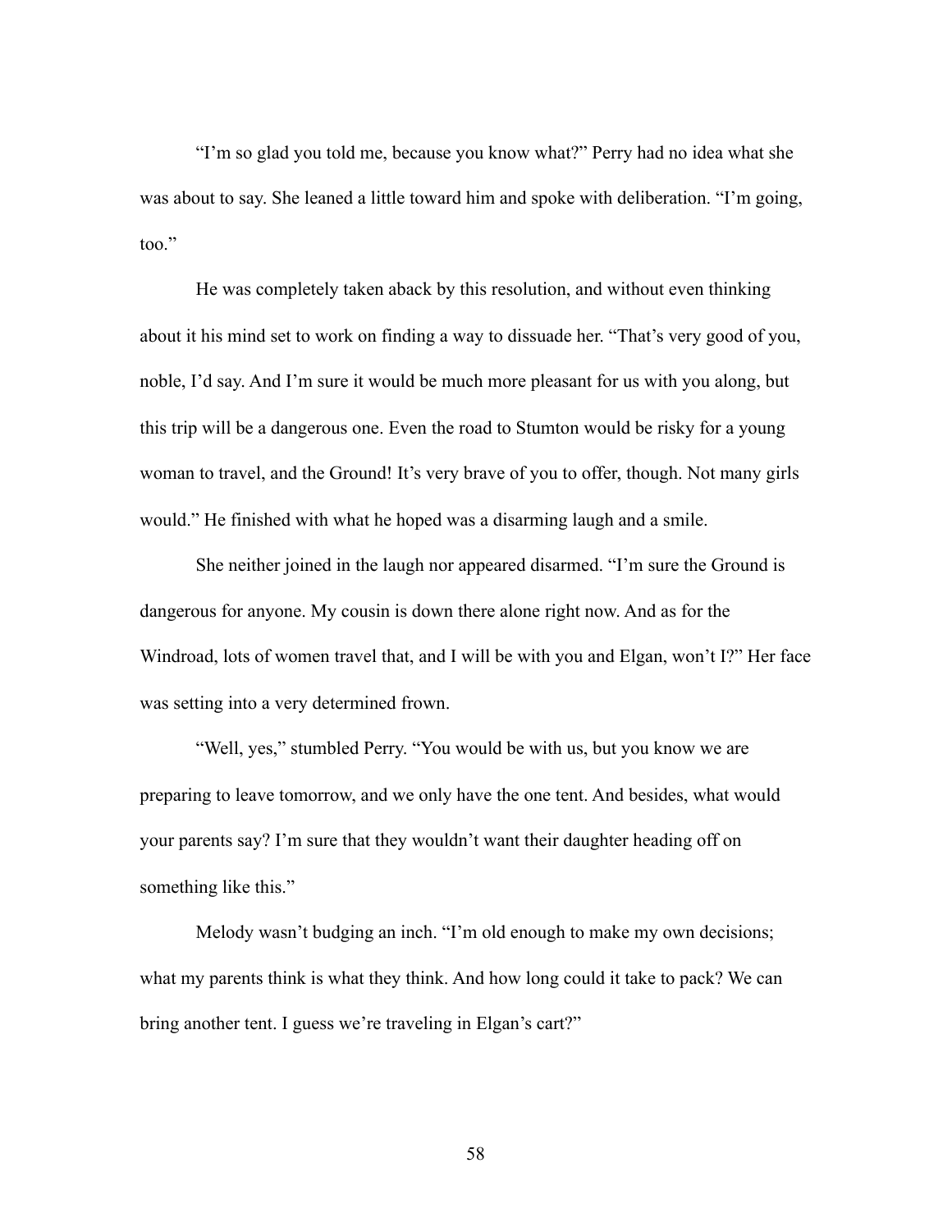"I'm so glad you told me, because you know what?" Perry had no idea what she was about to say. She leaned a little toward him and spoke with deliberation. "I'm going, too."

He was completely taken aback by this resolution, and without even thinking about it his mind set to work on finding a way to dissuade her. "That's very good of you, noble, I'd say. And I'm sure it would be much more pleasant for us with you along, but this trip will be a dangerous one. Even the road to Stumton would be risky for a young woman to travel, and the Ground! It's very brave of you to offer, though. Not many girls would." He finished with what he hoped was a disarming laugh and a smile.

She neither joined in the laugh nor appeared disarmed. "I'm sure the Ground is dangerous for anyone. My cousin is down there alone right now. And as for the Windroad, lots of women travel that, and I will be with you and Elgan, won't I?" Her face was setting into a very determined frown.

"Well, yes," stumbled Perry. "You would be with us, but you know we are preparing to leave tomorrow, and we only have the one tent. And besides, what would your parents say? I'm sure that they wouldn't want their daughter heading off on something like this."

Melody wasn't budging an inch. "I'm old enough to make my own decisions; what my parents think is what they think. And how long could it take to pack? We can bring another tent. I guess we're traveling in Elgan's cart?"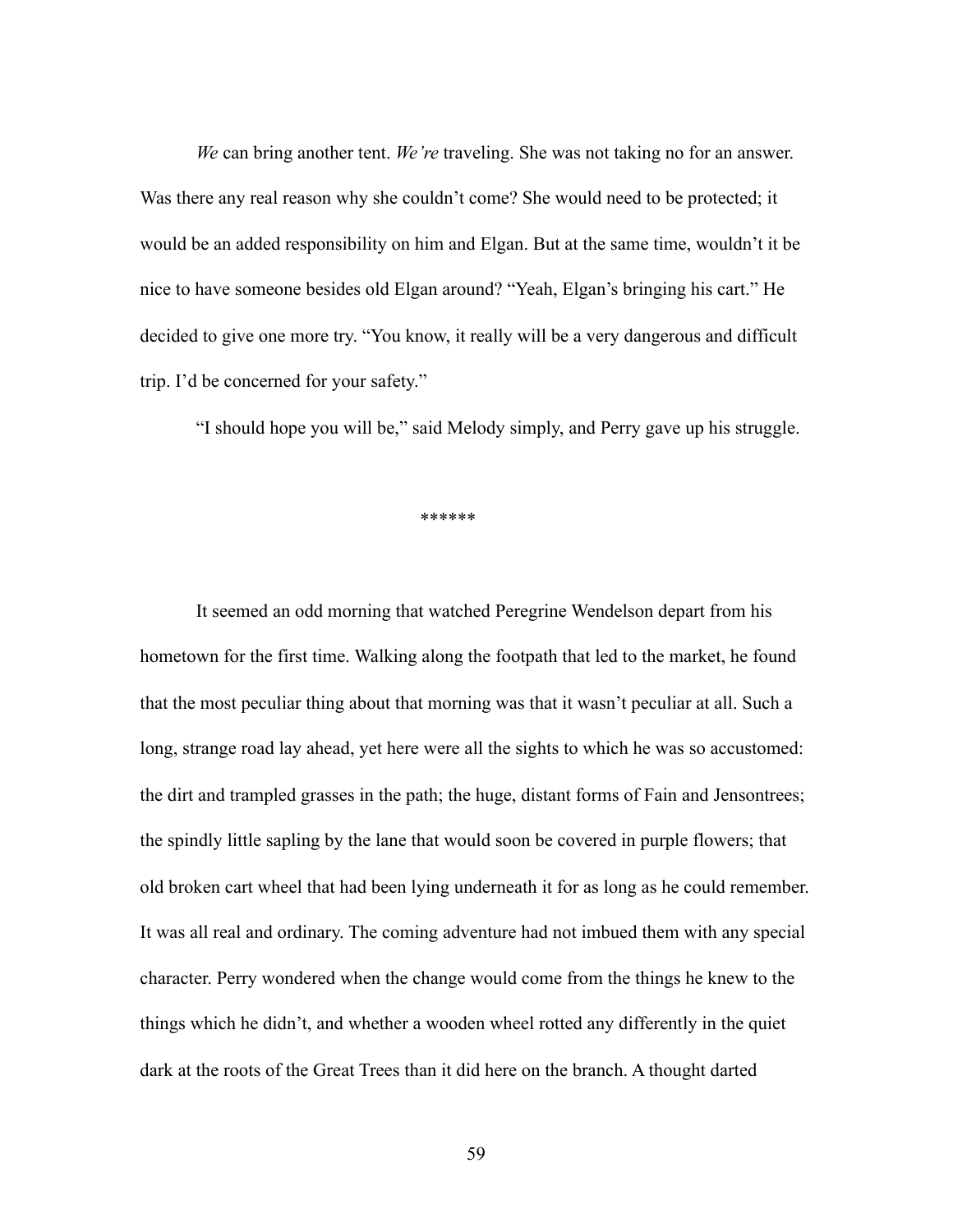*We* can bring another tent. *We're* traveling. She was not taking no for an answer. Was there any real reason why she couldn't come? She would need to be protected; it would be an added responsibility on him and Elgan. But at the same time, wouldn't it be nice to have someone besides old Elgan around? "Yeah, Elgan's bringing his cart." He decided to give one more try. "You know, it really will be a very dangerous and difficult trip. I'd be concerned for your safety."

"I should hope you will be," said Melody simply, and Perry gave up his struggle.

******

It seemed an odd morning that watched Peregrine Wendelson depart from his hometown for the first time. Walking along the footpath that led to the market, he found that the most peculiar thing about that morning was that it wasn't peculiar at all. Such a long, strange road lay ahead, yet here were all the sights to which he was so accustomed: the dirt and trampled grasses in the path; the huge, distant forms of Fain and Jensontrees; the spindly little sapling by the lane that would soon be covered in purple flowers; that old broken cart wheel that had been lying underneath it for as long as he could remember. It was all real and ordinary. The coming adventure had not imbued them with any special character. Perry wondered when the change would come from the things he knew to the things which he didn't, and whether a wooden wheel rotted any differently in the quiet dark at the roots of the Great Trees than it did here on the branch. A thought darted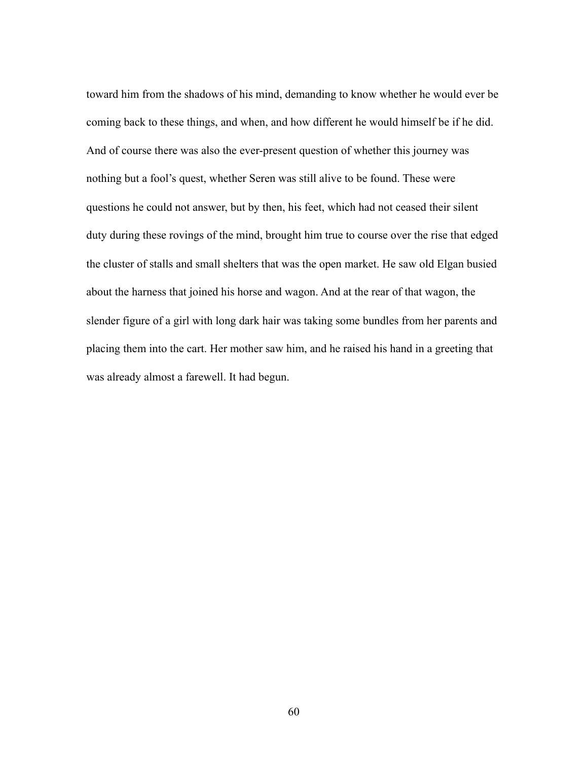toward him from the shadows of his mind, demanding to know whether he would ever be coming back to these things, and when, and how different he would himself be if he did. And of course there was also the ever-present question of whether this journey was nothing but a fool's quest, whether Seren was still alive to be found. These were questions he could not answer, but by then, his feet, which had not ceased their silent duty during these rovings of the mind, brought him true to course over the rise that edged the cluster of stalls and small shelters that was the open market. He saw old Elgan busied about the harness that joined his horse and wagon. And at the rear of that wagon, the slender figure of a girl with long dark hair was taking some bundles from her parents and placing them into the cart. Her mother saw him, and he raised his hand in a greeting that was already almost a farewell. It had begun.